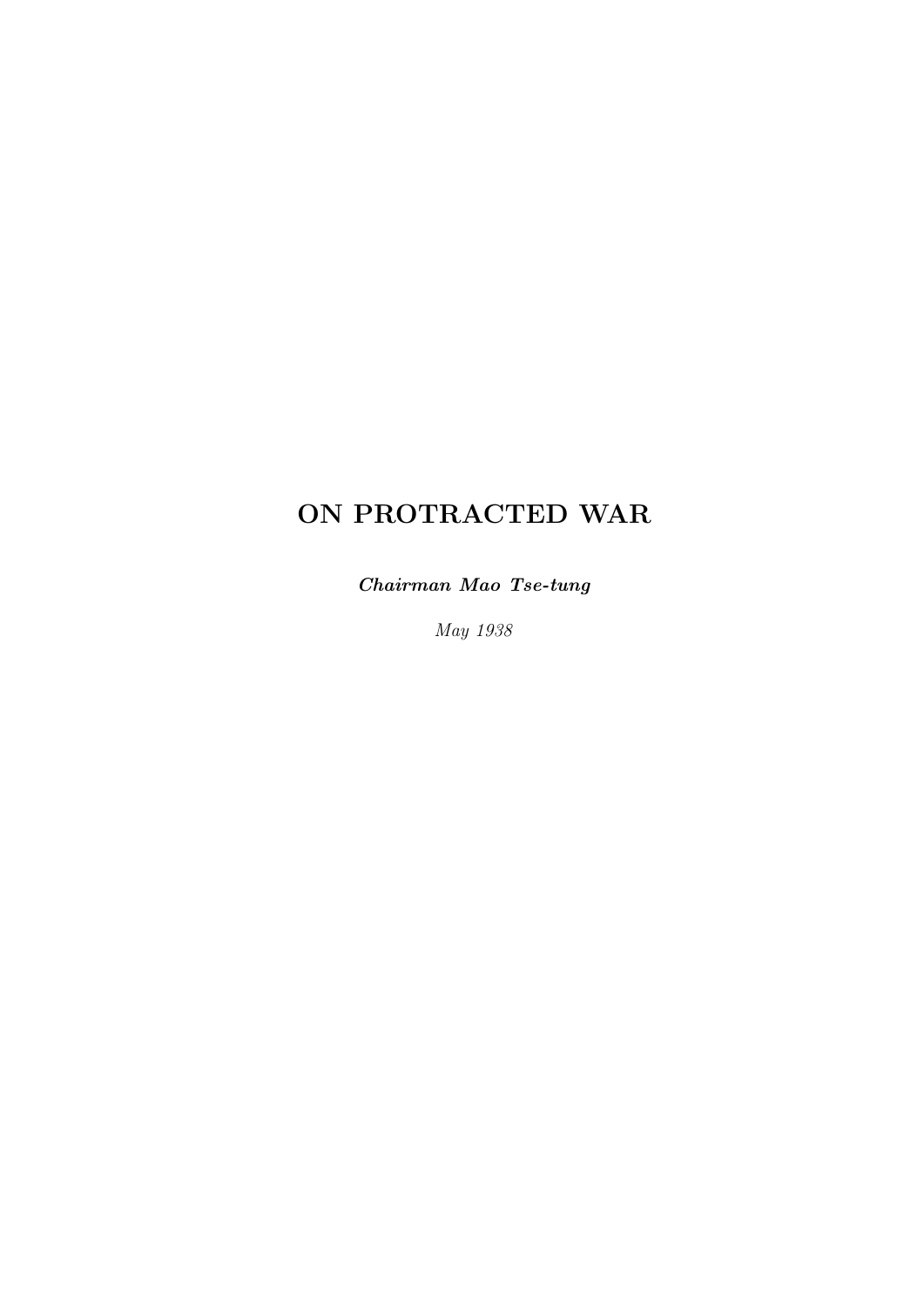# ON PROTRACTED WAR

***Chairman Mao Tse-tung***

*May 1938*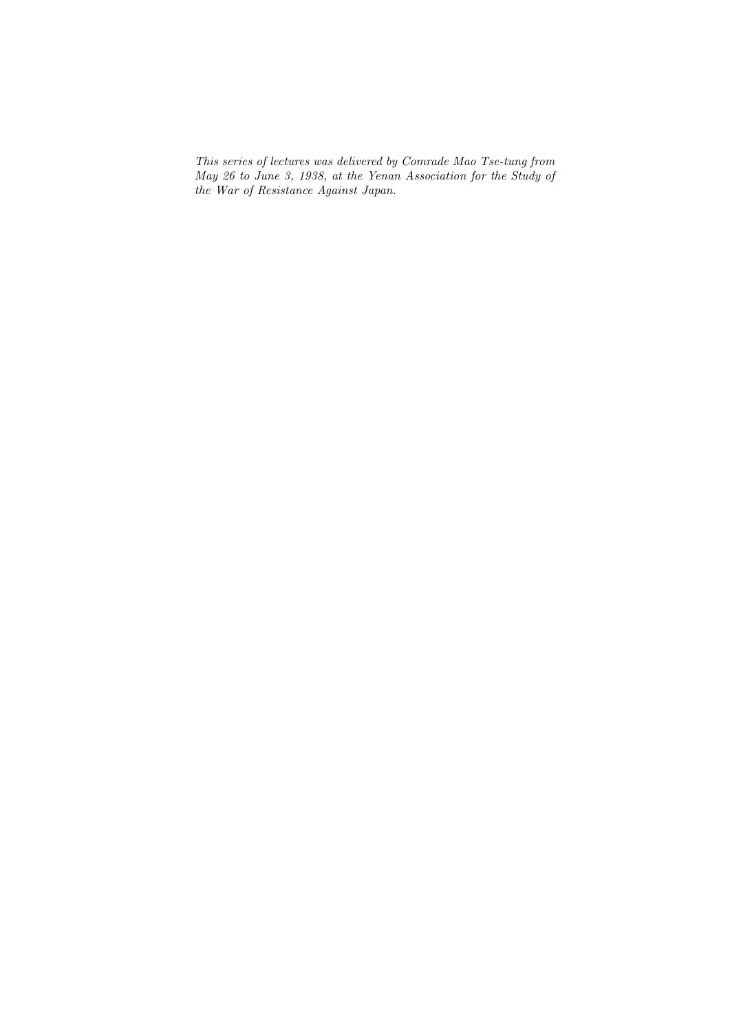*This series of lectures was delivered by Comrade Mao Tse-tung from May 26 to June 3, 1938, at the Yenan Association for the Study of the War of Resistance Against Japan.*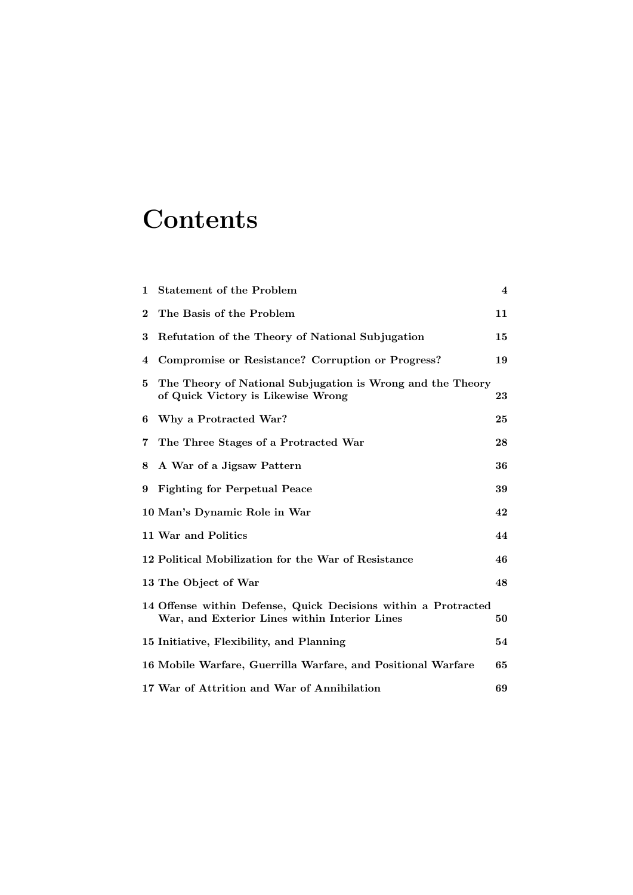# Contents

| | | |
|---|---|---|
| 1 | **Statement of the Problem** | **4** |
| 2 | **The Basis of the Problem** | **11** |
| 3 | **Refutation of the Theory of National Subjugation** | **15** |
| 4 | **Compromise or Resistance? Corruption or Progress?** | **19** |
| 5 | **The Theory of National Subjugation is Wrong and the Theory of Quick Victory is Likewise Wrong** | **23** |
| 6 | **Why a Protracted War?** | **25** |
| 7 | **The Three Stages of a Protracted War** | **28** |
| 8 | **A War of a Jigsaw Pattern** | **36** |
| 9 | **Fighting for Perpetual Peace** | **39** |
| 10 | **Man's Dynamic Role in War** | **42** |
| 11 | **War and Politics** | **44** |
| 12 | **Political Mobilization for the War of Resistance** | **46** |
| 13 | **The Object of War** | **48** |
| 14 | **Offense within Defense, Quick Decisions within a Protracted War, and Exterior Lines within Interior Lines** | **50** |
| 15 | **Initiative, Flexibility, and Planning** | **54** |
| 16 | **Mobile Warfare, Guerrilla Warfare, and Positional Warfare** | **65** |
| 17 | **War of Attrition and War of Annihilation** | **69** |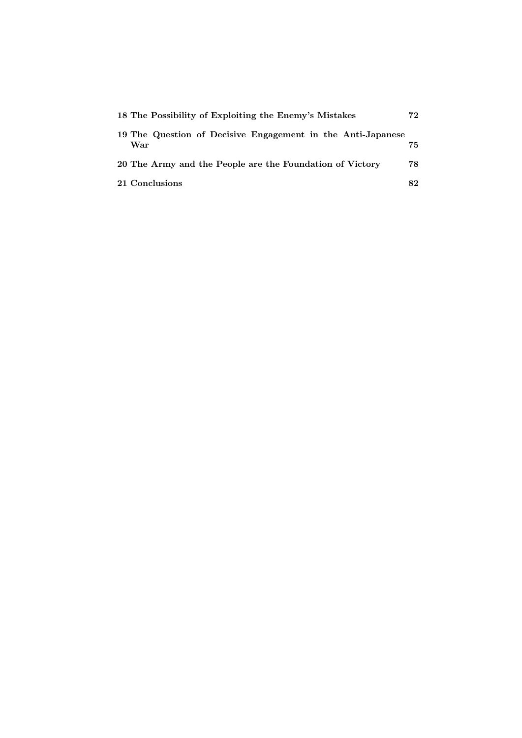**18 The Possibility of Exploiting the Enemy's Mistakes** **72**

**19 The Question of Decisive Engagement in the Anti-Japanese War** **75**

**20 The Army and the People are the Foundation of Victory** **78**

**21 Conclusions** **82**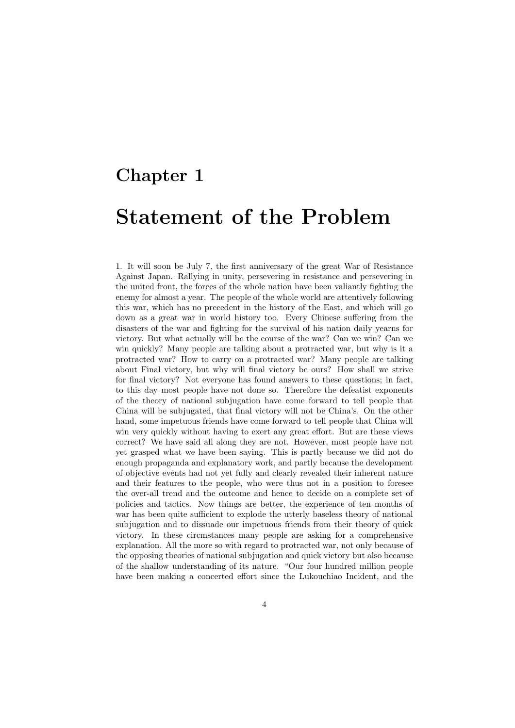# Chapter 1

# Statement of the Problem

1. It will soon be July 7, the first anniversary of the great War of Resistance Against Japan. Rallying in unity, persevering in resistance and persevering in the united front, the forces of the whole nation have been valiantly fighting the enemy for almost a year. The people of the whole world are attentively following this war, which has no precedent in the history of the East, and which will go down as a great war in world history too. Every Chinese suffering from the disasters of the war and fighting for the survival of his nation daily yearns for victory. But what actually will be the course of the war? Can we win? Can we win quickly? Many people are talking about a protracted war, but why is it a protracted war? How to carry on a protracted war? Many people are talking about Final victory, but why will final victory be ours? How shall we strive for final victory? Not everyone has found answers to these questions; in fact, to this day most people have not done so. Therefore the defeatist exponents of the theory of national subjugation have come forward to tell people that China will be subjugated, that final victory will not be China's. On the other hand, some impetuous friends have come forward to tell people that China will win very quickly without having to exert any great effort. But are these views correct? We have said all along they are not. However, most people have not yet grasped what we have been saying. This is partly because we did not do enough propaganda and explanatory work, and partly because the development of objective events had not yet fully and clearly revealed their inherent nature and their features to the people, who were thus not in a position to foresee the over-all trend and the outcome and hence to decide on a complete set of policies and tactics. Now things are better, the experience of ten months of war has been quite sufficient to explode the utterly baseless theory of national subjugation and to dissuade our impetuous friends from their theory of quick victory. In these circmstances many people are asking for a comprehensive explanation. All the more so with regard to protracted war, not only because of the opposing theories of national subjugation and quick victory but also because of the shallow understanding of its nature. "Our four hundred million people have been making a concerted effort since the Lukouchiao Incident, and the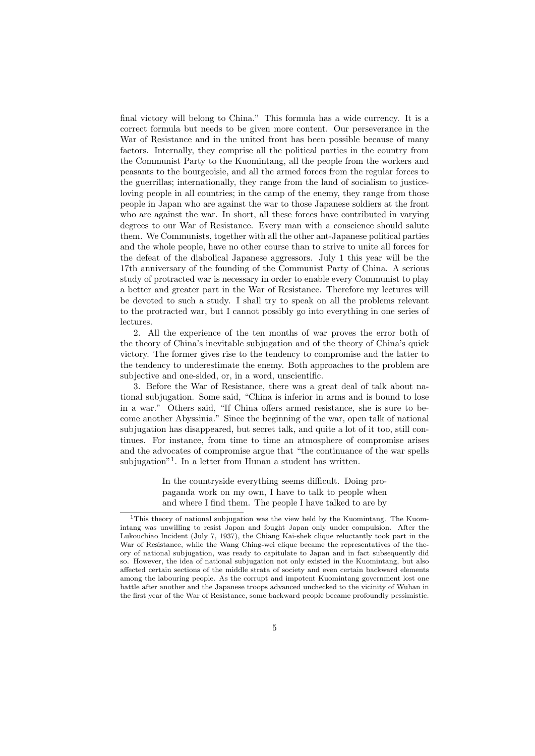final victory will belong to China." This formula has a wide currency. It is a correct formula but needs to be given more content. Our perseverance in the War of Resistance and in the united front has been possible because of many factors. Internally, they comprise all the political parties in the country from the Communist Party to the Kuomintang, all the people from the workers and peasants to the bourgeoisie, and all the armed forces from the regular forces to the guerrillas; internationally, they range from the land of socialism to justice-loving people in all countries; in the camp of the enemy, they range from those people in Japan who are against the war to those Japanese soldiers at the front who are against the war. In short, all these forces have contributed in varying degrees to our War of Resistance. Every man with a conscience should salute them. We Communists, together with all the other ant-Japanese political parties and the whole people, have no other course than to strive to unite all forces for the defeat of the diabolical Japanese aggressors. July 1 this year will be the 17th anniversary of the founding of the Communist Party of China. A serious study of protracted war is necessary in order to enable every Communist to play a better and greater part in the War of Resistance. Therefore my lectures will be devoted to such a study. I shall try to speak on all the problems relevant to the protracted war, but I cannot possibly go into everything in one series of lectures.

2. All the experience of the ten months of war proves the error both of the theory of China's inevitable subjugation and of the theory of China's quick victory. The former gives rise to the tendency to compromise and the latter to the tendency to underestimate the enemy. Both approaches to the problem are subjective and one-sided, or, in a word, unscientific.

3. Before the War of Resistance, there was a great deal of talk about national subjugation. Some said, "China is inferior in arms and is bound to lose in a war." Others said, "If China offers armed resistance, she is sure to become another Abyssinia." Since the beginning of the war, open talk of national subjugation has disappeared, but secret talk, and quite a lot of it too, still continues. For instance, from time to time an atmosphere of compromise arises and the advocates of compromise argue that "the continuance of the war spells subjugation"[1]. In a letter from Hunan a student has written.

> In the countryside everything seems difficult. Doing propaganda work on my own, I have to talk to people when and where I find them. The people I have talked to are by

[1] This theory of national subjugation was the view held by the Kuomintang. The Kuomintang was unwilling to resist Japan and fought Japan only under compulsion. After the Lukouchiao Incident (July 7, 1937), the Chiang Kai-shek clique reluctantly took part in the War of Resistance, while the Wang Ching-wei clique became the representatives of the theory of national subjugation, was ready to capitulate to Japan and in fact subsequently did so. However, the idea of national subjugation not only existed in the Kuomintang, but also affected certain sections of the middle strata of society and even certain backward elements among the labouring people. As the corrupt and impotent Kuomintang government lost one battle after another and the Japanese troops advanced unchecked to the vicinity of Wuhan in the first year of the War of Resistance, some backward people became profoundly pessimistic.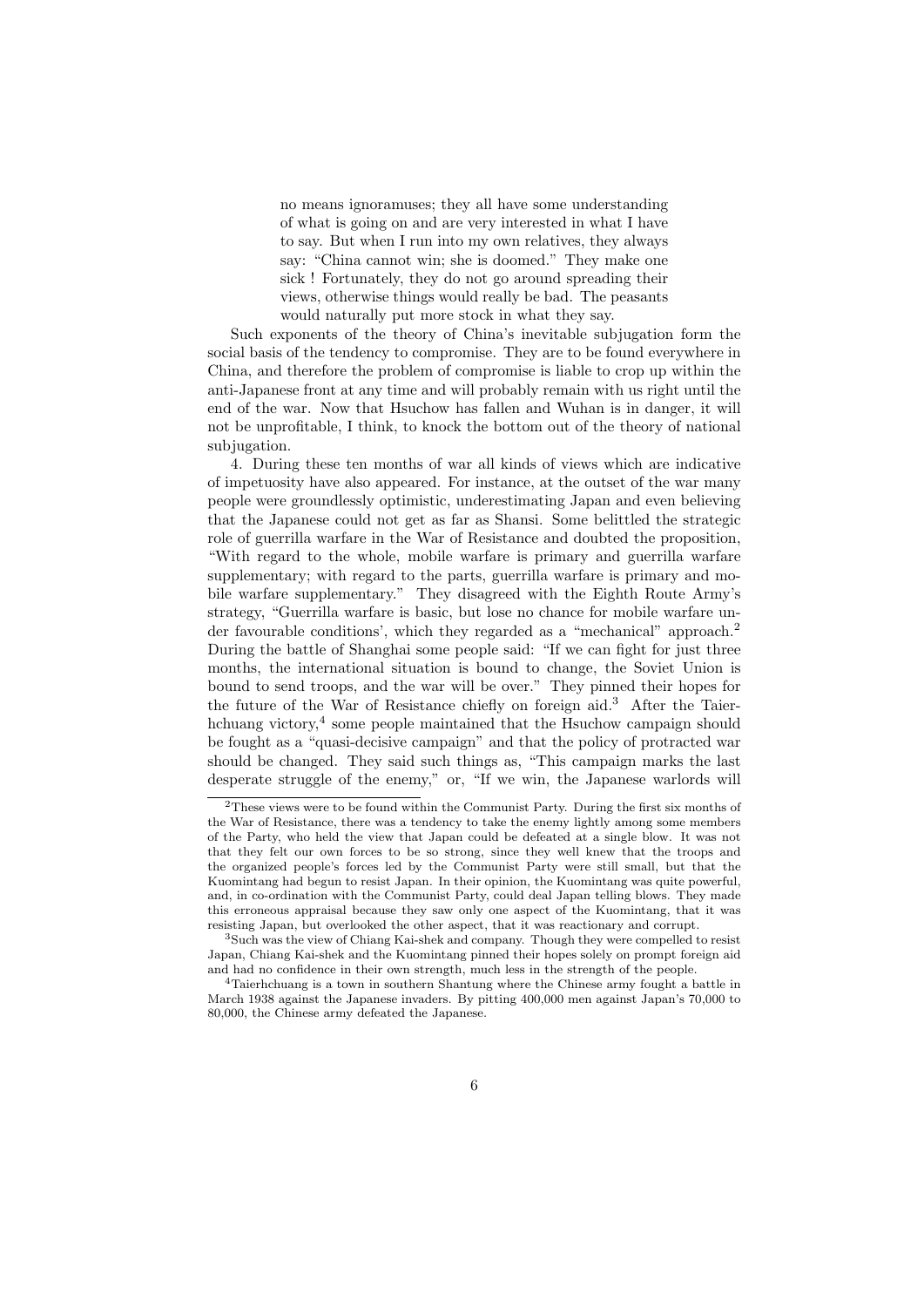> no means ignoramuses; they all have some understanding of what is going on and are very interested in what I have to say. But when I run into my own relatives, they always say: "China cannot win; she is doomed." They make one sick ! Fortunately, they do not go around spreading their views, otherwise things would really be bad. The peasants would naturally put more stock in what they say.

Such exponents of the theory of China's inevitable subjugation form the social basis of the tendency to compromise. They are to be found everywhere in China, and therefore the problem of compromise is liable to crop up within the anti-Japanese front at any time and will probably remain with us right until the end of the war. Now that Hsuchow has fallen and Wuhan is in danger, it will not be unprofitable, I think, to knock the bottom out of the theory of national subjugation.

4. During these ten months of war all kinds of views which are indicative of impetuosity have also appeared. For instance, at the outset of the war many people were groundlessly optimistic, underestimating Japan and even believing that the Japanese could not get as far as Shansi. Some belittled the strategic role of guerrilla warfare in the War of Resistance and doubted the proposition, "With regard to the whole, mobile warfare is primary and guerrilla warfare supplementary; with regard to the parts, guerrilla warfare is primary and mobile warfare supplementary." They disagreed with the Eighth Route Army's strategy, "Guerrilla warfare is basic, but lose no chance for mobile warfare under favourable conditions', which they regarded as a "mechanical" approach.[2] During the battle of Shanghai some people said: "If we can fight for just three months, the international situation is bound to change, the Soviet Union is bound to send troops, and the war will be over." They pinned their hopes for the future of the War of Resistance chiefly on foreign aid.[3] After the Taierhchuang victory,[4] some people maintained that the Hsuchow campaign should be fought as a "quasi-decisive campaign" and that the policy of protracted war should be changed. They said such things as, "This campaign marks the last desperate struggle of the enemy," or, "If we win, the Japanese warlords will

---

[2] These views were to be found within the Communist Party. During the first six months of the War of Resistance, there was a tendency to take the enemy lightly among some members of the Party, who held the view that Japan could be defeated at a single blow. It was not that they felt our own forces to be so strong, since they well knew that the troops and the organized people's forces led by the Communist Party were still small, but that the Kuomintang had begun to resist Japan. In their opinion, the Kuomintang was quite powerful, and, in co-ordination with the Communist Party, could deal Japan telling blows. They made this erroneous appraisal because they saw only one aspect of the Kuomintang, that it was resisting Japan, but overlooked the other aspect, that it was reactionary and corrupt.

[3] Such was the view of Chiang Kai-shek and company. Though they were compelled to resist Japan, Chiang Kai-shek and the Kuomintang pinned their hopes solely on prompt foreign aid and had no confidence in their own strength, much less in the strength of the people.

[4] Taierhchuang is a town in southern Shantung where the Chinese army fought a battle in March 1938 against the Japanese invaders. By pitting 400,000 men against Japan's 70,000 to 80,000, the Chinese army defeated the Japanese.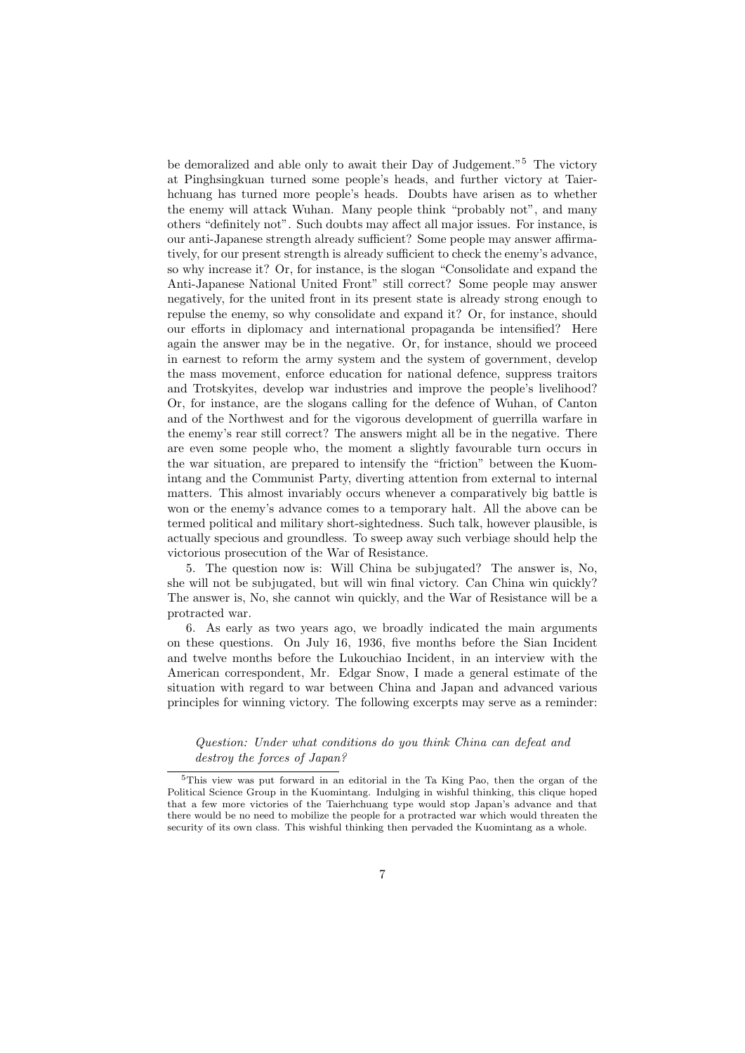be demoralized and able only to await their Day of Judgement."[5] The victory at Pinghsingkuan turned some people's heads, and further victory at Taierhchuang has turned more people's heads. Doubts have arisen as to whether the enemy will attack Wuhan. Many people think "probably not", and many others "definitely not". Such doubts may affect all major issues. For instance, is our anti-Japanese strength already sufficient? Some people may answer affirmatively, for our present strength is already sufficient to check the enemy's advance, so why increase it? Or, for instance, is the slogan "Consolidate and expand the Anti-Japanese National United Front" still correct? Some people may answer negatively, for the united front in its present state is already strong enough to repulse the enemy, so why consolidate and expand it? Or, for instance, should our efforts in diplomacy and international propaganda be intensified? Here again the answer may be in the negative. Or, for instance, should we proceed in earnest to reform the army system and the system of government, develop the mass movement, enforce education for national defence, suppress traitors and Trotskyites, develop war industries and improve the people's livelihood? Or, for instance, are the slogans calling for the defence of Wuhan, of Canton and of the Northwest and for the vigorous development of guerrilla warfare in the enemy's rear still correct? The answers might all be in the negative. There are even some people who, the moment a slightly favourable turn occurs in the war situation, are prepared to intensify the "friction" between the Kuomintang and the Communist Party, diverting attention from external to internal matters. This almost invariably occurs whenever a comparatively big battle is won or the enemy's advance comes to a temporary halt. All the above can be termed political and military short-sightedness. Such talk, however plausible, is actually specious and groundless. To sweep away such verbiage should help the victorious prosecution of the War of Resistance.

5. The question now is: Will China be subjugated? The answer is, No, she will not be subjugated, but will win final victory. Can China win quickly? The answer is, No, she cannot win quickly, and the War of Resistance will be a protracted war.

6. As early as two years ago, we broadly indicated the main arguments on these questions. On July 16, 1936, five months before the Sian Incident and twelve months before the Lukouchiao Incident, in an interview with the American correspondent, Mr. Edgar Snow, I made a general estimate of the situation with regard to war between China and Japan and advanced various principles for winning victory. The following excerpts may serve as a reminder:

> *Question: Under what conditions do you think China can defeat and destroy the forces of Japan?*

[5] This view was put forward in an editorial in the Ta King Pao, then the organ of the Political Science Group in the Kuomintang. Indulging in wishful thinking, this clique hoped that a few more victories of the Taierhchuang type would stop Japan's advance and that there would be no need to mobilize the people for a protracted war which would threaten the security of its own class. This wishful thinking then pervaded the Kuomintang as a whole.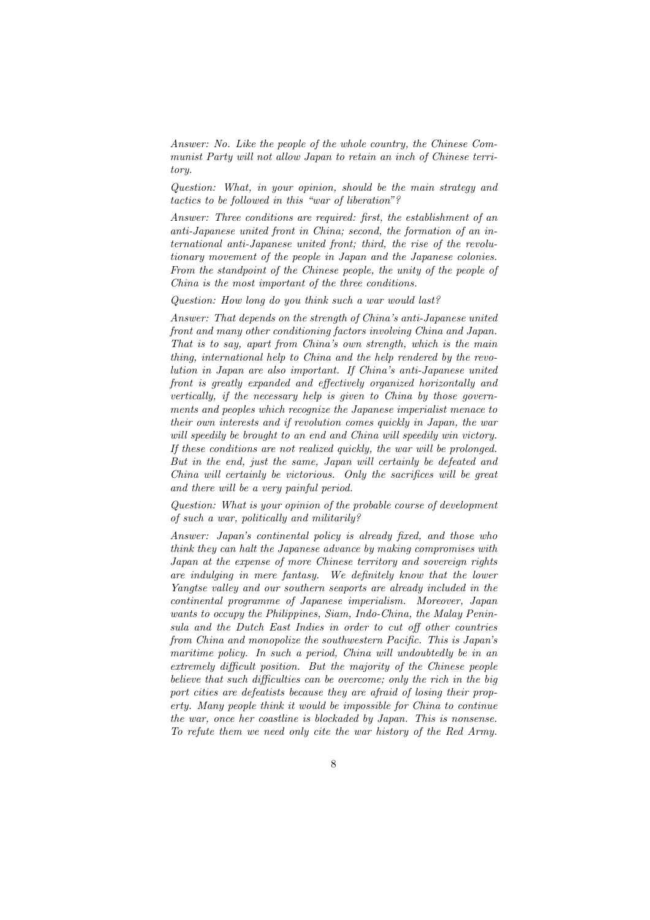*Answer: No. Like the people of the whole country, the Chinese Communist Party will not allow Japan to retain an inch of Chinese territory.*

*Question: What, in your opinion, should be the main strategy and tactics to be followed in this "war of liberation"?*

*Answer: Three conditions are required: first, the establishment of an anti-Japanese united front in China; second, the formation of an international anti-Japanese united front; third, the rise of the revolutionary movement of the people in Japan and the Japanese colonies. From the standpoint of the Chinese people, the unity of the people of China is the most important of the three conditions.*

*Question: How long do you think such a war would last?*

*Answer: That depends on the strength of China's anti-Japanese united front and many other conditioning factors involving China and Japan. That is to say, apart from China's own strength, which is the main thing, international help to China and the help rendered by the revolution in Japan are also important. If China's anti-Japanese united front is greatly expanded and effectively organized horizontally and vertically, if the necessary help is given to China by those governments and peoples which recognize the Japanese imperialist menace to their own interests and if revolution comes quickly in Japan, the war will speedily be brought to an end and China will speedily win victory. If these conditions are not realized quickly, the war will be prolonged. But in the end, just the same, Japan will certainly be defeated and China will certainly be victorious. Only the sacrifices will be great and there will be a very painful period.*

*Question: What is your opinion of the probable course of development of such a war, politically and militarily?*

*Answer: Japan's continental policy is already fixed, and those who think they can halt the Japanese advance by making compromises with Japan at the expense of more Chinese territory and sovereign rights are indulging in mere fantasy. We definitely know that the lower Yangtse valley and our southern seaports are already included in the continental programme of Japanese imperialism. Moreover, Japan wants to occupy the Philippines, Siam, Indo-China, the Malay Peninsula and the Dutch East Indies in order to cut off other countries from China and monopolize the southwestern Pacific. This is Japan's maritime policy. In such a period, China will undoubtedly be in an extremely difficult position. But the majority of the Chinese people believe that such difficulties can be overcome; only the rich in the big port cities are defeatists because they are afraid of losing their property. Many people think it would be impossible for China to continue the war, once her coastline is blockaded by Japan. This is nonsense. To refute them we need only cite the war history of the Red Army.*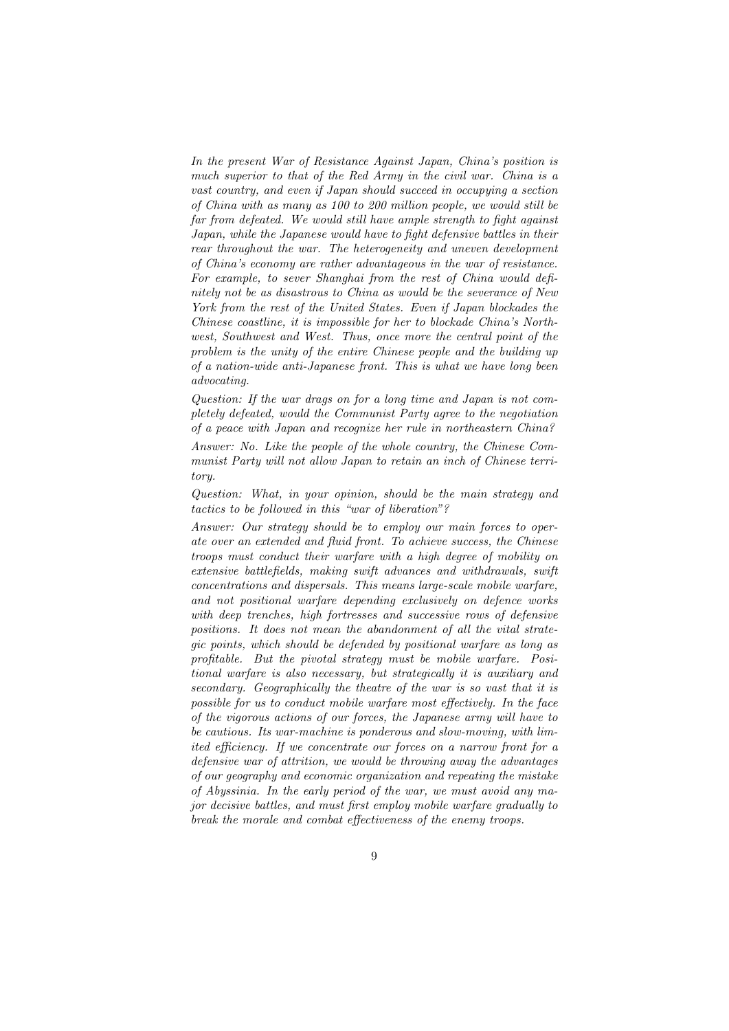*In the present War of Resistance Against Japan, China's position is much superior to that of the Red Army in the civil war. China is a vast country, and even if Japan should succeed in occupying a section of China with as many as 100 to 200 million people, we would still be far from defeated. We would still have ample strength to fight against Japan, while the Japanese would have to fight defensive battles in their rear throughout the war. The heterogeneity and uneven development of China's economy are rather advantageous in the war of resistance. For example, to sever Shanghai from the rest of China would definitely not be as disastrous to China as would be the severance of New York from the rest of the United States. Even if Japan blockades the Chinese coastline, it is impossible for her to blockade China's Northwest, Southwest and West. Thus, once more the central point of the problem is the unity of the entire Chinese people and the building up of a nation-wide anti-Japanese front. This is what we have long been advocating.*

*Question: If the war drags on for a long time and Japan is not completely defeated, would the Communist Party agree to the negotiation of a peace with Japan and recognize her rule in northeastern China?*

*Answer: No. Like the people of the whole country, the Chinese Communist Party will not allow Japan to retain an inch of Chinese territory.*

*Question: What, in your opinion, should be the main strategy and tactics to be followed in this "war of liberation"?*

*Answer: Our strategy should be to employ our main forces to operate over an extended and fluid front. To achieve success, the Chinese troops must conduct their warfare with a high degree of mobility on extensive battlefields, making swift advances and withdrawals, swift concentrations and dispersals. This means large-scale mobile warfare, and not positional warfare depending exclusively on defence works with deep trenches, high fortresses and successive rows of defensive positions. It does not mean the abandonment of all the vital strategic points, which should be defended by positional warfare as long as profitable. But the pivotal strategy must be mobile warfare. Positional warfare is also necessary, but strategically it is auxiliary and secondary. Geographically the theatre of the war is so vast that it is possible for us to conduct mobile warfare most effectively. In the face of the vigorous actions of our forces, the Japanese army will have to be cautious. Its war-machine is ponderous and slow-moving, with limited efficiency. If we concentrate our forces on a narrow front for a defensive war of attrition, we would be throwing away the advantages of our geography and economic organization and repeating the mistake of Abyssinia. In the early period of the war, we must avoid any major decisive battles, and must first employ mobile warfare gradually to break the morale and combat effectiveness of the enemy troops.*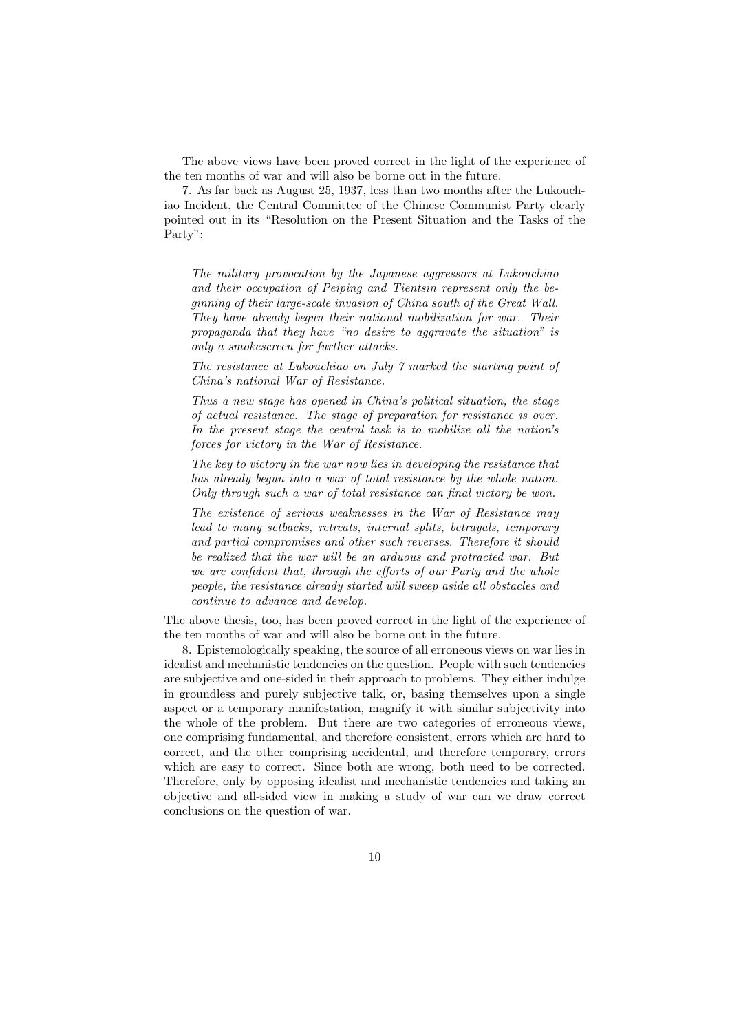The above views have been proved correct in the light of the experience of the ten months of war and will also be borne out in the future.

7. As far back as August 25, 1937, less than two months after the Lukouchiao Incident, the Central Committee of the Chinese Communist Party clearly pointed out in its "Resolution on the Present Situation and the Tasks of the Party":

> *The military provocation by the Japanese aggressors at Lukouchiao and their occupation of Peiping and Tientsin represent only the beginning of their large-scale invasion of China south of the Great Wall. They have already begun their national mobilization for war. Their propaganda that they have "no desire to aggravate the situation" is only a smokescreen for further attacks.*
>
> *The resistance at Lukouchiao on July 7 marked the starting point of China's national War of Resistance.*
>
> *Thus a new stage has opened in China's political situation, the stage of actual resistance. The stage of preparation for resistance is over. In the present stage the central task is to mobilize all the nation's forces for victory in the War of Resistance.*
>
> *The key to victory in the war now lies in developing the resistance that has already begun into a war of total resistance by the whole nation. Only through such a war of total resistance can final victory be won.*
>
> *The existence of serious weaknesses in the War of Resistance may lead to many setbacks, retreats, internal splits, betrayals, temporary and partial compromises and other such reverses. Therefore it should be realized that the war will be an arduous and protracted war. But we are confident that, through the efforts of our Party and the whole people, the resistance already started will sweep aside all obstacles and continue to advance and develop.*

The above thesis, too, has been proved correct in the light of the experience of the ten months of war and will also be borne out in the future.

8. Epistemologically speaking, the source of all erroneous views on war lies in idealist and mechanistic tendencies on the question. People with such tendencies are subjective and one-sided in their approach to problems. They either indulge in groundless and purely subjective talk, or, basing themselves upon a single aspect or a temporary manifestation, magnify it with similar subjectivity into the whole of the problem. But there are two categories of erroneous views, one comprising fundamental, and therefore consistent, errors which are hard to correct, and the other comprising accidental, and therefore temporary, errors which are easy to correct. Since both are wrong, both need to be corrected. Therefore, only by opposing idealist and mechanistic tendencies and taking an objective and all-sided view in making a study of war can we draw correct conclusions on the question of war.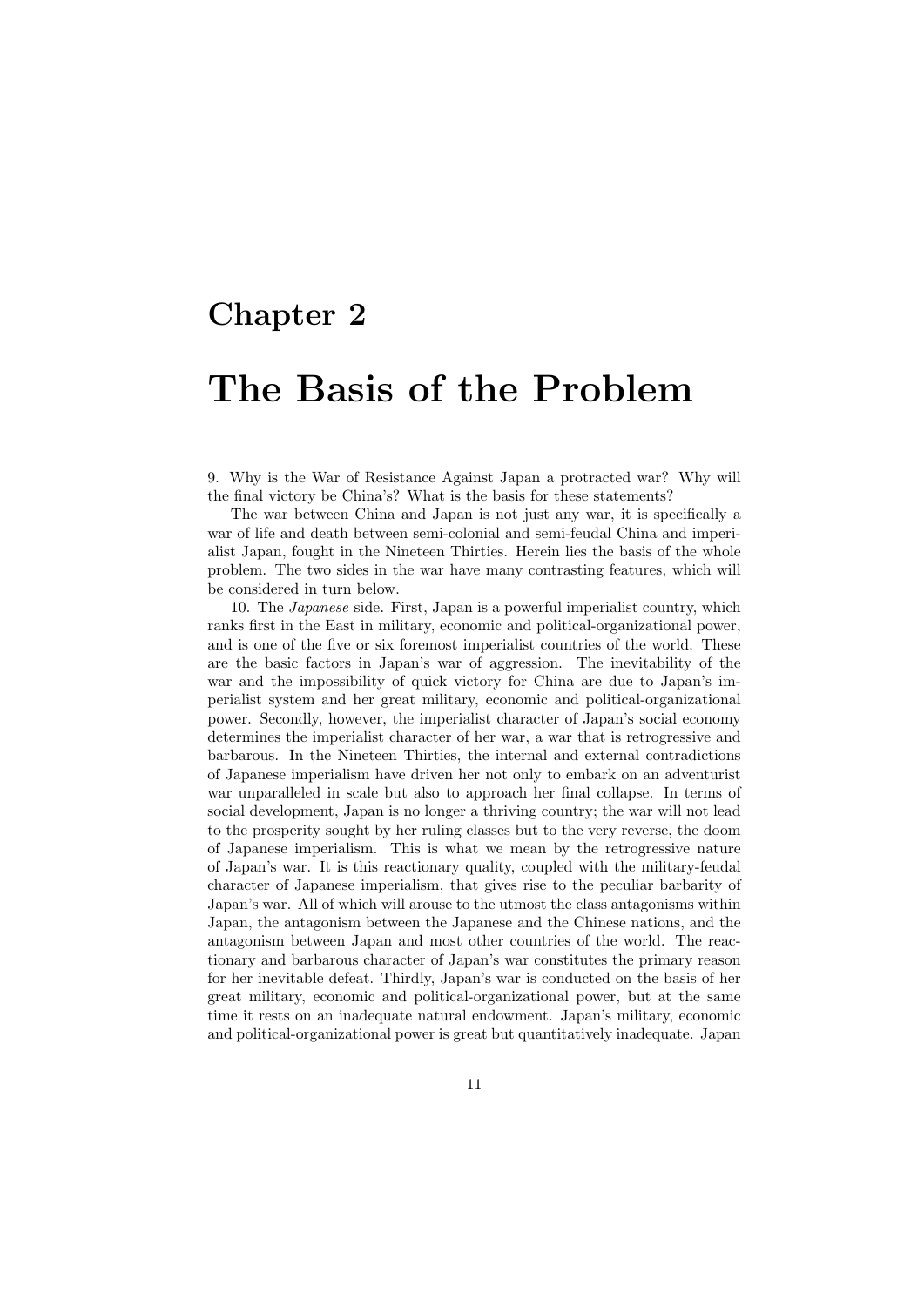# Chapter 2

# The Basis of the Problem

9. Why is the War of Resistance Against Japan a protracted war? Why will the final victory be China's? What is the basis for these statements?

The war between China and Japan is not just any war, it is specifically a war of life and death between semi-colonial and semi-feudal China and imperialist Japan, fought in the Nineteen Thirties. Herein lies the basis of the whole problem. The two sides in the war have many contrasting features, which will be considered in turn below.

10. The *Japanese* side. First, Japan is a powerful imperialist country, which ranks first in the East in military, economic and political-organizational power, and is one of the five or six foremost imperialist countries of the world. These are the basic factors in Japan's war of aggression. The inevitability of the war and the impossibility of quick victory for China are due to Japan's imperialist system and her great military, economic and political-organizational power. Secondly, however, the imperialist character of Japan's social economy determines the imperialist character of her war, a war that is retrogressive and barbarous. In the Nineteen Thirties, the internal and external contradictions of Japanese imperialism have driven her not only to embark on an adventurist war unparalleled in scale but also to approach her final collapse. In terms of social development, Japan is no longer a thriving country; the war will not lead to the prosperity sought by her ruling classes but to the very reverse, the doom of Japanese imperialism. This is what we mean by the retrogressive nature of Japan's war. It is this reactionary quality, coupled with the military-feudal character of Japanese imperialism, that gives rise to the peculiar barbarity of Japan's war. All of which will arouse to the utmost the class antagonisms within Japan, the antagonism between the Japanese and the Chinese nations, and the antagonism between Japan and most other countries of the world. The reactionary and barbarous character of Japan's war constitutes the primary reason for her inevitable defeat. Thirdly, Japan's war is conducted on the basis of her great military, economic and political-organizational power, but at the same time it rests on an inadequate natural endowment. Japan's military, economic and political-organizational power is great but quantitatively inadequate. Japan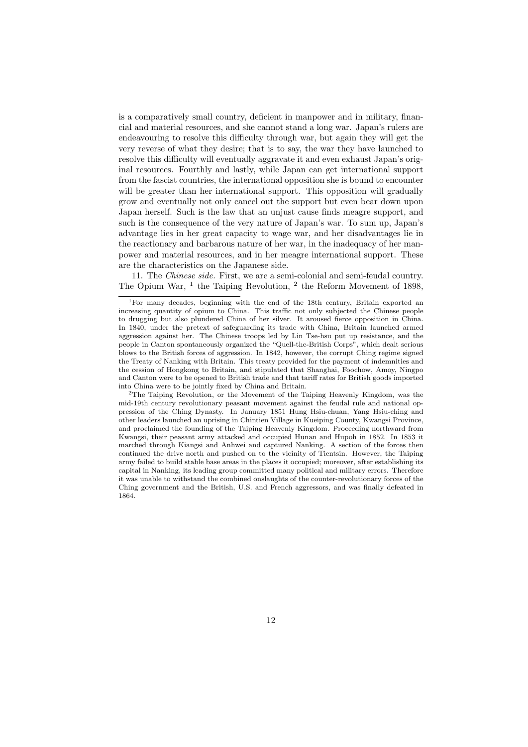is a comparatively small country, deficient in manpower and in military, financial and material resources, and she cannot stand a long war. Japan's rulers are endeavouring to resolve this difficulty through war, but again they will get the very reverse of what they desire; that is to say, the war they have launched to resolve this difficulty will eventually aggravate it and even exhaust Japan's original resources. Fourthly and lastly, while Japan can get international support from the fascist countries, the international opposition she is bound to encounter will be greater than her international support. This opposition will gradually grow and eventually not only cancel out the support but even bear down upon Japan herself. Such is the law that an unjust cause finds meagre support, and such is the consequence of the very nature of Japan's war. To sum up, Japan's advantage lies in her great capacity to wage war, and her disadvantages lie in the reactionary and barbarous nature of her war, in the inadequacy of her manpower and material resources, and in her meagre international support. These are the characteristics on the Japanese side.

11. The *Chinese side.* First, we are a semi-colonial and semi-feudal country. The Opium War, [1] the Taiping Revolution, [2] the Reform Movement of 1898,

---

[1]For many decades, beginning with the end of the 18th century, Britain exported an increasing quantity of opium to China. This traffic not only subjected the Chinese people to drugging but also plundered China of her silver. It aroused fierce opposition in China. In 1840, under the pretext of safeguarding its trade with China, Britain launched armed aggression against her. The Chinese troops led by Lin Tse-hsu put up resistance, and the people in Canton spontaneously organized the "Quell-the-British Corps", which dealt serious blows to the British forces of aggression. In 1842, however, the corrupt Ching regime signed the Treaty of Nanking with Britain. This treaty provided for the payment of indemnities and the cession of Hongkong to Britain, and stipulated that Shanghai, Foochow, Amoy, Ningpo and Canton were to be opened to British trade and that tariff rates for British goods imported into China were to be jointly fixed by China and Britain.

[2]The Taiping Revolution, or the Movement of the Taiping Heavenly Kingdom, was the mid-19th century revolutionary peasant movement against the feudal rule and national oppression of the Ching Dynasty. In January 1851 Hung Hsiu-chuan, Yang Hsiu-ching and other leaders launched an uprising in Chintien Village in Kueiping County, Kwangsi Province, and proclaimed the founding of the Taiping Heavenly Kingdom. Proceeding northward from Kwangsi, their peasant army attacked and occupied Hunan and Hupoh in 1852. In 1853 it marched through Kiangsi and Anhwei and captured Nanking. A section of the forces then continued the drive north and pushed on to the vicinity of Tientsin. However, the Taiping army failed to build stable base areas in the places it occupied; moreover, after establishing its capital in Nanking, its leading group committed many political and military errors. Therefore it was unable to withstand the combined onslaughts of the counter-revolutionary forces of the Ching government and the British, U.S. and French aggressors, and was finally defeated in 1864.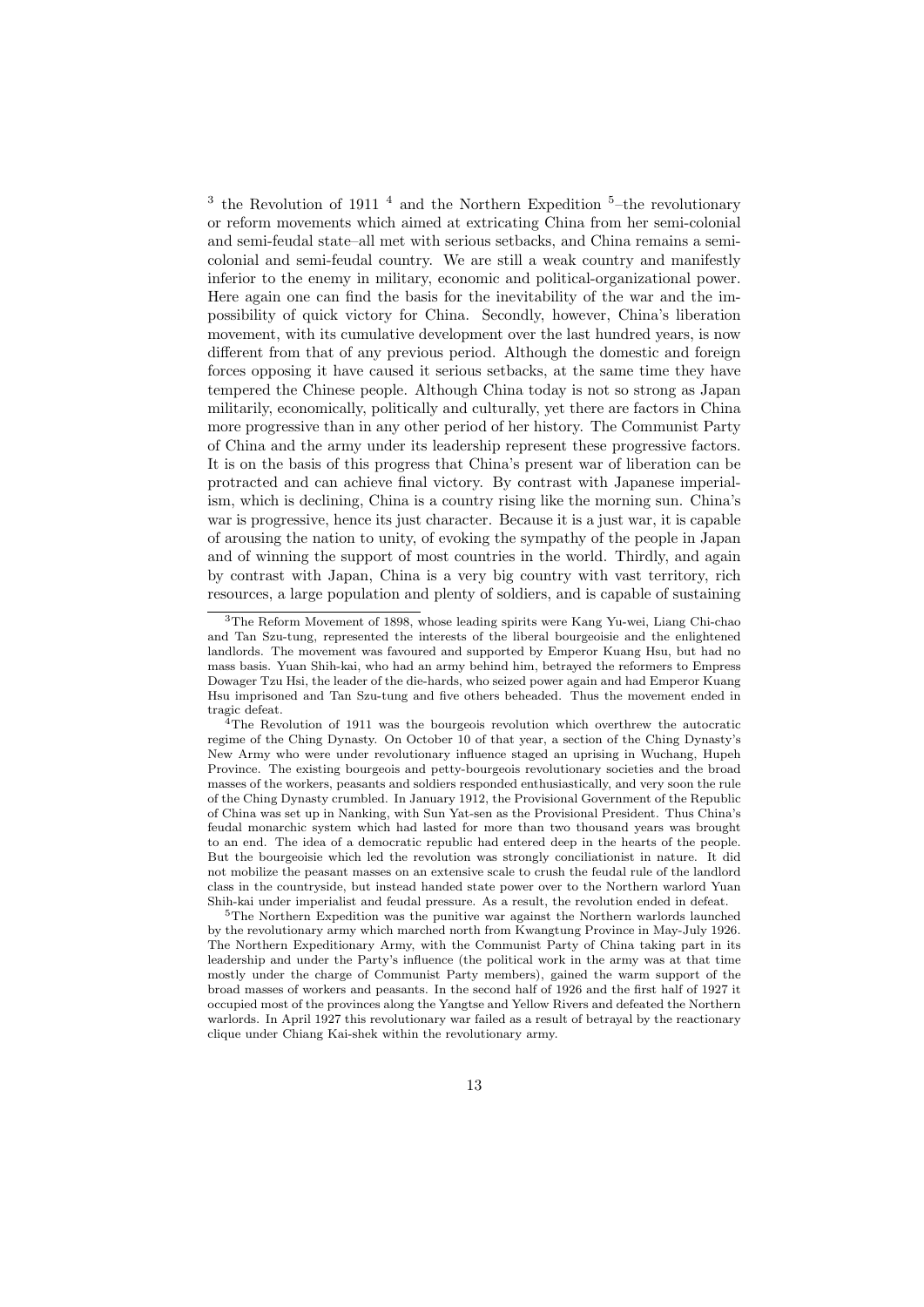[3] the Revolution of 1911 [4] and the Northern Expedition [5]–the revolutionary or reform movements which aimed at extricating China from her semi-colonial and semi-feudal state–all met with serious setbacks, and China remains a semi-colonial and semi-feudal country. We are still a weak country and manifestly inferior to the enemy in military, economic and political-organizational power. Here again one can find the basis for the inevitability of the war and the impossibility of quick victory for China. Secondly, however, China's liberation movement, with its cumulative development over the last hundred years, is now different from that of any previous period. Although the domestic and foreign forces opposing it have caused it serious setbacks, at the same time they have tempered the Chinese people. Although China today is not so strong as Japan militarily, economically, politically and culturally, yet there are factors in China more progressive than in any other period of her history. The Communist Party of China and the army under its leadership represent these progressive factors. It is on the basis of this progress that China's present war of liberation can be protracted and can achieve final victory. By contrast with Japanese imperialism, which is declining, China is a country rising like the morning sun. China's war is progressive, hence its just character. Because it is a just war, it is capable of arousing the nation to unity, of evoking the sympathy of the people in Japan and of winning the support of most countries in the world. Thirdly, and again by contrast with Japan, China is a very big country with vast territory, rich resources, a large population and plenty of soldiers, and is capable of sustaining

---

[3] The Reform Movement of 1898, whose leading spirits were Kang Yu-wei, Liang Chi-chao and Tan Szu-tung, represented the interests of the liberal bourgeoisie and the enlightened landlords. The movement was favoured and supported by Emperor Kuang Hsu, but had no mass basis. Yuan Shih-kai, who had an army behind him, betrayed the reformers to Empress Dowager Tzu Hsi, the leader of the die-hards, who seized power again and had Emperor Kuang Hsu imprisoned and Tan Szu-tung and five others beheaded. Thus the movement ended in tragic defeat.

[4] The Revolution of 1911 was the bourgeois revolution which overthrew the autocratic regime of the Ching Dynasty. On October 10 of that year, a section of the Ching Dynasty's New Army who were under revolutionary influence staged an uprising in Wuchang, Hupeh Province. The existing bourgeois and petty-bourgeois revolutionary societies and the broad masses of the workers, peasants and soldiers responded enthusiastically, and very soon the rule of the Ching Dynasty crumbled. In January 1912, the Provisional Government of the Republic of China was set up in Nanking, with Sun Yat-sen as the Provisional President. Thus China's feudal monarchic system which had lasted for more than two thousand years was brought to an end. The idea of a democratic republic had entered deep in the hearts of the people. But the bourgeoisie which led the revolution was strongly conciliationist in nature. It did not mobilize the peasant masses on an extensive scale to crush the feudal rule of the landlord class in the countryside, but instead handed state power over to the Northern warlord Yuan Shih-kai under imperialist and feudal pressure. As a result, the revolution ended in defeat.

[5] The Northern Expedition was the punitive war against the Northern warlords launched by the revolutionary army which marched north from Kwangtung Province in May-July 1926. The Northern Expeditionary Army, with the Communist Party of China taking part in its leadership and under the Party's influence (the political work in the army was at that time mostly under the charge of Communist Party members), gained the warm support of the broad masses of workers and peasants. In the second half of 1926 and the first half of 1927 it occupied most of the provinces along the Yangtse and Yellow Rivers and defeated the Northern warlords. In April 1927 this revolutionary war failed as a result of betrayal by the reactionary clique under Chiang Kai-shek within the revolutionary army.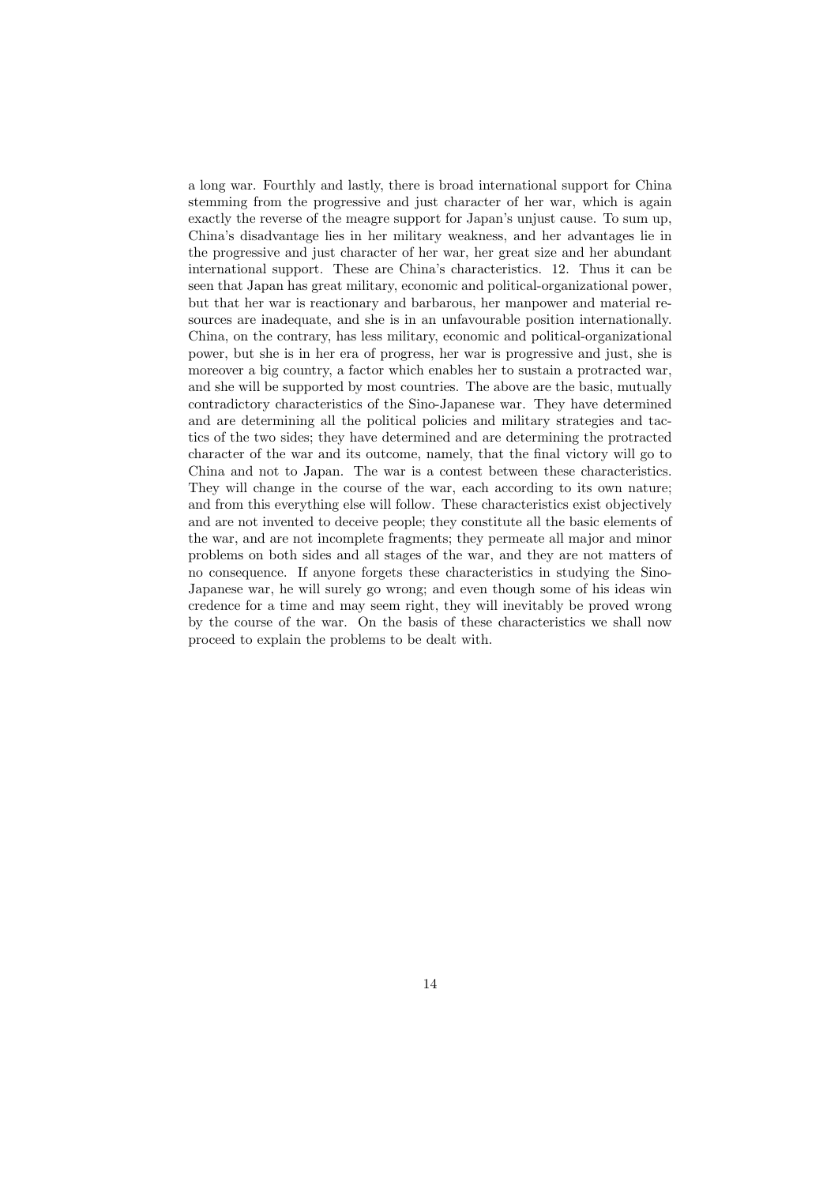a long war. Fourthly and lastly, there is broad international support for China stemming from the progressive and just character of her war, which is again exactly the reverse of the meagre support for Japan's unjust cause. To sum up, China's disadvantage lies in her military weakness, and her advantages lie in the progressive and just character of her war, her great size and her abundant international support. These are China's characteristics. 12. Thus it can be seen that Japan has great military, economic and political-organizational power, but that her war is reactionary and barbarous, her manpower and material resources are inadequate, and she is in an unfavourable position internationally. China, on the contrary, has less military, economic and political-organizational power, but she is in her era of progress, her war is progressive and just, she is moreover a big country, a factor which enables her to sustain a protracted war, and she will be supported by most countries. The above are the basic, mutually contradictory characteristics of the Sino-Japanese war. They have determined and are determining all the political policies and military strategies and tactics of the two sides; they have determined and are determining the protracted character of the war and its outcome, namely, that the final victory will go to China and not to Japan. The war is a contest between these characteristics. They will change in the course of the war, each according to its own nature; and from this everything else will follow. These characteristics exist objectively and are not invented to deceive people; they constitute all the basic elements of the war, and are not incomplete fragments; they permeate all major and minor problems on both sides and all stages of the war, and they are not matters of no consequence. If anyone forgets these characteristics in studying the Sino-Japanese war, he will surely go wrong; and even though some of his ideas win credence for a time and may seem right, they will inevitably be proved wrong by the course of the war. On the basis of these characteristics we shall now proceed to explain the problems to be dealt with.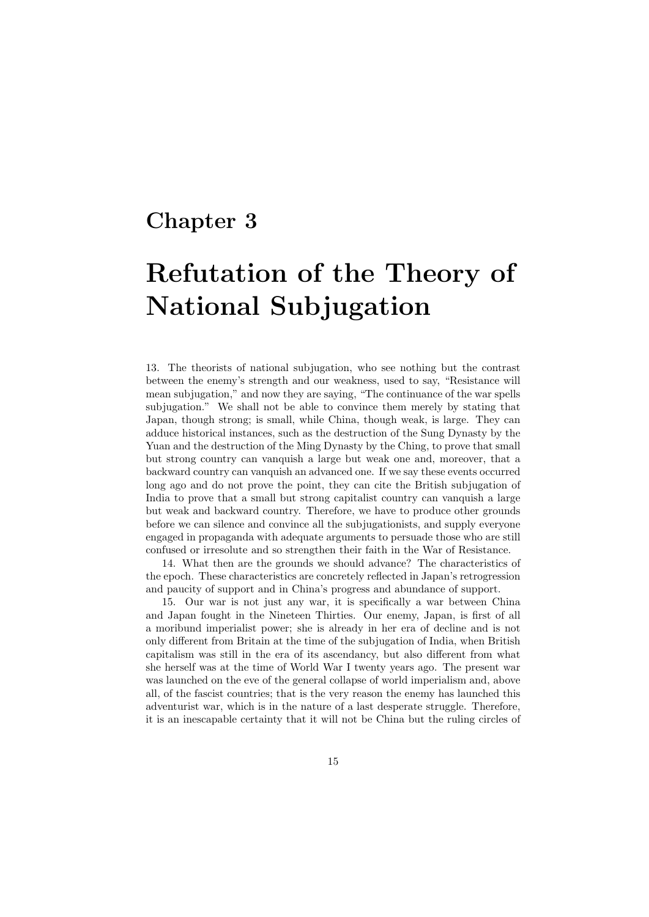# Chapter 3

# Refutation of the Theory of National Subjugation

13. The theorists of national subjugation, who see nothing but the contrast between the enemy's strength and our weakness, used to say, "Resistance will mean subjugation," and now they are saying, "The continuance of the war spells subjugation." We shall not be able to convince them merely by stating that Japan, though strong; is small, while China, though weak, is large. They can adduce historical instances, such as the destruction of the Sung Dynasty by the Yuan and the destruction of the Ming Dynasty by the Ching, to prove that small but strong country can vanquish a large but weak one and, moreover, that a backward country can vanquish an advanced one. If we say these events occurred long ago and do not prove the point, they can cite the British subjugation of India to prove that a small but strong capitalist country can vanquish a large but weak and backward country. Therefore, we have to produce other grounds before we can silence and convince all the subjugationists, and supply everyone engaged in propaganda with adequate arguments to persuade those who are still confused or irresolute and so strengthen their faith in the War of Resistance.

14. What then are the grounds we should advance? The characteristics of the epoch. These characteristics are concretely reflected in Japan's retrogression and paucity of support and in China's progress and abundance of support.

15. Our war is not just any war, it is specifically a war between China and Japan fought in the Nineteen Thirties. Our enemy, Japan, is first of all a moribund imperialist power; she is already in her era of decline and is not only different from Britain at the time of the subjugation of India, when British capitalism was still in the era of its ascendancy, but also different from what she herself was at the time of World War I twenty years ago. The present war was launched on the eve of the general collapse of world imperialism and, above all, of the fascist countries; that is the very reason the enemy has launched this adventurist war, which is in the nature of a last desperate struggle. Therefore, it is an inescapable certainty that it will not be China but the ruling circles of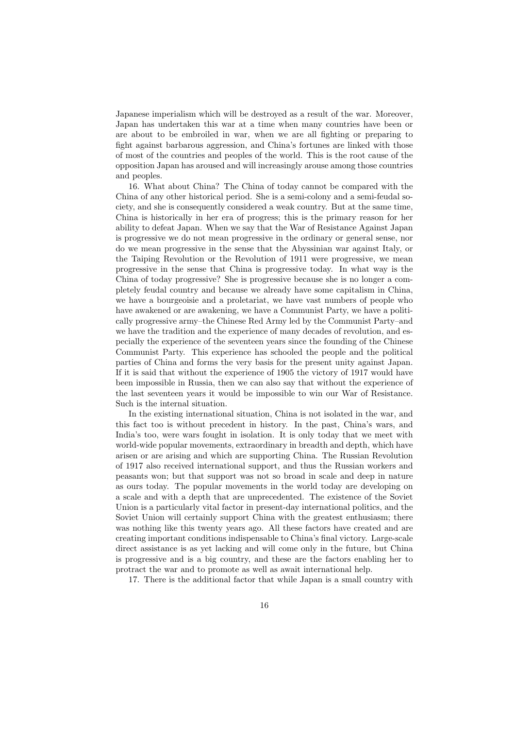Japanese imperialism which will be destroyed as a result of the war. Moreover, Japan has undertaken this war at a time when many countries have been or are about to be embroiled in war, when we are all fighting or preparing to fight against barbarous aggression, and China's fortunes are linked with those of most of the countries and peoples of the world. This is the root cause of the opposition Japan has aroused and will increasingly arouse among those countries and peoples.

16. What about China? The China of today cannot be compared with the China of any other historical period. She is a semi-colony and a semi-feudal society, and she is consequently considered a weak country. But at the same time, China is historically in her era of progress; this is the primary reason for her ability to defeat Japan. When we say that the War of Resistance Against Japan is progressive we do not mean progressive in the ordinary or general sense, nor do we mean progressive in the sense that the Abyssinian war against Italy, or the Taiping Revolution or the Revolution of 1911 were progressive, we mean progressive in the sense that China is progressive today. In what way is the China of today progressive? She is progressive because she is no longer a completely feudal country and because we already have some capitalism in China, we have a bourgeoisie and a proletariat, we have vast numbers of people who have awakened or are awakening, we have a Communist Party, we have a politically progressive army–the Chinese Red Army led by the Communist Party–and we have the tradition and the experience of many decades of revolution, and especially the experience of the seventeen years since the founding of the Chinese Communist Party. This experience has schooled the people and the political parties of China and forms the very basis for the present unity against Japan. If it is said that without the experience of 1905 the victory of 1917 would have been impossible in Russia, then we can also say that without the experience of the last seventeen years it would be impossible to win our War of Resistance. Such is the internal situation.

In the existing international situation, China is not isolated in the war, and this fact too is without precedent in history. In the past, China's wars, and India's too, were wars fought in isolation. It is only today that we meet with world-wide popular movements, extraordinary in breadth and depth, which have arisen or are arising and which are supporting China. The Russian Revolution of 1917 also received international support, and thus the Russian workers and peasants won; but that support was not so broad in scale and deep in nature as ours today. The popular movements in the world today are developing on a scale and with a depth that are unprecedented. The existence of the Soviet Union is a particularly vital factor in present-day international politics, and the Soviet Union will certainly support China with the greatest enthusiasm; there was nothing like this twenty years ago. All these factors have created and are creating important conditions indispensable to China's final victory. Large-scale direct assistance is as yet lacking and will come only in the future, but China is progressive and is a big country, and these are the factors enabling her to protract the war and to promote as well as await international help.

17. There is the additional factor that while Japan is a small country with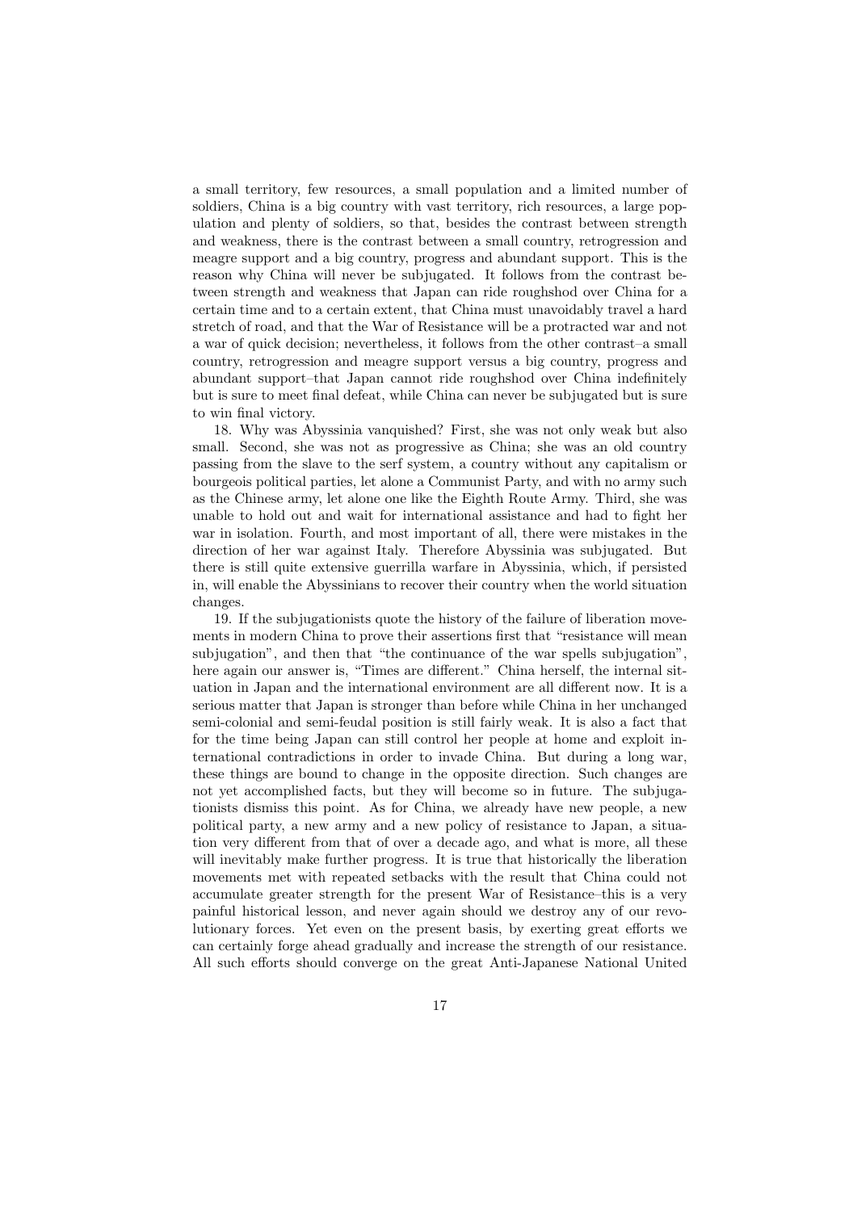a small territory, few resources, a small population and a limited number of soldiers, China is a big country with vast territory, rich resources, a large population and plenty of soldiers, so that, besides the contrast between strength and weakness, there is the contrast between a small country, retrogression and meagre support and a big country, progress and abundant support. This is the reason why China will never be subjugated. It follows from the contrast between strength and weakness that Japan can ride roughshod over China for a certain time and to a certain extent, that China must unavoidably travel a hard stretch of road, and that the War of Resistance will be a protracted war and not a war of quick decision; nevertheless, it follows from the other contrast–a small country, retrogression and meagre support versus a big country, progress and abundant support–that Japan cannot ride roughshod over China indefinitely but is sure to meet final defeat, while China can never be subjugated but is sure to win final victory.

18. Why was Abyssinia vanquished? First, she was not only weak but also small. Second, she was not as progressive as China; she was an old country passing from the slave to the serf system, a country without any capitalism or bourgeois political parties, let alone a Communist Party, and with no army such as the Chinese army, let alone one like the Eighth Route Army. Third, she was unable to hold out and wait for international assistance and had to fight her war in isolation. Fourth, and most important of all, there were mistakes in the direction of her war against Italy. Therefore Abyssinia was subjugated. But there is still quite extensive guerrilla warfare in Abyssinia, which, if persisted in, will enable the Abyssinians to recover their country when the world situation changes.

19. If the subjugationists quote the history of the failure of liberation movements in modern China to prove their assertions first that "resistance will mean subjugation", and then that "the continuance of the war spells subjugation", here again our answer is, "Times are different." China herself, the internal situation in Japan and the international environment are all different now. It is a serious matter that Japan is stronger than before while China in her unchanged semi-colonial and semi-feudal position is still fairly weak. It is also a fact that for the time being Japan can still control her people at home and exploit international contradictions in order to invade China. But during a long war, these things are bound to change in the opposite direction. Such changes are not yet accomplished facts, but they will become so in future. The subjugationists dismiss this point. As for China, we already have new people, a new political party, a new army and a new policy of resistance to Japan, a situation very different from that of over a decade ago, and what is more, all these will inevitably make further progress. It is true that historically the liberation movements met with repeated setbacks with the result that China could not accumulate greater strength for the present War of Resistance–this is a very painful historical lesson, and never again should we destroy any of our revolutionary forces. Yet even on the present basis, by exerting great efforts we can certainly forge ahead gradually and increase the strength of our resistance. All such efforts should converge on the great Anti-Japanese National United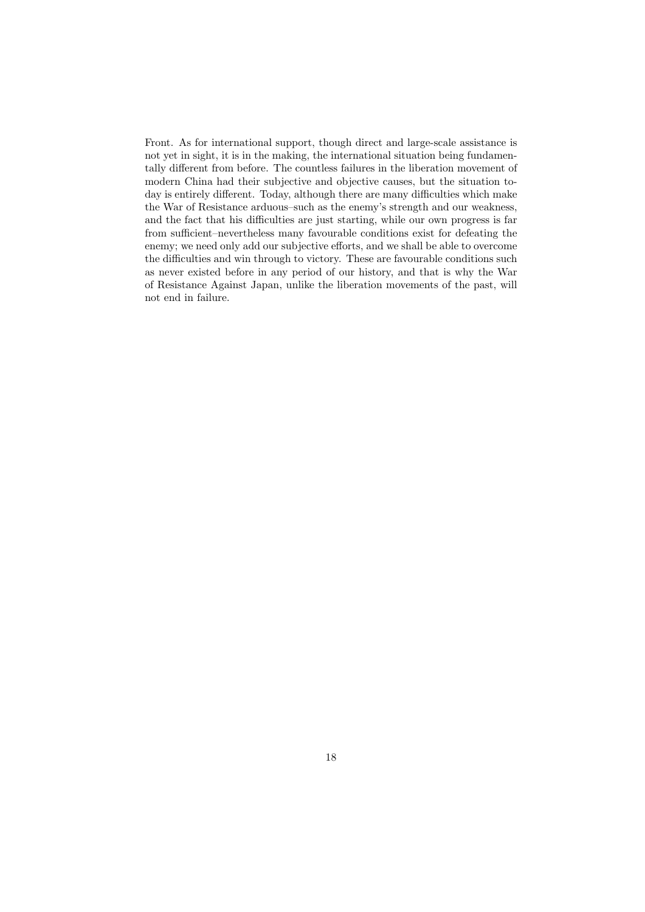Front. As for international support, though direct and large-scale assistance is not yet in sight, it is in the making, the international situation being fundamentally different from before. The countless failures in the liberation movement of modern China had their subjective and objective causes, but the situation today is entirely different. Today, although there are many difficulties which make the War of Resistance arduous–such as the enemy's strength and our weakness, and the fact that his difficulties are just starting, while our own progress is far from sufficient–nevertheless many favourable conditions exist for defeating the enemy; we need only add our subjective efforts, and we shall be able to overcome the difficulties and win through to victory. These are favourable conditions such as never existed before in any period of our history, and that is why the War of Resistance Against Japan, unlike the liberation movements of the past, will not end in failure.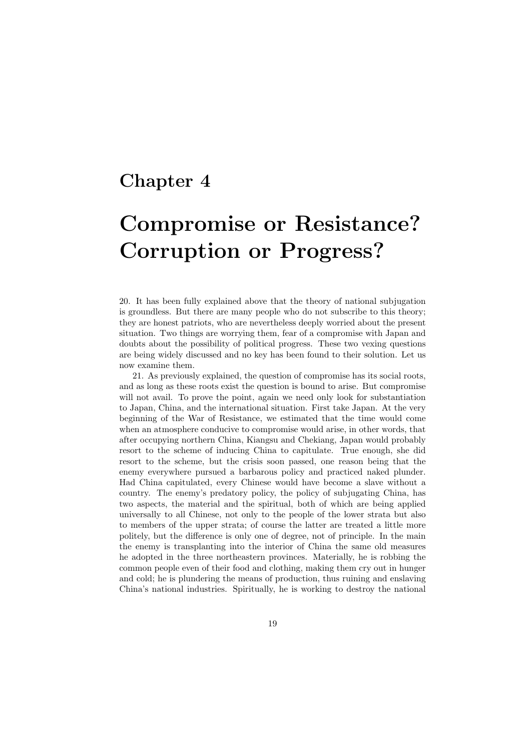# Chapter 4

# Compromise or Resistance? Corruption or Progress?

20. It has been fully explained above that the theory of national subjugation is groundless. But there are many people who do not subscribe to this theory; they are honest patriots, who are nevertheless deeply worried about the present situation. Two things are worrying them, fear of a compromise with Japan and doubts about the possibility of political progress. These two vexing questions are being widely discussed and no key has been found to their solution. Let us now examine them.

21. As previously explained, the question of compromise has its social roots, and as long as these roots exist the question is bound to arise. But compromise will not avail. To prove the point, again we need only look for substantiation to Japan, China, and the international situation. First take Japan. At the very beginning of the War of Resistance, we estimated that the time would come when an atmosphere conducive to compromise would arise, in other words, that after occupying northern China, Kiangsu and Chekiang, Japan would probably resort to the scheme of inducing China to capitulate. True enough, she did resort to the scheme, but the crisis soon passed, one reason being that the enemy everywhere pursued a barbarous policy and practiced naked plunder. Had China capitulated, every Chinese would have become a slave without a country. The enemy's predatory policy, the policy of subjugating China, has two aspects, the material and the spiritual, both of which are being applied universally to all Chinese, not only to the people of the lower strata but also to members of the upper strata; of course the latter are treated a little more politely, but the difference is only one of degree, not of principle. In the main the enemy is transplanting into the interior of China the same old measures he adopted in the three northeastern provinces. Materially, he is robbing the common people even of their food and clothing, making them cry out in hunger and cold; he is plundering the means of production, thus ruining and enslaving China's national industries. Spiritually, he is working to destroy the national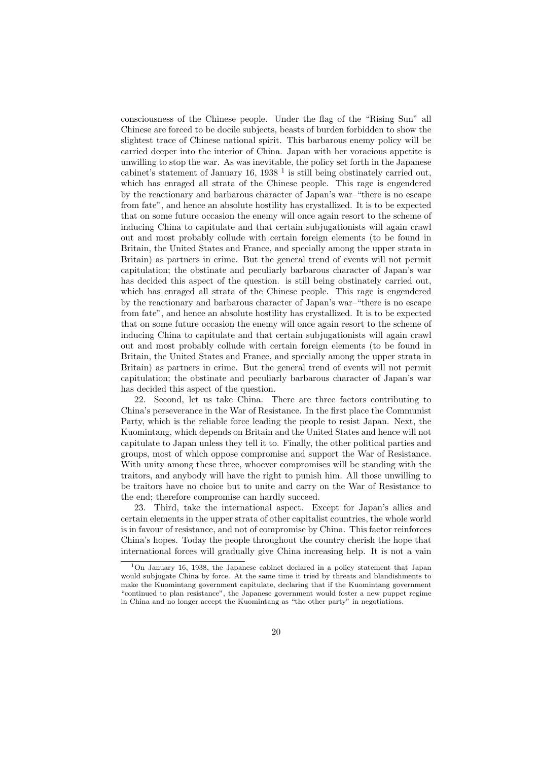consciousness of the Chinese people. Under the flag of the "Rising Sun" all Chinese are forced to be docile subjects, beasts of burden forbidden to show the slightest trace of Chinese national spirit. This barbarous enemy policy will be carried deeper into the interior of China. Japan with her voracious appetite is unwilling to stop the war. As was inevitable, the policy set forth in the Japanese cabinet's statement of January 16, 1938 [1] is still being obstinately carried out, which has enraged all strata of the Chinese people. This rage is engendered by the reactionary and barbarous character of Japan's war–"there is no escape from fate", and hence an absolute hostility has crystallized. It is to be expected that on some future occasion the enemy will once again resort to the scheme of inducing China to capitulate and that certain subjugationists will again crawl out and most probably collude with certain foreign elements (to be found in Britain, the United States and France, and specially among the upper strata in Britain) as partners in crime. But the general trend of events will not permit capitulation; the obstinate and peculiarly barbarous character of Japan's war has decided this aspect of the question. is still being obstinately carried out, which has enraged all strata of the Chinese people. This rage is engendered by the reactionary and barbarous character of Japan's war–"there is no escape from fate", and hence an absolute hostility has crystallized. It is to be expected that on some future occasion the enemy will once again resort to the scheme of inducing China to capitulate and that certain subjugationists will again crawl out and most probably collude with certain foreign elements (to be found in Britain, the United States and France, and specially among the upper strata in Britain) as partners in crime. But the general trend of events will not permit capitulation; the obstinate and peculiarly barbarous character of Japan's war has decided this aspect of the question.

22. Second, let us take China. There are three factors contributing to China's perseverance in the War of Resistance. In the first place the Communist Party, which is the reliable force leading the people to resist Japan. Next, the Kuomintang, which depends on Britain and the United States and hence will not capitulate to Japan unless they tell it to. Finally, the other political parties and groups, most of which oppose compromise and support the War of Resistance. With unity among these three, whoever compromises will be standing with the traitors, and anybody will have the right to punish him. All those unwilling to be traitors have no choice but to unite and carry on the War of Resistance to the end; therefore compromise can hardly succeed.

23. Third, take the international aspect. Except for Japan's allies and certain elements in the upper strata of other capitalist countries, the whole world is in favour of resistance, and not of compromise by China. This factor reinforces China's hopes. Today the people throughout the country cherish the hope that international forces will gradually give China increasing help. It is not a vain

[1] On January 16, 1938, the Japanese cabinet declared in a policy statement that Japan would subjugate China by force. At the same time it tried by threats and blandishments to make the Kuomintang government capitulate, declaring that if the Kuomintang government "continued to plan resistance", the Japanese government would foster a new puppet regime in China and no longer accept the Kuomintang as "the other party" in negotiations.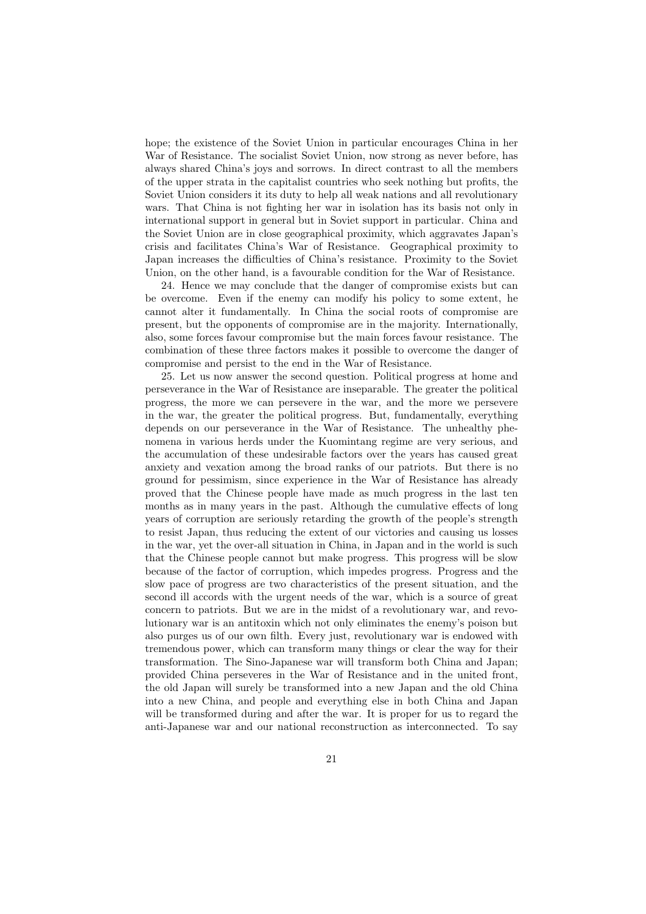hope; the existence of the Soviet Union in particular encourages China in her War of Resistance. The socialist Soviet Union, now strong as never before, has always shared China's joys and sorrows. In direct contrast to all the members of the upper strata in the capitalist countries who seek nothing but profits, the Soviet Union considers it its duty to help all weak nations and all revolutionary wars. That China is not fighting her war in isolation has its basis not only in international support in general but in Soviet support in particular. China and the Soviet Union are in close geographical proximity, which aggravates Japan's crisis and facilitates China's War of Resistance. Geographical proximity to Japan increases the difficulties of China's resistance. Proximity to the Soviet Union, on the other hand, is a favourable condition for the War of Resistance.

24. Hence we may conclude that the danger of compromise exists but can be overcome. Even if the enemy can modify his policy to some extent, he cannot alter it fundamentally. In China the social roots of compromise are present, but the opponents of compromise are in the majority. Internationally, also, some forces favour compromise but the main forces favour resistance. The combination of these three factors makes it possible to overcome the danger of compromise and persist to the end in the War of Resistance.

25. Let us now answer the second question. Political progress at home and perseverance in the War of Resistance are inseparable. The greater the political progress, the more we can persevere in the war, and the more we persevere in the war, the greater the political progress. But, fundamentally, everything depends on our perseverance in the War of Resistance. The unhealthy phenomena in various herds under the Kuomintang regime are very serious, and the accumulation of these undesirable factors over the years has caused great anxiety and vexation among the broad ranks of our patriots. But there is no ground for pessimism, since experience in the War of Resistance has already proved that the Chinese people have made as much progress in the last ten months as in many years in the past. Although the cumulative effects of long years of corruption are seriously retarding the growth of the people's strength to resist Japan, thus reducing the extent of our victories and causing us losses in the war, yet the over-all situation in China, in Japan and in the world is such that the Chinese people cannot but make progress. This progress will be slow because of the factor of corruption, which impedes progress. Progress and the slow pace of progress are two characteristics of the present situation, and the second ill accords with the urgent needs of the war, which is a source of great concern to patriots. But we are in the midst of a revolutionary war, and revolutionary war is an antitoxin which not only eliminates the enemy's poison but also purges us of our own filth. Every just, revolutionary war is endowed with tremendous power, which can transform many things or clear the way for their transformation. The Sino-Japanese war will transform both China and Japan; provided China perseveres in the War of Resistance and in the united front, the old Japan will surely be transformed into a new Japan and the old China into a new China, and people and everything else in both China and Japan will be transformed during and after the war. It is proper for us to regard the anti-Japanese war and our national reconstruction as interconnected. To say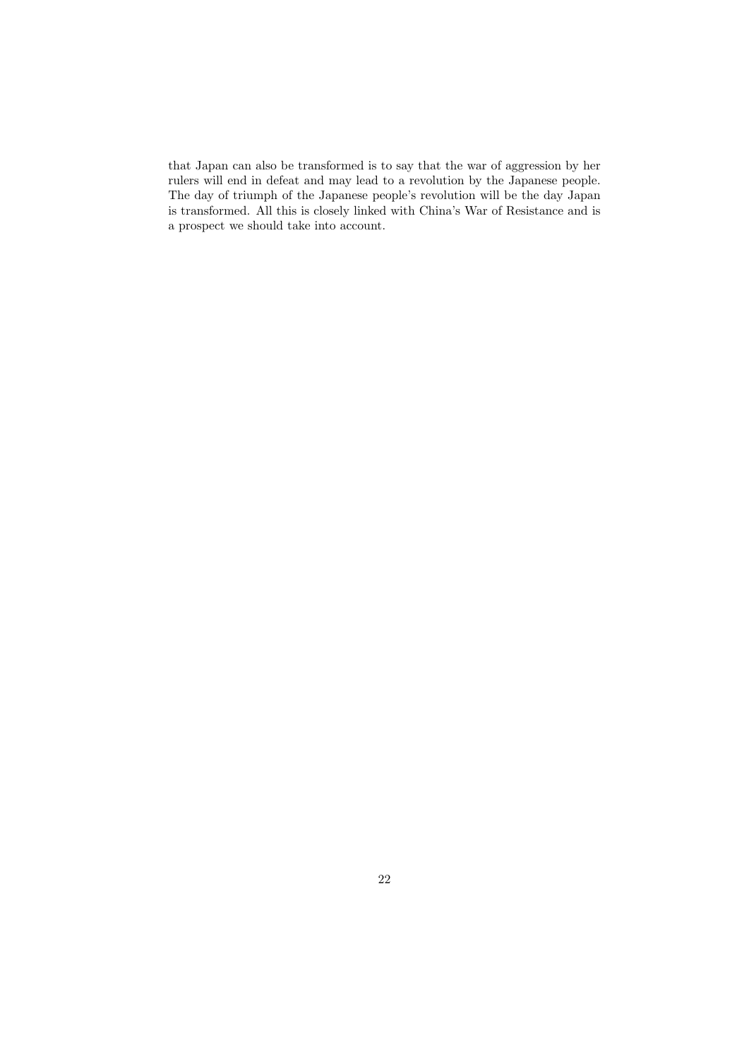that Japan can also be transformed is to say that the war of aggression by her rulers will end in defeat and may lead to a revolution by the Japanese people. The day of triumph of the Japanese people's revolution will be the day Japan is transformed. All this is closely linked with China's War of Resistance and is a prospect we should take into account.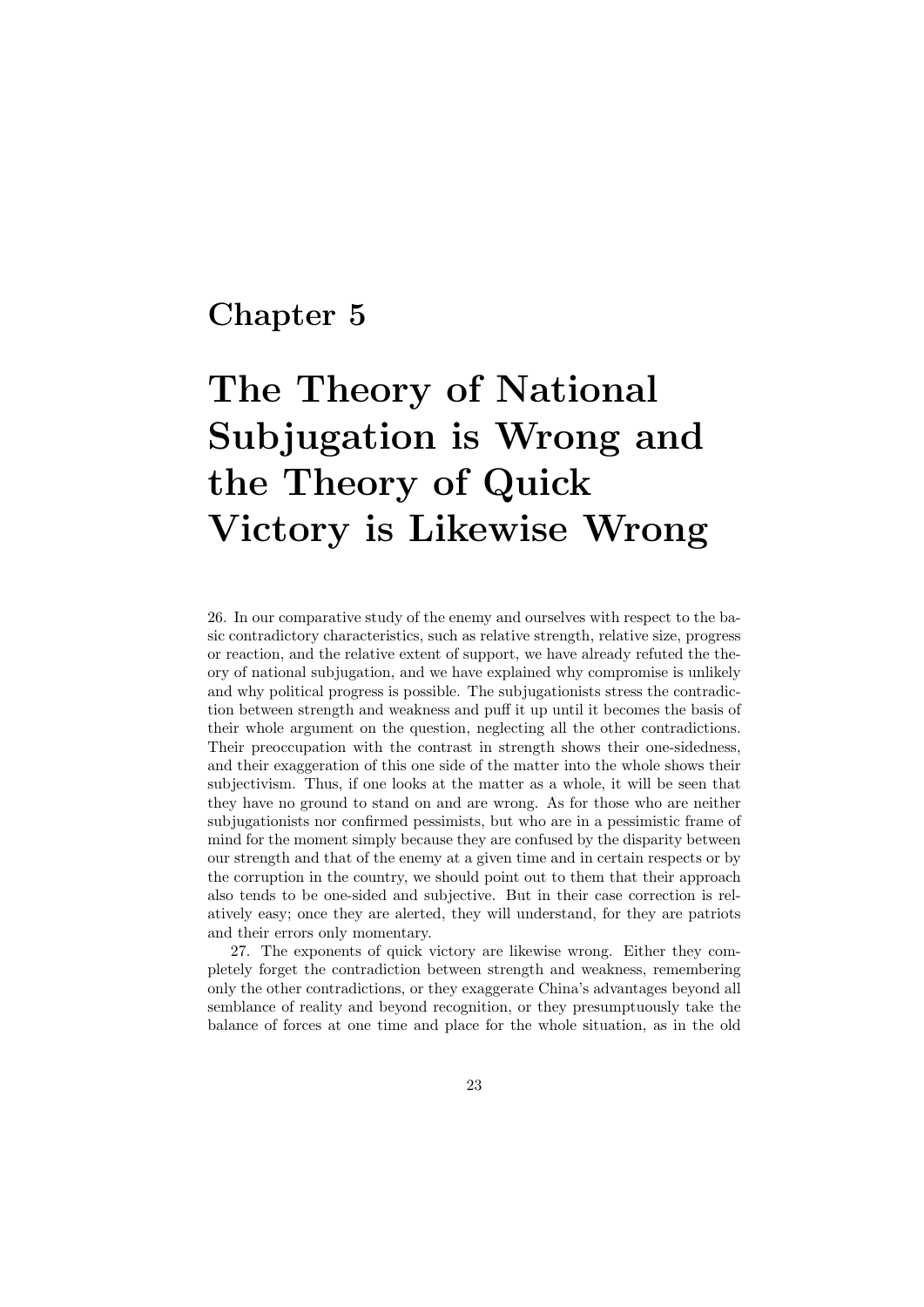# Chapter 5

# The Theory of National Subjugation is Wrong and the Theory of Quick Victory is Likewise Wrong

26. In our comparative study of the enemy and ourselves with respect to the basic contradictory characteristics, such as relative strength, relative size, progress or reaction, and the relative extent of support, we have already refuted the theory of national subjugation, and we have explained why compromise is unlikely and why political progress is possible. The subjugationists stress the contradiction between strength and weakness and puff it up until it becomes the basis of their whole argument on the question, neglecting all the other contradictions. Their preoccupation with the contrast in strength shows their one-sidedness, and their exaggeration of this one side of the matter into the whole shows their subjectivism. Thus, if one looks at the matter as a whole, it will be seen that they have no ground to stand on and are wrong. As for those who are neither subjugationists nor confirmed pessimists, but who are in a pessimistic frame of mind for the moment simply because they are confused by the disparity between our strength and that of the enemy at a given time and in certain respects or by the corruption in the country, we should point out to them that their approach also tends to be one-sided and subjective. But in their case correction is relatively easy; once they are alerted, they will understand, for they are patriots and their errors only momentary.

27. The exponents of quick victory are likewise wrong. Either they completely forget the contradiction between strength and weakness, remembering only the other contradictions, or they exaggerate China's advantages beyond all semblance of reality and beyond recognition, or they presumptuously take the balance of forces at one time and place for the whole situation, as in the old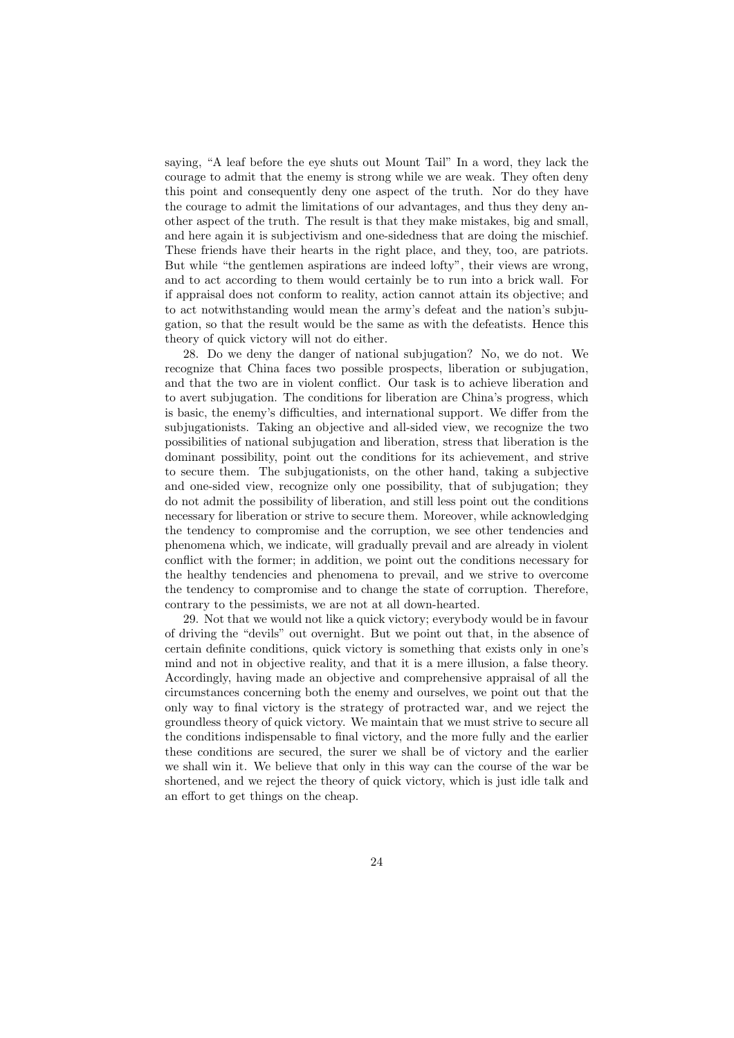saying, "A leaf before the eye shuts out Mount Tail" In a word, they lack the courage to admit that the enemy is strong while we are weak. They often deny this point and consequently deny one aspect of the truth. Nor do they have the courage to admit the limitations of our advantages, and thus they deny another aspect of the truth. The result is that they make mistakes, big and small, and here again it is subjectivism and one-sidedness that are doing the mischief. These friends have their hearts in the right place, and they, too, are patriots. But while "the gentlemen aspirations are indeed lofty", their views are wrong, and to act according to them would certainly be to run into a brick wall. For if appraisal does not conform to reality, action cannot attain its objective; and to act notwithstanding would mean the army's defeat and the nation's subjugation, so that the result would be the same as with the defeatists. Hence this theory of quick victory will not do either.

28. Do we deny the danger of national subjugation? No, we do not. We recognize that China faces two possible prospects, liberation or subjugation, and that the two are in violent conflict. Our task is to achieve liberation and to avert subjugation. The conditions for liberation are China's progress, which is basic, the enemy's difficulties, and international support. We differ from the subjugationists. Taking an objective and all-sided view, we recognize the two possibilities of national subjugation and liberation, stress that liberation is the dominant possibility, point out the conditions for its achievement, and strive to secure them. The subjugationists, on the other hand, taking a subjective and one-sided view, recognize only one possibility, that of subjugation; they do not admit the possibility of liberation, and still less point out the conditions necessary for liberation or strive to secure them. Moreover, while acknowledging the tendency to compromise and the corruption, we see other tendencies and phenomena which, we indicate, will gradually prevail and are already in violent conflict with the former; in addition, we point out the conditions necessary for the healthy tendencies and phenomena to prevail, and we strive to overcome the tendency to compromise and to change the state of corruption. Therefore, contrary to the pessimists, we are not at all down-hearted.

29. Not that we would not like a quick victory; everybody would be in favour of driving the "devils" out overnight. But we point out that, in the absence of certain definite conditions, quick victory is something that exists only in one's mind and not in objective reality, and that it is a mere illusion, a false theory. Accordingly, having made an objective and comprehensive appraisal of all the circumstances concerning both the enemy and ourselves, we point out that the only way to final victory is the strategy of protracted war, and we reject the groundless theory of quick victory. We maintain that we must strive to secure all the conditions indispensable to final victory, and the more fully and the earlier these conditions are secured, the surer we shall be of victory and the earlier we shall win it. We believe that only in this way can the course of the war be shortened, and we reject the theory of quick victory, which is just idle talk and an effort to get things on the cheap.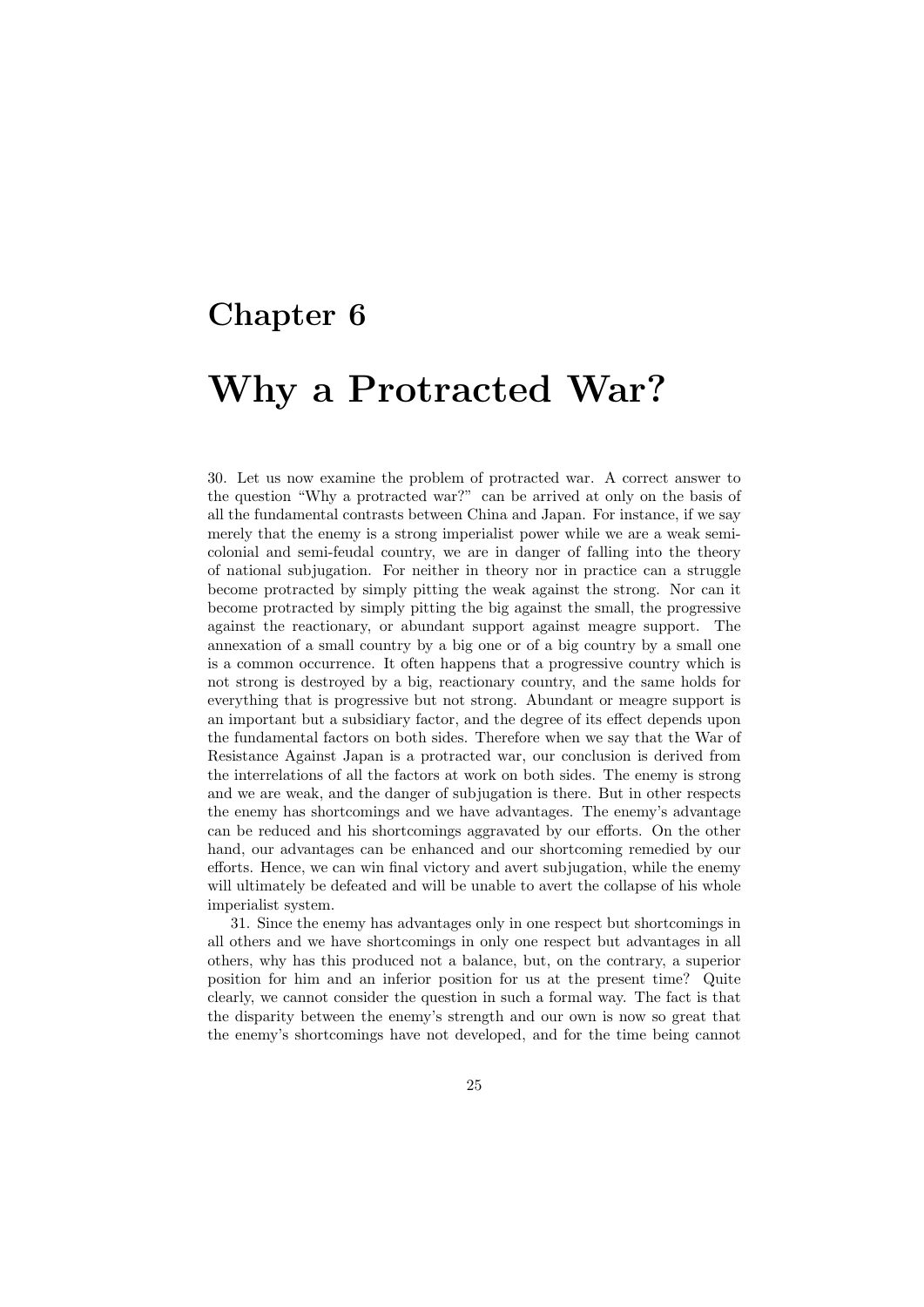# Chapter 6

# Why a Protracted War?

30. Let us now examine the problem of protracted war. A correct answer to the question "Why a protracted war?" can be arrived at only on the basis of all the fundamental contrasts between China and Japan. For instance, if we say merely that the enemy is a strong imperialist power while we are a weak semi-colonial and semi-feudal country, we are in danger of falling into the theory of national subjugation. For neither in theory nor in practice can a struggle become protracted by simply pitting the weak against the strong. Nor can it become protracted by simply pitting the big against the small, the progressive against the reactionary, or abundant support against meagre support. The annexation of a small country by a big one or of a big country by a small one is a common occurrence. It often happens that a progressive country which is not strong is destroyed by a big, reactionary country, and the same holds for everything that is progressive but not strong. Abundant or meagre support is an important but a subsidiary factor, and the degree of its effect depends upon the fundamental factors on both sides. Therefore when we say that the War of Resistance Against Japan is a protracted war, our conclusion is derived from the interrelations of all the factors at work on both sides. The enemy is strong and we are weak, and the danger of subjugation is there. But in other respects the enemy has shortcomings and we have advantages. The enemy's advantage can be reduced and his shortcomings aggravated by our efforts. On the other hand, our advantages can be enhanced and our shortcoming remedied by our efforts. Hence, we can win final victory and avert subjugation, while the enemy will ultimately be defeated and will be unable to avert the collapse of his whole imperialist system.

31. Since the enemy has advantages only in one respect but shortcomings in all others and we have shortcomings in only one respect but advantages in all others, why has this produced not a balance, but, on the contrary, a superior position for him and an inferior position for us at the present time? Quite clearly, we cannot consider the question in such a formal way. The fact is that the disparity between the enemy's strength and our own is now so great that the enemy's shortcomings have not developed, and for the time being cannot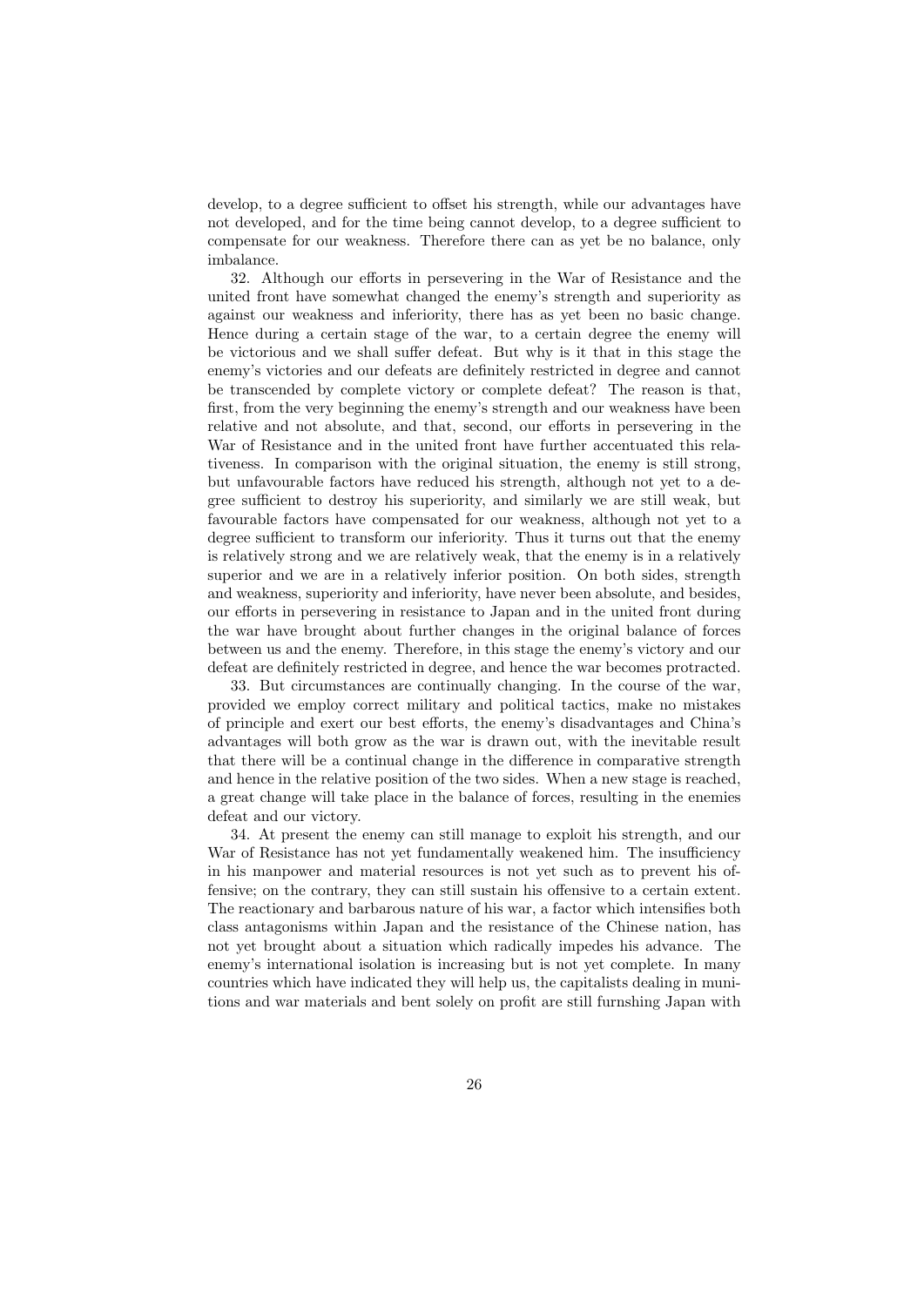develop, to a degree sufficient to offset his strength, while our advantages have not developed, and for the time being cannot develop, to a degree sufficient to compensate for our weakness. Therefore there can as yet be no balance, only imbalance.

32. Although our efforts in persevering in the War of Resistance and the united front have somewhat changed the enemy's strength and superiority as against our weakness and inferiority, there has as yet been no basic change. Hence during a certain stage of the war, to a certain degree the enemy will be victorious and we shall suffer defeat. But why is it that in this stage the enemy's victories and our defeats are definitely restricted in degree and cannot be transcended by complete victory or complete defeat? The reason is that, first, from the very beginning the enemy's strength and our weakness have been relative and not absolute, and that, second, our efforts in persevering in the War of Resistance and in the united front have further accentuated this relativeness. In comparison with the original situation, the enemy is still strong, but unfavourable factors have reduced his strength, although not yet to a degree sufficient to destroy his superiority, and similarly we are still weak, but favourable factors have compensated for our weakness, although not yet to a degree sufficient to transform our inferiority. Thus it turns out that the enemy is relatively strong and we are relatively weak, that the enemy is in a relatively superior and we are in a relatively inferior position. On both sides, strength and weakness, superiority and inferiority, have never been absolute, and besides, our efforts in persevering in resistance to Japan and in the united front during the war have brought about further changes in the original balance of forces between us and the enemy. Therefore, in this stage the enemy's victory and our defeat are definitely restricted in degree, and hence the war becomes protracted.

33. But circumstances are continually changing. In the course of the war, provided we employ correct military and political tactics, make no mistakes of principle and exert our best efforts, the enemy's disadvantages and China's advantages will both grow as the war is drawn out, with the inevitable result that there will be a continual change in the difference in comparative strength and hence in the relative position of the two sides. When a new stage is reached, a great change will take place in the balance of forces, resulting in the enemies defeat and our victory.

34. At present the enemy can still manage to exploit his strength, and our War of Resistance has not yet fundamentally weakened him. The insufficiency in his manpower and material resources is not yet such as to prevent his offensive; on the contrary, they can still sustain his offensive to a certain extent. The reactionary and barbarous nature of his war, a factor which intensifies both class antagonisms within Japan and the resistance of the Chinese nation, has not yet brought about a situation which radically impedes his advance. The enemy's international isolation is increasing but is not yet complete. In many countries which have indicated they will help us, the capitalists dealing in munitions and war materials and bent solely on profit are still furnshing Japan with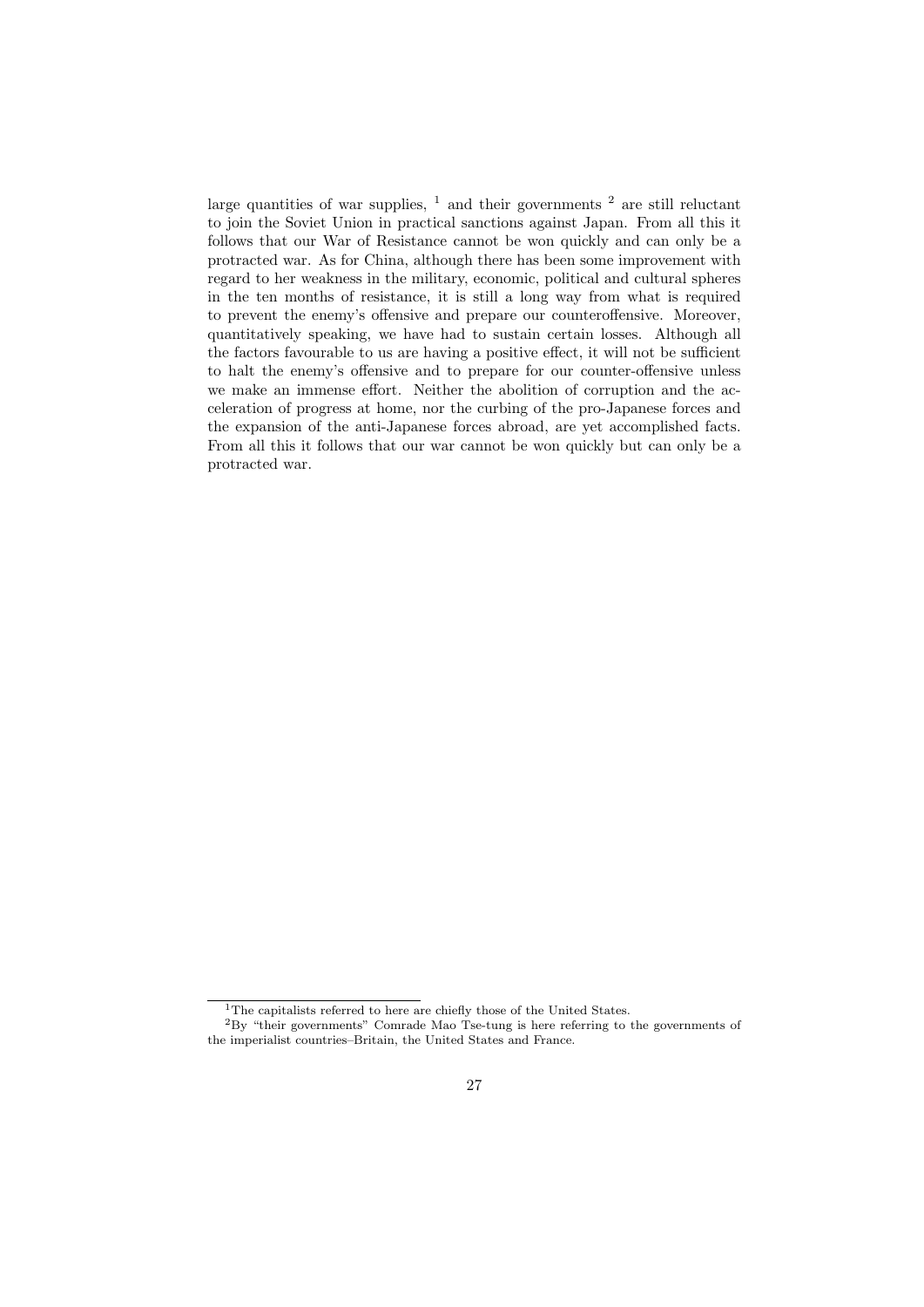large quantities of war supplies, [1] and their governments [2] are still reluctant to join the Soviet Union in practical sanctions against Japan. From all this it follows that our War of Resistance cannot be won quickly and can only be a protracted war. As for China, although there has been some improvement with regard to her weakness in the military, economic, political and cultural spheres in the ten months of resistance, it is still a long way from what is required to prevent the enemy's offensive and prepare our counteroffensive. Moreover, quantitatively speaking, we have had to sustain certain losses. Although all the factors favourable to us are having a positive effect, it will not be sufficient to halt the enemy's offensive and to prepare for our counter-offensive unless we make an immense effort. Neither the abolition of corruption and the acceleration of progress at home, nor the curbing of the pro-Japanese forces and the expansion of the anti-Japanese forces abroad, are yet accomplished facts. From all this it follows that our war cannot be won quickly but can only be a protracted war.

[1] The capitalists referred to here are chiefly those of the United States.

[2] By "their governments" Comrade Mao Tse-tung is here referring to the governments of the imperialist countries–Britain, the United States and France.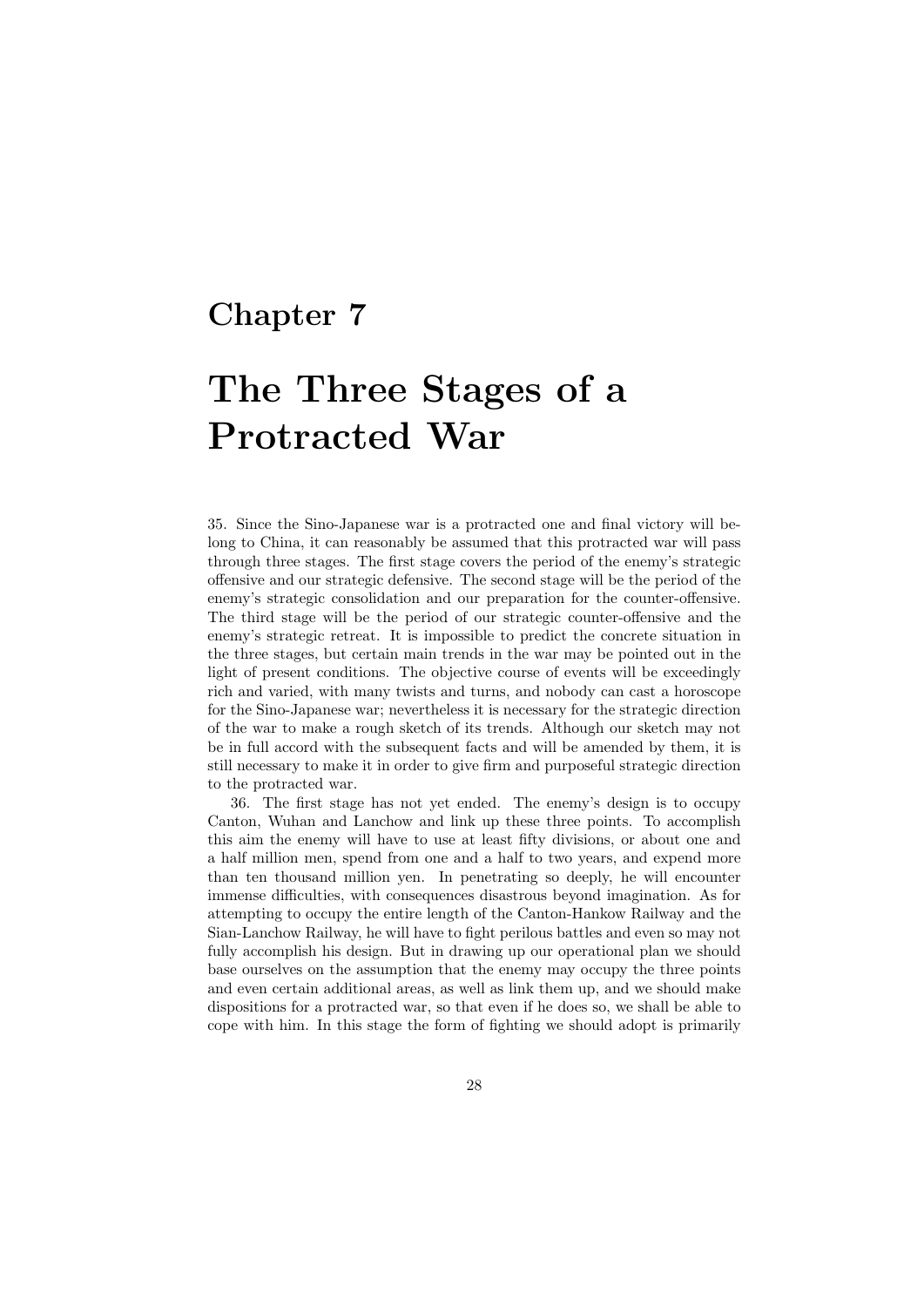# Chapter 7

# The Three Stages of a Protracted War

35. Since the Sino-Japanese war is a protracted one and final victory will belong to China, it can reasonably be assumed that this protracted war will pass through three stages. The first stage covers the period of the enemy's strategic offensive and our strategic defensive. The second stage will be the period of the enemy's strategic consolidation and our preparation for the counter-offensive. The third stage will be the period of our strategic counter-offensive and the enemy's strategic retreat. It is impossible to predict the concrete situation in the three stages, but certain main trends in the war may be pointed out in the light of present conditions. The objective course of events will be exceedingly rich and varied, with many twists and turns, and nobody can cast a horoscope for the Sino-Japanese war; nevertheless it is necessary for the strategic direction of the war to make a rough sketch of its trends. Although our sketch may not be in full accord with the subsequent facts and will be amended by them, it is still necessary to make it in order to give firm and purposeful strategic direction to the protracted war.

36. The first stage has not yet ended. The enemy's design is to occupy Canton, Wuhan and Lanchow and link up these three points. To accomplish this aim the enemy will have to use at least fifty divisions, or about one and a half million men, spend from one and a half to two years, and expend more than ten thousand million yen. In penetrating so deeply, he will encounter immense difficulties, with consequences disastrous beyond imagination. As for attempting to occupy the entire length of the Canton-Hankow Railway and the Sian-Lanchow Railway, he will have to fight perilous battles and even so may not fully accomplish his design. But in drawing up our operational plan we should base ourselves on the assumption that the enemy may occupy the three points and even certain additional areas, as well as link them up, and we should make dispositions for a protracted war, so that even if he does so, we shall be able to cope with him. In this stage the form of fighting we should adopt is primarily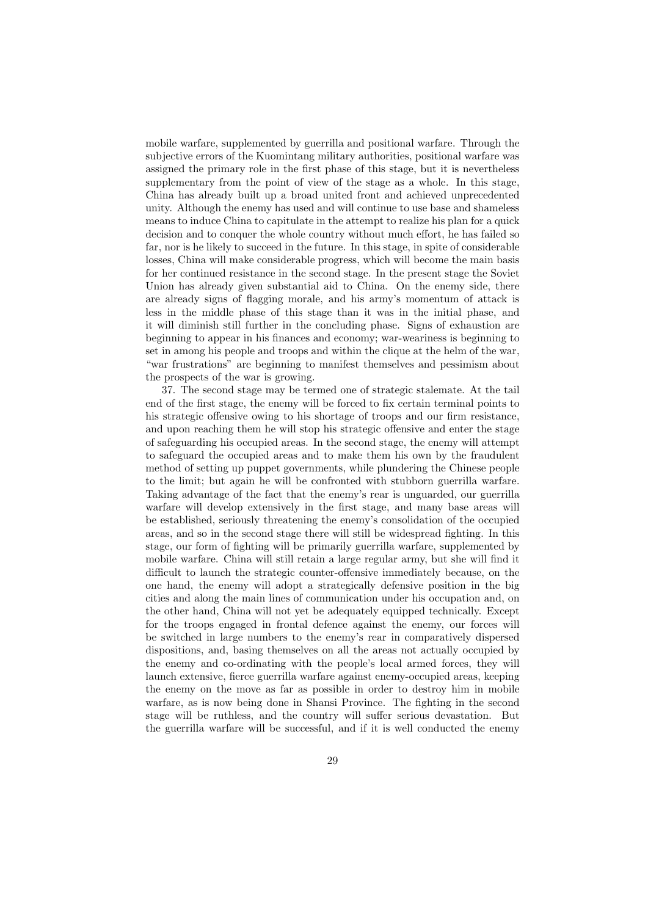mobile warfare, supplemented by guerrilla and positional warfare. Through the subjective errors of the Kuomintang military authorities, positional warfare was assigned the primary role in the first phase of this stage, but it is nevertheless supplementary from the point of view of the stage as a whole. In this stage, China has already built up a broad united front and achieved unprecedented unity. Although the enemy has used and will continue to use base and shameless means to induce China to capitulate in the attempt to realize his plan for a quick decision and to conquer the whole country without much effort, he has failed so far, nor is he likely to succeed in the future. In this stage, in spite of considerable losses, China will make considerable progress, which will become the main basis for her continued resistance in the second stage. In the present stage the Soviet Union has already given substantial aid to China. On the enemy side, there are already signs of flagging morale, and his army's momentum of attack is less in the middle phase of this stage than it was in the initial phase, and it will diminish still further in the concluding phase. Signs of exhaustion are beginning to appear in his finances and economy; war-weariness is beginning to set in among his people and troops and within the clique at the helm of the war, "war frustrations" are beginning to manifest themselves and pessimism about the prospects of the war is growing.

37. The second stage may be termed one of strategic stalemate. At the tail end of the first stage, the enemy will be forced to fix certain terminal points to his strategic offensive owing to his shortage of troops and our firm resistance, and upon reaching them he will stop his strategic offensive and enter the stage of safeguarding his occupied areas. In the second stage, the enemy will attempt to safeguard the occupied areas and to make them his own by the fraudulent method of setting up puppet governments, while plundering the Chinese people to the limit; but again he will be confronted with stubborn guerrilla warfare. Taking advantage of the fact that the enemy's rear is unguarded, our guerrilla warfare will develop extensively in the first stage, and many base areas will be established, seriously threatening the enemy's consolidation of the occupied areas, and so in the second stage there will still be widespread fighting. In this stage, our form of fighting will be primarily guerrilla warfare, supplemented by mobile warfare. China will still retain a large regular army, but she will find it difficult to launch the strategic counter-offensive immediately because, on the one hand, the enemy will adopt a strategically defensive position in the big cities and along the main lines of communication under his occupation and, on the other hand, China will not yet be adequately equipped technically. Except for the troops engaged in frontal defence against the enemy, our forces will be switched in large numbers to the enemy's rear in comparatively dispersed dispositions, and, basing themselves on all the areas not actually occupied by the enemy and co-ordinating with the people's local armed forces, they will launch extensive, fierce guerrilla warfare against enemy-occupied areas, keeping the enemy on the move as far as possible in order to destroy him in mobile warfare, as is now being done in Shansi Province. The fighting in the second stage will be ruthless, and the country will suffer serious devastation. But the guerrilla warfare will be successful, and if it is well conducted the enemy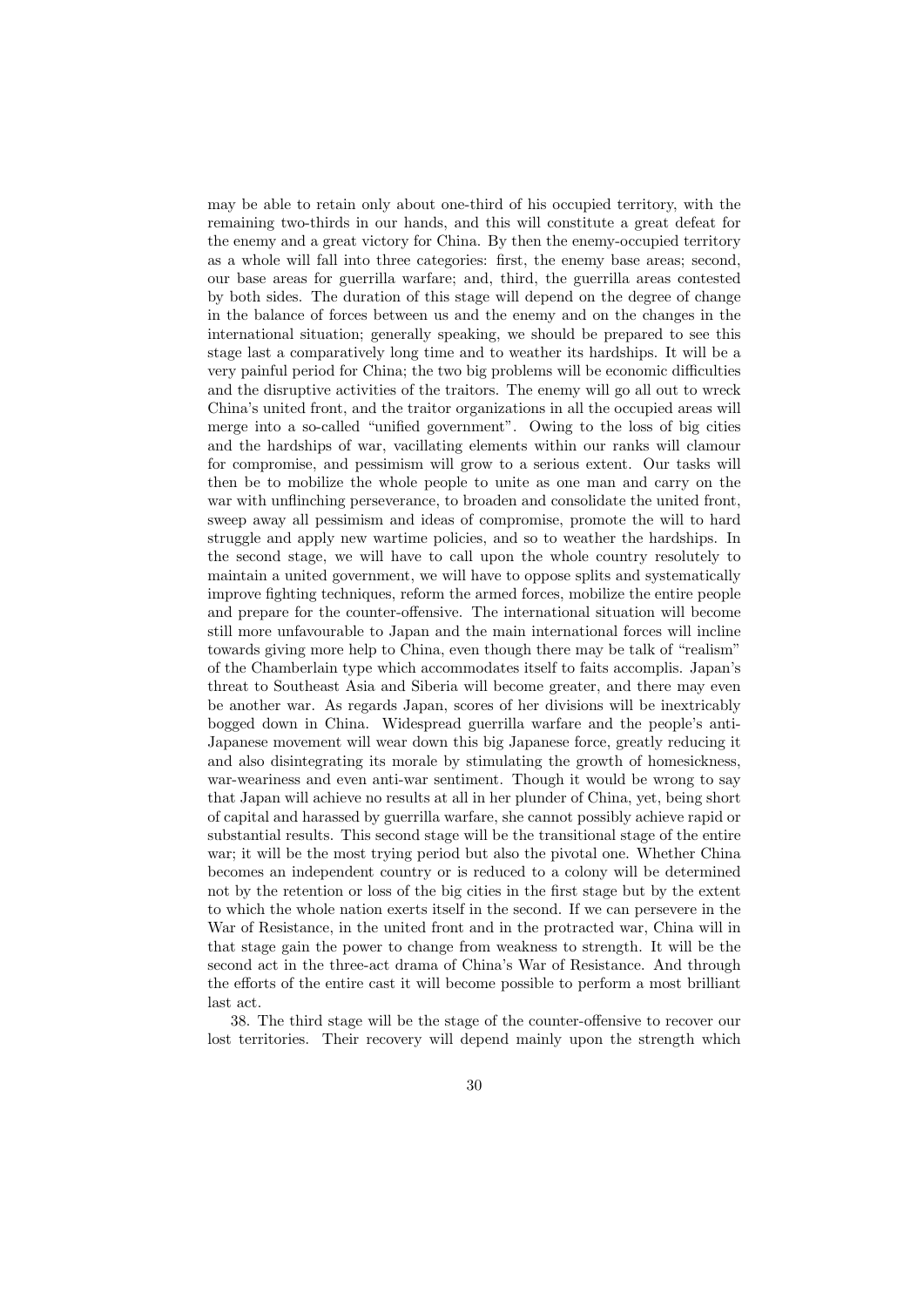may be able to retain only about one-third of his occupied territory, with the remaining two-thirds in our hands, and this will constitute a great defeat for the enemy and a great victory for China. By then the enemy-occupied territory as a whole will fall into three categories: first, the enemy base areas; second, our base areas for guerrilla warfare; and, third, the guerrilla areas contested by both sides. The duration of this stage will depend on the degree of change in the balance of forces between us and the enemy and on the changes in the international situation; generally speaking, we should be prepared to see this stage last a comparatively long time and to weather its hardships. It will be a very painful period for China; the two big problems will be economic difficulties and the disruptive activities of the traitors. The enemy will go all out to wreck China's united front, and the traitor organizations in all the occupied areas will merge into a so-called "unified government". Owing to the loss of big cities and the hardships of war, vacillating elements within our ranks will clamour for compromise, and pessimism will grow to a serious extent. Our tasks will then be to mobilize the whole people to unite as one man and carry on the war with unflinching perseverance, to broaden and consolidate the united front, sweep away all pessimism and ideas of compromise, promote the will to hard struggle and apply new wartime policies, and so to weather the hardships. In the second stage, we will have to call upon the whole country resolutely to maintain a united government, we will have to oppose splits and systematically improve fighting techniques, reform the armed forces, mobilize the entire people and prepare for the counter-offensive. The international situation will become still more unfavourable to Japan and the main international forces will incline towards giving more help to China, even though there may be talk of "realism" of the Chamberlain type which accommodates itself to faits accomplis. Japan's threat to Southeast Asia and Siberia will become greater, and there may even be another war. As regards Japan, scores of her divisions will be inextricably bogged down in China. Widespread guerrilla warfare and the people's anti-Japanese movement will wear down this big Japanese force, greatly reducing it and also disintegrating its morale by stimulating the growth of homesickness, war-weariness and even anti-war sentiment. Though it would be wrong to say that Japan will achieve no results at all in her plunder of China, yet, being short of capital and harassed by guerrilla warfare, she cannot possibly achieve rapid or substantial results. This second stage will be the transitional stage of the entire war; it will be the most trying period but also the pivotal one. Whether China becomes an independent country or is reduced to a colony will be determined not by the retention or loss of the big cities in the first stage but by the extent to which the whole nation exerts itself in the second. If we can persevere in the War of Resistance, in the united front and in the protracted war, China will in that stage gain the power to change from weakness to strength. It will be the second act in the three-act drama of China's War of Resistance. And through the efforts of the entire cast it will become possible to perform a most brilliant last act.

38. The third stage will be the stage of the counter-offensive to recover our lost territories. Their recovery will depend mainly upon the strength which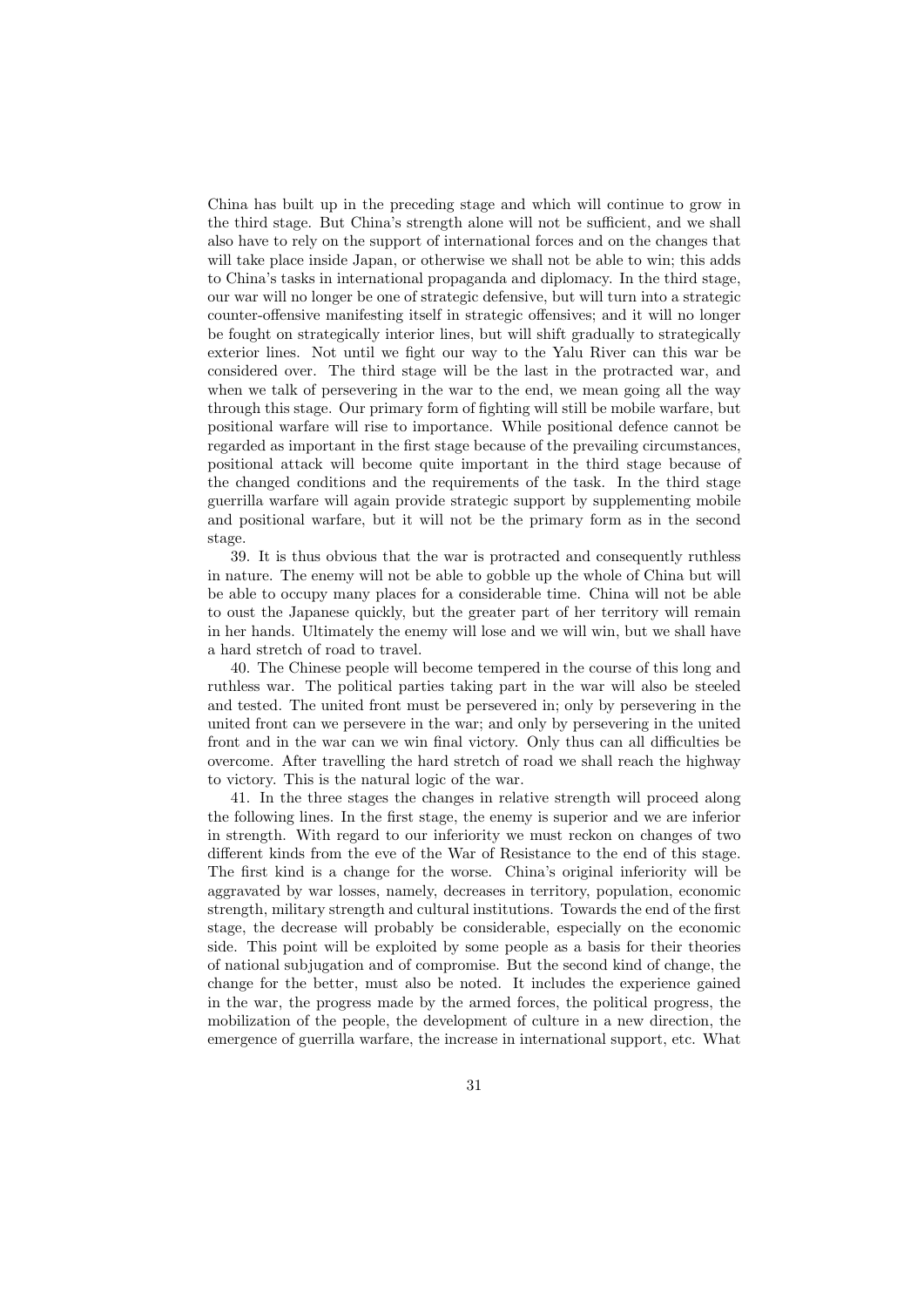China has built up in the preceding stage and which will continue to grow in the third stage. But China's strength alone will not be sufficient, and we shall also have to rely on the support of international forces and on the changes that will take place inside Japan, or otherwise we shall not be able to win; this adds to China's tasks in international propaganda and diplomacy. In the third stage, our war will no longer be one of strategic defensive, but will turn into a strategic counter-offensive manifesting itself in strategic offensives; and it will no longer be fought on strategically interior lines, but will shift gradually to strategically exterior lines. Not until we fight our way to the Yalu River can this war be considered over. The third stage will be the last in the protracted war, and when we talk of persevering in the war to the end, we mean going all the way through this stage. Our primary form of fighting will still be mobile warfare, but positional warfare will rise to importance. While positional defence cannot be regarded as important in the first stage because of the prevailing circumstances, positional attack will become quite important in the third stage because of the changed conditions and the requirements of the task. In the third stage guerrilla warfare will again provide strategic support by supplementing mobile and positional warfare, but it will not be the primary form as in the second stage.

39. It is thus obvious that the war is protracted and consequently ruthless in nature. The enemy will not be able to gobble up the whole of China but will be able to occupy many places for a considerable time. China will not be able to oust the Japanese quickly, but the greater part of her territory will remain in her hands. Ultimately the enemy will lose and we will win, but we shall have a hard stretch of road to travel.

40. The Chinese people will become tempered in the course of this long and ruthless war. The political parties taking part in the war will also be steeled and tested. The united front must be persevered in; only by persevering in the united front can we persevere in the war; and only by persevering in the united front and in the war can we win final victory. Only thus can all difficulties be overcome. After travelling the hard stretch of road we shall reach the highway to victory. This is the natural logic of the war.

41. In the three stages the changes in relative strength will proceed along the following lines. In the first stage, the enemy is superior and we are inferior in strength. With regard to our inferiority we must reckon on changes of two different kinds from the eve of the War of Resistance to the end of this stage. The first kind is a change for the worse. China's original inferiority will be aggravated by war losses, namely, decreases in territory, population, economic strength, military strength and cultural institutions. Towards the end of the first stage, the decrease will probably be considerable, especially on the economic side. This point will be exploited by some people as a basis for their theories of national subjugation and of compromise. But the second kind of change, the change for the better, must also be noted. It includes the experience gained in the war, the progress made by the armed forces, the political progress, the mobilization of the people, the development of culture in a new direction, the emergence of guerrilla warfare, the increase in international support, etc. What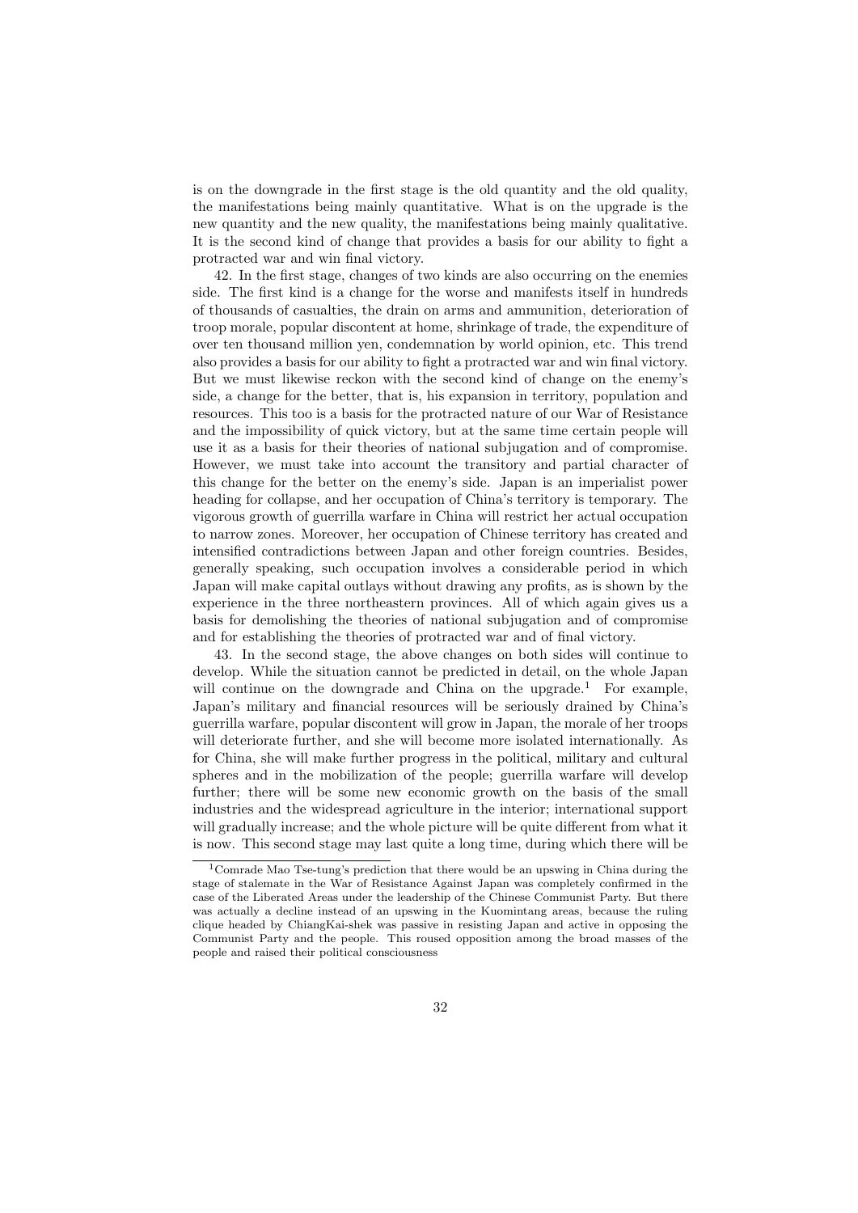is on the downgrade in the first stage is the old quantity and the old quality, the manifestations being mainly quantitative. What is on the upgrade is the new quantity and the new quality, the manifestations being mainly qualitative. It is the second kind of change that provides a basis for our ability to fight a protracted war and win final victory.

42. In the first stage, changes of two kinds are also occurring on the enemies side. The first kind is a change for the worse and manifests itself in hundreds of thousands of casualties, the drain on arms and ammunition, deterioration of troop morale, popular discontent at home, shrinkage of trade, the expenditure of over ten thousand million yen, condemnation by world opinion, etc. This trend also provides a basis for our ability to fight a protracted war and win final victory. But we must likewise reckon with the second kind of change on the enemy's side, a change for the better, that is, his expansion in territory, population and resources. This too is a basis for the protracted nature of our War of Resistance and the impossibility of quick victory, but at the same time certain people will use it as a basis for their theories of national subjugation and of compromise. However, we must take into account the transitory and partial character of this change for the better on the enemy's side. Japan is an imperialist power heading for collapse, and her occupation of China's territory is temporary. The vigorous growth of guerrilla warfare in China will restrict her actual occupation to narrow zones. Moreover, her occupation of Chinese territory has created and intensified contradictions between Japan and other foreign countries. Besides, generally speaking, such occupation involves a considerable period in which Japan will make capital outlays without drawing any profits, as is shown by the experience in the three northeastern provinces. All of which again gives us a basis for demolishing the theories of national subjugation and of compromise and for establishing the theories of protracted war and of final victory.

43. In the second stage, the above changes on both sides will continue to develop. While the situation cannot be predicted in detail, on the whole Japan will continue on the downgrade and China on the upgrade.[1] For example, Japan's military and financial resources will be seriously drained by China's guerrilla warfare, popular discontent will grow in Japan, the morale of her troops will deteriorate further, and she will become more isolated internationally. As for China, she will make further progress in the political, military and cultural spheres and in the mobilization of the people; guerrilla warfare will develop further; there will be some new economic growth on the basis of the small industries and the widespread agriculture in the interior; international support will gradually increase; and the whole picture will be quite different from what it is now. This second stage may last quite a long time, during which there will be

[1] Comrade Mao Tse-tung's prediction that there would be an upswing in China during the stage of stalemate in the War of Resistance Against Japan was completely confirmed in the case of the Liberated Areas under the leadership of the Chinese Communist Party. But there was actually a decline instead of an upswing in the Kuomintang areas, because the ruling clique headed by ChiangKai-shek was passive in resisting Japan and active in opposing the Communist Party and the people. This roused opposition among the broad masses of the people and raised their political consciousness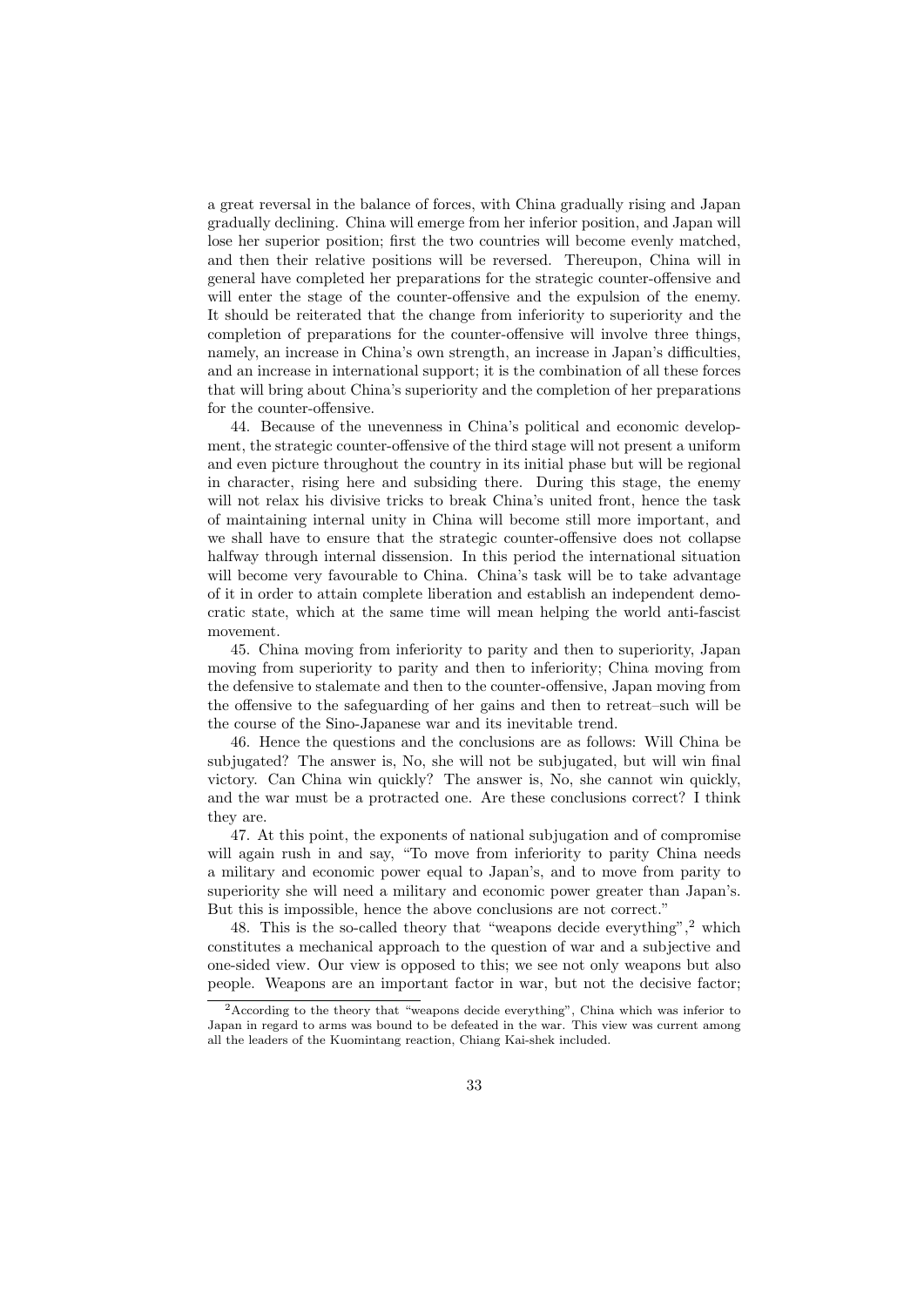a great reversal in the balance of forces, with China gradually rising and Japan gradually declining. China will emerge from her inferior position, and Japan will lose her superior position; first the two countries will become evenly matched, and then their relative positions will be reversed. Thereupon, China will in general have completed her preparations for the strategic counter-offensive and will enter the stage of the counter-offensive and the expulsion of the enemy. It should be reiterated that the change from inferiority to superiority and the completion of preparations for the counter-offensive will involve three things, namely, an increase in China's own strength, an increase in Japan's difficulties, and an increase in international support; it is the combination of all these forces that will bring about China's superiority and the completion of her preparations for the counter-offensive.

44. Because of the unevenness in China's political and economic development, the strategic counter-offensive of the third stage will not present a uniform and even picture throughout the country in its initial phase but will be regional in character, rising here and subsiding there. During this stage, the enemy will not relax his divisive tricks to break China's united front, hence the task of maintaining internal unity in China will become still more important, and we shall have to ensure that the strategic counter-offensive does not collapse halfway through internal dissension. In this period the international situation will become very favourable to China. China's task will be to take advantage of it in order to attain complete liberation and establish an independent democratic state, which at the same time will mean helping the world anti-fascist movement.

45. China moving from inferiority to parity and then to superiority, Japan moving from superiority to parity and then to inferiority; China moving from the defensive to stalemate and then to the counter-offensive, Japan moving from the offensive to the safeguarding of her gains and then to retreat–such will be the course of the Sino-Japanese war and its inevitable trend.

46. Hence the questions and the conclusions are as follows: Will China be subjugated? The answer is, No, she will not be subjugated, but will win final victory. Can China win quickly? The answer is, No, she cannot win quickly, and the war must be a protracted one. Are these conclusions correct? I think they are.

47. At this point, the exponents of national subjugation and of compromise will again rush in and say, "To move from inferiority to parity China needs a military and economic power equal to Japan's, and to move from parity to superiority she will need a military and economic power greater than Japan's. But this is impossible, hence the above conclusions are not correct."

48. This is the so-called theory that "weapons decide everything",[2] which constitutes a mechanical approach to the question of war and a subjective and one-sided view. Our view is opposed to this; we see not only weapons but also people. Weapons are an important factor in war, but not the decisive factor;

[2]According to the theory that "weapons decide everything", China which was inferior to Japan in regard to arms was bound to be defeated in the war. This view was current among all the leaders of the Kuomintang reaction, Chiang Kai-shek included.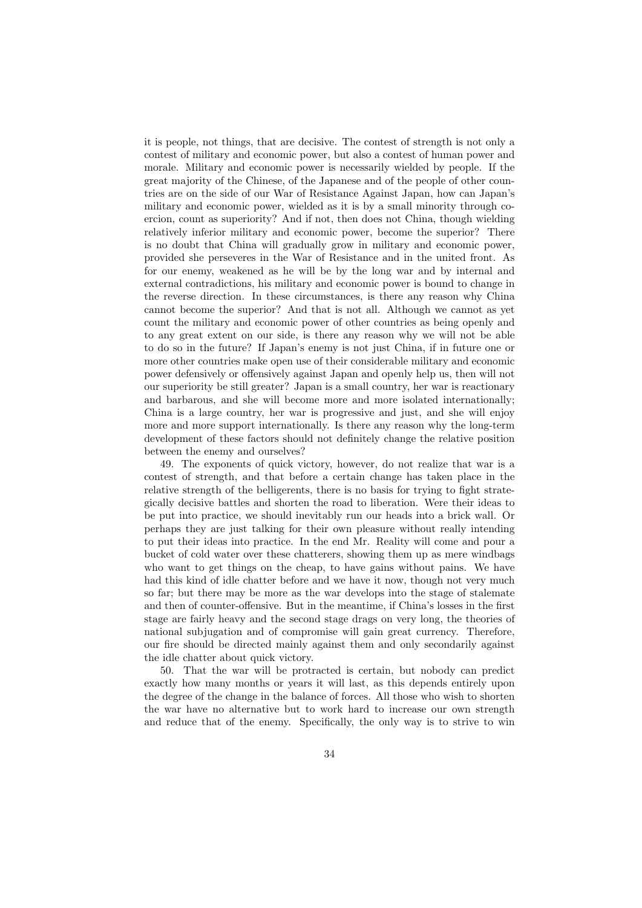it is people, not things, that are decisive. The contest of strength is not only a contest of military and economic power, but also a contest of human power and morale. Military and economic power is necessarily wielded by people. If the great majority of the Chinese, of the Japanese and of the people of other countries are on the side of our War of Resistance Against Japan, how can Japan's military and economic power, wielded as it is by a small minority through coercion, count as superiority? And if not, then does not China, though wielding relatively inferior military and economic power, become the superior? There is no doubt that China will gradually grow in military and economic power, provided she perseveres in the War of Resistance and in the united front. As for our enemy, weakened as he will be by the long war and by internal and external contradictions, his military and economic power is bound to change in the reverse direction. In these circumstances, is there any reason why China cannot become the superior? And that is not all. Although we cannot as yet count the military and economic power of other countries as being openly and to any great extent on our side, is there any reason why we will not be able to do so in the future? If Japan's enemy is not just China, if in future one or more other countries make open use of their considerable military and economic power defensively or offensively against Japan and openly help us, then will not our superiority be still greater? Japan is a small country, her war is reactionary and barbarous, and she will become more and more isolated internationally; China is a large country, her war is progressive and just, and she will enjoy more and more support internationally. Is there any reason why the long-term development of these factors should not definitely change the relative position between the enemy and ourselves?

49. The exponents of quick victory, however, do not realize that war is a contest of strength, and that before a certain change has taken place in the relative strength of the belligerents, there is no basis for trying to fight strategically decisive battles and shorten the road to liberation. Were their ideas to be put into practice, we should inevitably run our heads into a brick wall. Or perhaps they are just talking for their own pleasure without really intending to put their ideas into practice. In the end Mr. Reality will come and pour a bucket of cold water over these chatterers, showing them up as mere windbags who want to get things on the cheap, to have gains without pains. We have had this kind of idle chatter before and we have it now, though not very much so far; but there may be more as the war develops into the stage of stalemate and then of counter-offensive. But in the meantime, if China's losses in the first stage are fairly heavy and the second stage drags on very long, the theories of national subjugation and of compromise will gain great currency. Therefore, our fire should be directed mainly against them and only secondarily against the idle chatter about quick victory.

50. That the war will be protracted is certain, but nobody can predict exactly how many months or years it will last, as this depends entirely upon the degree of the change in the balance of forces. All those who wish to shorten the war have no alternative but to work hard to increase our own strength and reduce that of the enemy. Specifically, the only way is to strive to win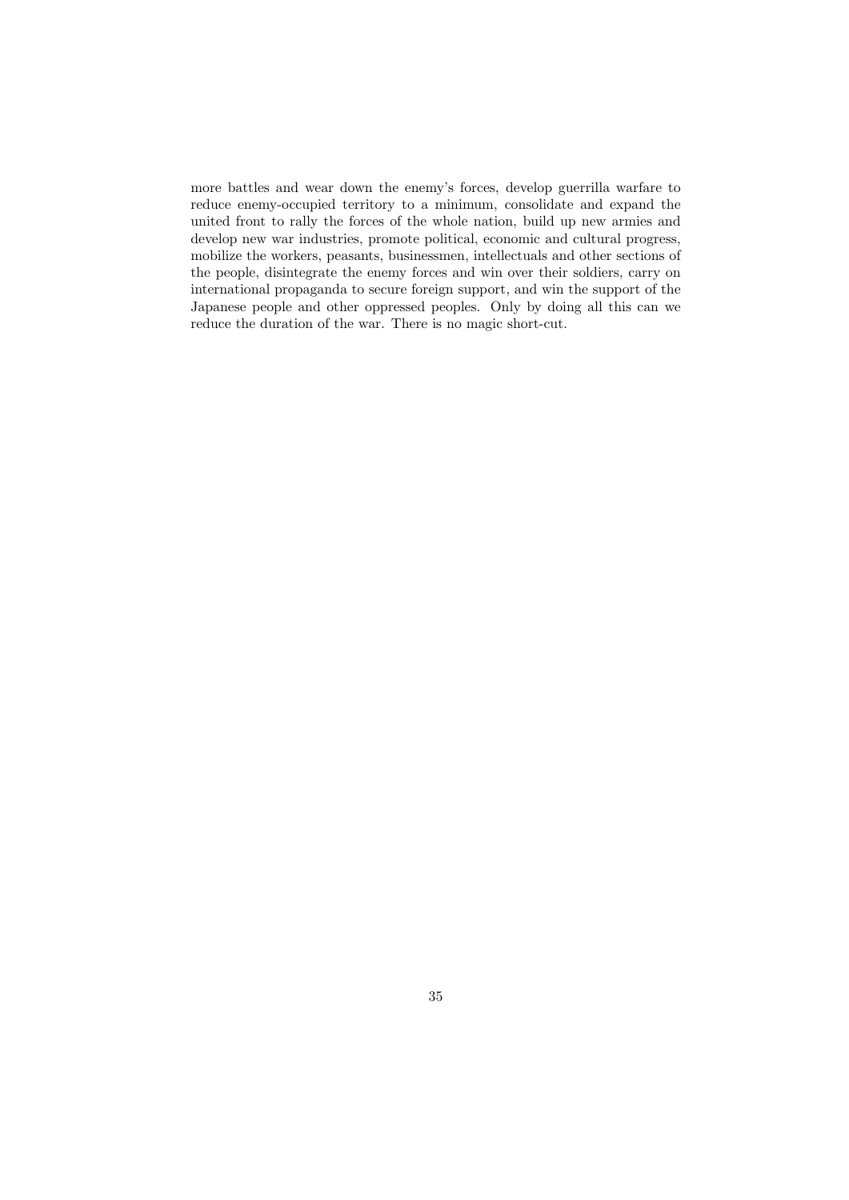more battles and wear down the enemy's forces, develop guerrilla warfare to reduce enemy-occupied territory to a minimum, consolidate and expand the united front to rally the forces of the whole nation, build up new armies and develop new war industries, promote political, economic and cultural progress, mobilize the workers, peasants, businessmen, intellectuals and other sections of the people, disintegrate the enemy forces and win over their soldiers, carry on international propaganda to secure foreign support, and win the support of the Japanese people and other oppressed peoples. Only by doing all this can we reduce the duration of the war. There is no magic short-cut.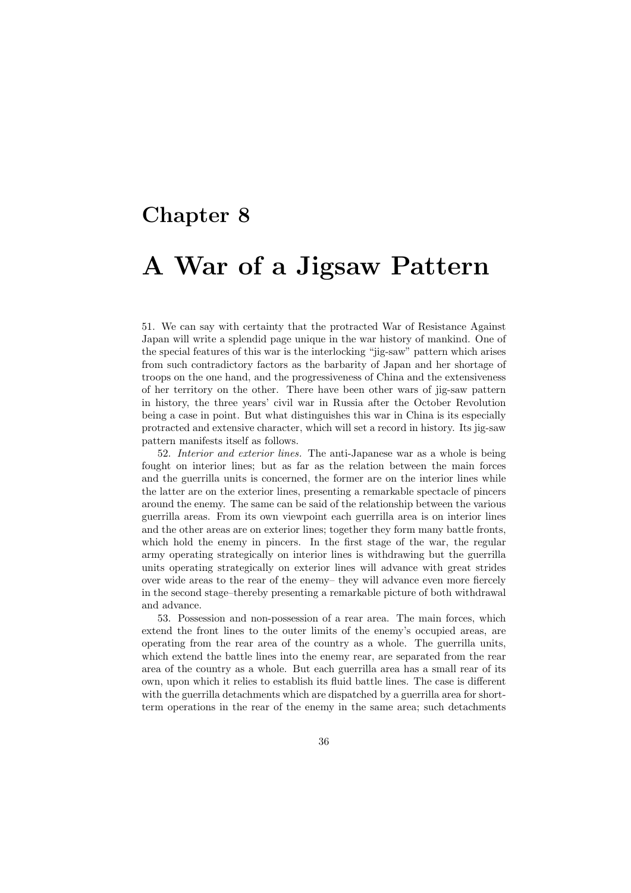# Chapter 8

# A War of a Jigsaw Pattern

51. We can say with certainty that the protracted War of Resistance Against Japan will write a splendid page unique in the war history of mankind. One of the special features of this war is the interlocking "jig-saw" pattern which arises from such contradictory factors as the barbarity of Japan and her shortage of troops on the one hand, and the progressiveness of China and the extensiveness of her territory on the other. There have been other wars of jig-saw pattern in history, the three years' civil war in Russia after the October Revolution being a case in point. But what distinguishes this war in China is its especially protracted and extensive character, which will set a record in history. Its jig-saw pattern manifests itself as follows.

52. *Interior and exterior lines.* The anti-Japanese war as a whole is being fought on interior lines; but as far as the relation between the main forces and the guerrilla units is concerned, the former are on the interior lines while the latter are on the exterior lines, presenting a remarkable spectacle of pincers around the enemy. The same can be said of the relationship between the various guerrilla areas. From its own viewpoint each guerrilla area is on interior lines and the other areas are on exterior lines; together they form many battle fronts, which hold the enemy in pincers. In the first stage of the war, the regular army operating strategically on interior lines is withdrawing but the guerrilla units operating strategically on exterior lines will advance with great strides over wide areas to the rear of the enemy– they will advance even more fiercely in the second stage–thereby presenting a remarkable picture of both withdrawal and advance.

53. Possession and non-possession of a rear area. The main forces, which extend the front lines to the outer limits of the enemy's occupied areas, are operating from the rear area of the country as a whole. The guerrilla units, which extend the battle lines into the enemy rear, are separated from the rear area of the country as a whole. But each guerrilla area has a small rear of its own, upon which it relies to establish its fluid battle lines. The case is different with the guerrilla detachments which are dispatched by a guerrilla area for short-term operations in the rear of the enemy in the same area; such detachments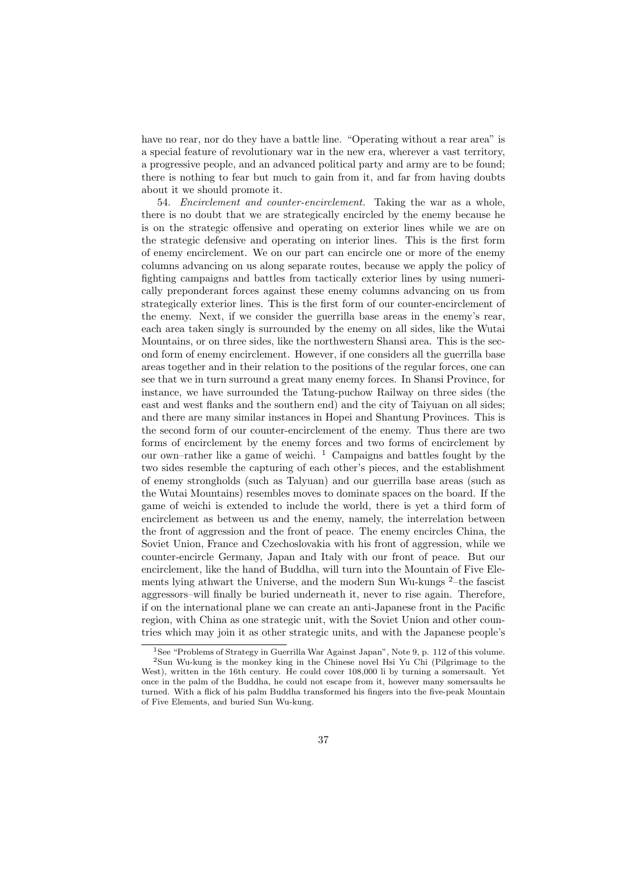have no rear, nor do they have a battle line. "Operating without a rear area" is a special feature of revolutionary war in the new era, wherever a vast territory, a progressive people, and an advanced political party and army are to be found; there is nothing to fear but much to gain from it, and far from having doubts about it we should promote it.

54. *Encirclement and counter-encirclement.* Taking the war as a whole, there is no doubt that we are strategically encircled by the enemy because he is on the strategic offensive and operating on exterior lines while we are on the strategic defensive and operating on interior lines. This is the first form of enemy encirclement. We on our part can encircle one or more of the enemy columns advancing on us along separate routes, because we apply the policy of fighting campaigns and battles from tactically exterior lines by using numerically preponderant forces against these enemy columns advancing on us from strategically exterior lines. This is the first form of our counter-encirclement of the enemy. Next, if we consider the guerrilla base areas in the enemy's rear, each area taken singly is surrounded by the enemy on all sides, like the Wutai Mountains, or on three sides, like the northwestern Shansi area. This is the second form of enemy encirclement. However, if one considers all the guerrilla base areas together and in their relation to the positions of the regular forces, one can see that we in turn surround a great many enemy forces. In Shansi Province, for instance, we have surrounded the Tatung-puchow Railway on three sides (the east and west flanks and the southern end) and the city of Taiyuan on all sides; and there are many similar instances in Hopei and Shantung Provinces. This is the second form of our counter-encirclement of the enemy. Thus there are two forms of encirclement by the enemy forces and two forms of encirclement by our own–rather like a game of weichi. [1] Campaigns and battles fought by the two sides resemble the capturing of each other's pieces, and the establishment of enemy strongholds (such as Talyuan) and our guerrilla base areas (such as the Wutai Mountains) resembles moves to dominate spaces on the board. If the game of weichi is extended to include the world, there is yet a third form of encirclement as between us and the enemy, namely, the interrelation between the front of aggression and the front of peace. The enemy encircles China, the Soviet Union, France and Czechoslovakia with his front of aggression, while we counter-encircle Germany, Japan and Italy with our front of peace. But our encirclement, like the hand of Buddha, will turn into the Mountain of Five Elements lying athwart the Universe, and the modern Sun Wu-kungs [2]–the fascist aggressors–will finally be buried underneath it, never to rise again. Therefore, if on the international plane we can create an anti-Japanese front in the Pacific region, with China as one strategic unit, with the Soviet Union and other countries which may join it as other strategic units, and with the Japanese people's

---

[1] See "Problems of Strategy in Guerrilla War Against Japan", Note 9, p. 112 of this volume.

[2] Sun Wu-kung is the monkey king in the Chinese novel Hsi Yu Chi (Pilgrimage to the West), written in the 16th century. He could cover 108,000 li by turning a somersault. Yet once in the palm of the Buddha, he could not escape from it, however many somersaults he turned. With a flick of his palm Buddha transformed his fingers into the five-peak Mountain of Five Elements, and buried Sun Wu-kung.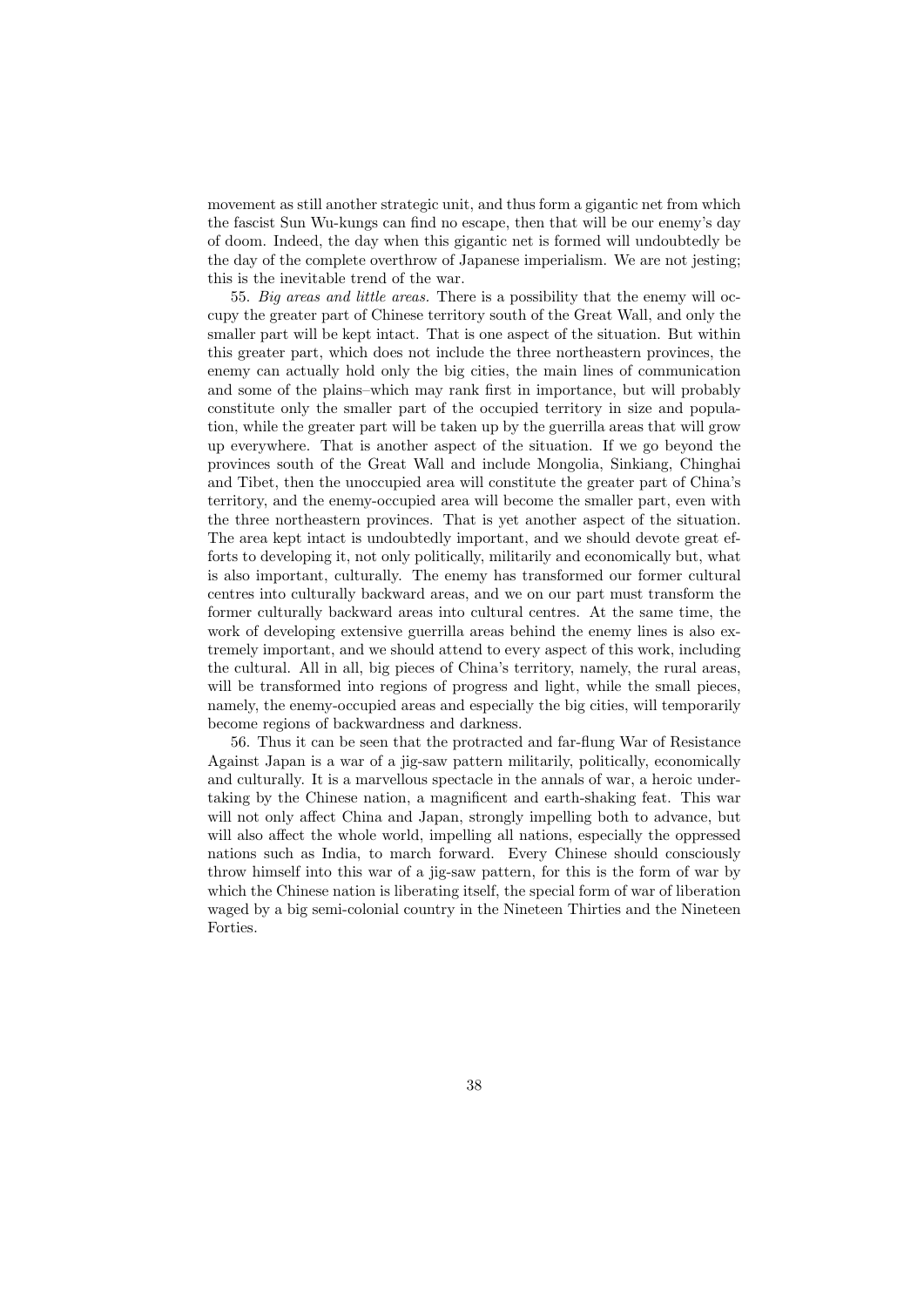movement as still another strategic unit, and thus form a gigantic net from which the fascist Sun Wu-kungs can find no escape, then that will be our enemy's day of doom. Indeed, the day when this gigantic net is formed will undoubtedly be the day of the complete overthrow of Japanese imperialism. We are not jesting; this is the inevitable trend of the war.

55. *Big areas and little areas.* There is a possibility that the enemy will occupy the greater part of Chinese territory south of the Great Wall, and only the smaller part will be kept intact. That is one aspect of the situation. But within this greater part, which does not include the three northeastern provinces, the enemy can actually hold only the big cities, the main lines of communication and some of the plains–which may rank first in importance, but will probably constitute only the smaller part of the occupied territory in size and population, while the greater part will be taken up by the guerrilla areas that will grow up everywhere. That is another aspect of the situation. If we go beyond the provinces south of the Great Wall and include Mongolia, Sinkiang, Chinghai and Tibet, then the unoccupied area will constitute the greater part of China's territory, and the enemy-occupied area will become the smaller part, even with the three northeastern provinces. That is yet another aspect of the situation. The area kept intact is undoubtedly important, and we should devote great efforts to developing it, not only politically, militarily and economically but, what is also important, culturally. The enemy has transformed our former cultural centres into culturally backward areas, and we on our part must transform the former culturally backward areas into cultural centres. At the same time, the work of developing extensive guerrilla areas behind the enemy lines is also extremely important, and we should attend to every aspect of this work, including the cultural. All in all, big pieces of China's territory, namely, the rural areas, will be transformed into regions of progress and light, while the small pieces, namely, the enemy-occupied areas and especially the big cities, will temporarily become regions of backwardness and darkness.

56. Thus it can be seen that the protracted and far-flung War of Resistance Against Japan is a war of a jig-saw pattern militarily, politically, economically and culturally. It is a marvellous spectacle in the annals of war, a heroic undertaking by the Chinese nation, a magnificent and earth-shaking feat. This war will not only affect China and Japan, strongly impelling both to advance, but will also affect the whole world, impelling all nations, especially the oppressed nations such as India, to march forward. Every Chinese should consciously throw himself into this war of a jig-saw pattern, for this is the form of war by which the Chinese nation is liberating itself, the special form of war of liberation waged by a big semi-colonial country in the Nineteen Thirties and the Nineteen Forties.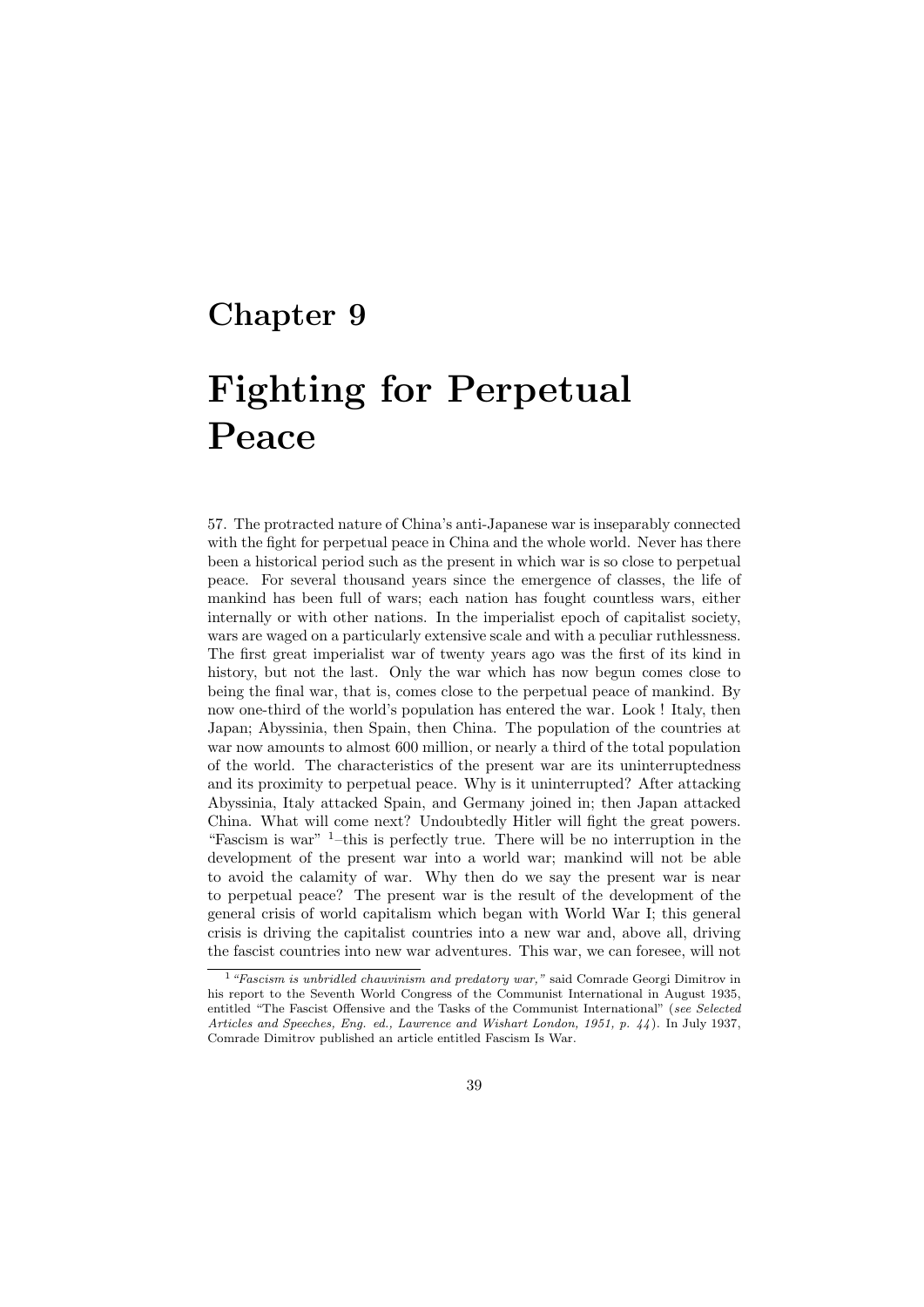# Chapter 9

# Fighting for Perpetual Peace

57. The protracted nature of China's anti-Japanese war is inseparably connected with the fight for perpetual peace in China and the whole world. Never has there been a historical period such as the present in which war is so close to perpetual peace. For several thousand years since the emergence of classes, the life of mankind has been full of wars; each nation has fought countless wars, either internally or with other nations. In the imperialist epoch of capitalist society, wars are waged on a particularly extensive scale and with a peculiar ruthlessness. The first great imperialist war of twenty years ago was the first of its kind in history, but not the last. Only the war which has now begun comes close to being the final war, that is, comes close to the perpetual peace of mankind. By now one-third of the world's population has entered the war. Look ! Italy, then Japan; Abyssinia, then Spain, then China. The population of the countries at war now amounts to almost 600 million, or nearly a third of the total population of the world. The characteristics of the present war are its uninterruptedness and its proximity to perpetual peace. Why is it uninterrupted? After attacking Abyssinia, Italy attacked Spain, and Germany joined in; then Japan attacked China. What will come next? Undoubtedly Hitler will fight the great powers. "Fascism is war" [1]–this is perfectly true. There will be no interruption in the development of the present war into a world war; mankind will not be able to avoid the calamity of war. Why then do we say the present war is near to perpetual peace? The present war is the result of the development of the general crisis of world capitalism which began with World War I; this general crisis is driving the capitalist countries into a new war and, above all, driving the fascist countries into new war adventures. This war, we can foresee, will not

---

[1] *"Fascism is unbridled chauvinism and predatory war,"* said Comrade Georgi Dimitrov in his report to the Seventh World Congress of the Communist International in August 1935, entitled "The Fascist Offensive and the Tasks of the Communist International" (*see Selected Articles and Speeches, Eng. ed., Lawrence and Wishart London, 1951, p. 44*). In July 1937, Comrade Dimitrov published an article entitled Fascism Is War.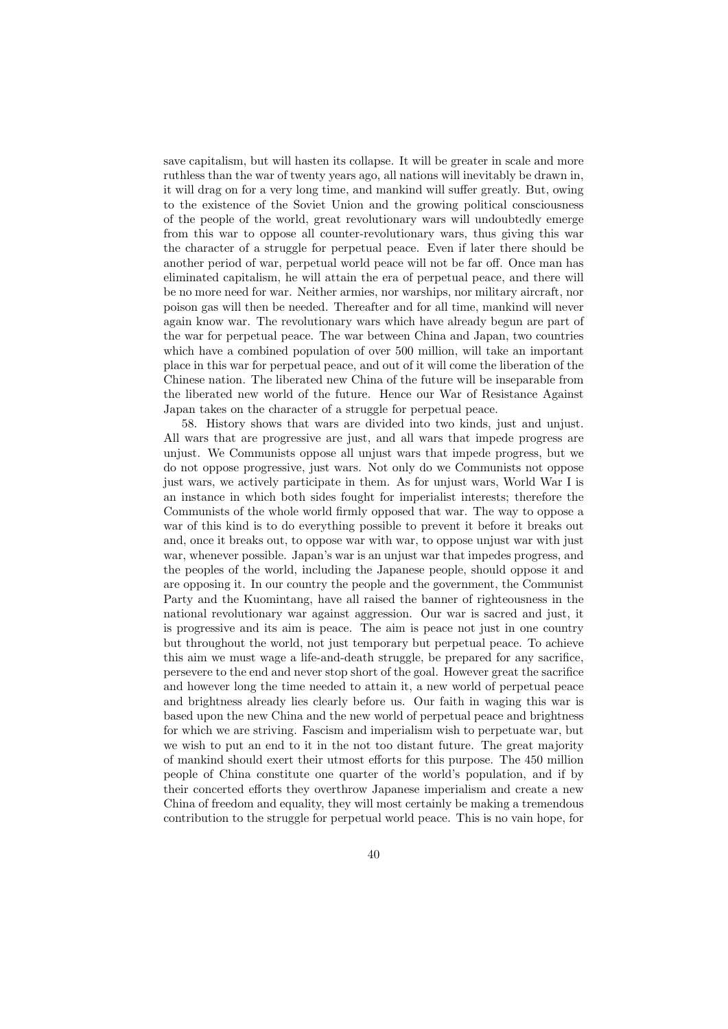save capitalism, but will hasten its collapse. It will be greater in scale and more ruthless than the war of twenty years ago, all nations will inevitably be drawn in, it will drag on for a very long time, and mankind will suffer greatly. But, owing to the existence of the Soviet Union and the growing political consciousness of the people of the world, great revolutionary wars will undoubtedly emerge from this war to oppose all counter-revolutionary wars, thus giving this war the character of a struggle for perpetual peace. Even if later there should be another period of war, perpetual world peace will not be far off. Once man has eliminated capitalism, he will attain the era of perpetual peace, and there will be no more need for war. Neither armies, nor warships, nor military aircraft, nor poison gas will then be needed. Thereafter and for all time, mankind will never again know war. The revolutionary wars which have already begun are part of the war for perpetual peace. The war between China and Japan, two countries which have a combined population of over 500 million, will take an important place in this war for perpetual peace, and out of it will come the liberation of the Chinese nation. The liberated new China of the future will be inseparable from the liberated new world of the future. Hence our War of Resistance Against Japan takes on the character of a struggle for perpetual peace.

58. History shows that wars are divided into two kinds, just and unjust. All wars that are progressive are just, and all wars that impede progress are unjust. We Communists oppose all unjust wars that impede progress, but we do not oppose progressive, just wars. Not only do we Communists not oppose just wars, we actively participate in them. As for unjust wars, World War I is an instance in which both sides fought for imperialist interests; therefore the Communists of the whole world firmly opposed that war. The way to oppose a war of this kind is to do everything possible to prevent it before it breaks out and, once it breaks out, to oppose war with war, to oppose unjust war with just war, whenever possible. Japan's war is an unjust war that impedes progress, and the peoples of the world, including the Japanese people, should oppose it and are opposing it. In our country the people and the government, the Communist Party and the Kuomintang, have all raised the banner of righteousness in the national revolutionary war against aggression. Our war is sacred and just, it is progressive and its aim is peace. The aim is peace not just in one country but throughout the world, not just temporary but perpetual peace. To achieve this aim we must wage a life-and-death struggle, be prepared for any sacrifice, persevere to the end and never stop short of the goal. However great the sacrifice and however long the time needed to attain it, a new world of perpetual peace and brightness already lies clearly before us. Our faith in waging this war is based upon the new China and the new world of perpetual peace and brightness for which we are striving. Fascism and imperialism wish to perpetuate war, but we wish to put an end to it in the not too distant future. The great majority of mankind should exert their utmost efforts for this purpose. The 450 million people of China constitute one quarter of the world's population, and if by their concerted efforts they overthrow Japanese imperialism and create a new China of freedom and equality, they will most certainly be making a tremendous contribution to the struggle for perpetual world peace. This is no vain hope, for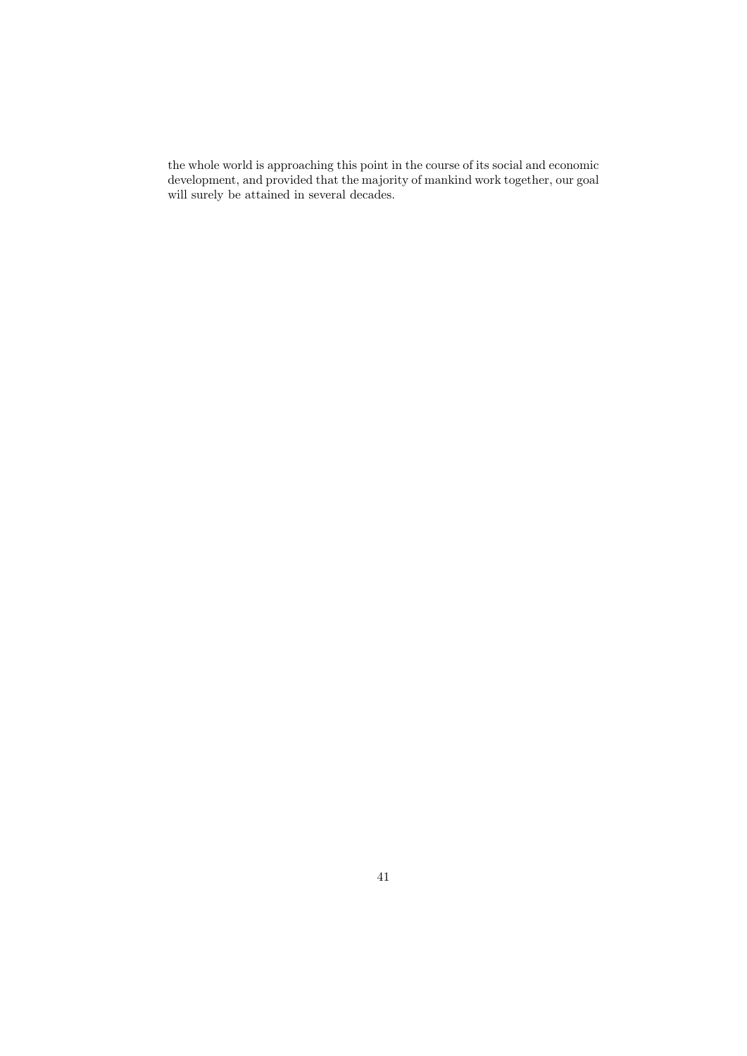the whole world is approaching this point in the course of its social and economic development, and provided that the majority of mankind work together, our goal will surely be attained in several decades.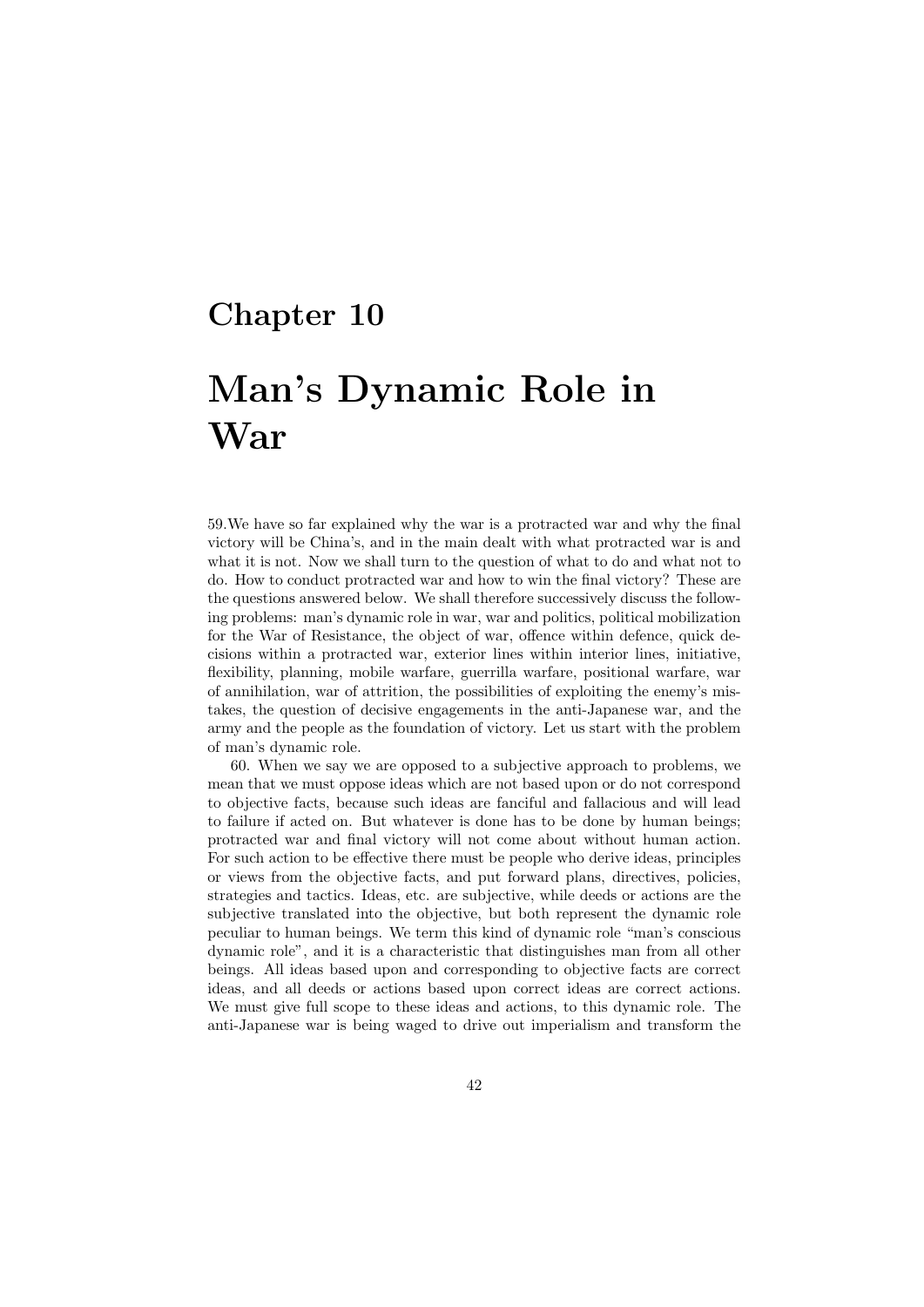# Chapter 10

# Man's Dynamic Role in War

59.We have so far explained why the war is a protracted war and why the final victory will be China's, and in the main dealt with what protracted war is and what it is not. Now we shall turn to the question of what to do and what not to do. How to conduct protracted war and how to win the final victory? These are the questions answered below. We shall therefore successively discuss the following problems: man's dynamic role in war, war and politics, political mobilization for the War of Resistance, the object of war, offence within defence, quick decisions within a protracted war, exterior lines within interior lines, initiative, flexibility, planning, mobile warfare, guerrilla warfare, positional warfare, war of annihilation, war of attrition, the possibilities of exploiting the enemy's mistakes, the question of decisive engagements in the anti-Japanese war, and the army and the people as the foundation of victory. Let us start with the problem of man's dynamic role.

60. When we say we are opposed to a subjective approach to problems, we mean that we must oppose ideas which are not based upon or do not correspond to objective facts, because such ideas are fanciful and fallacious and will lead to failure if acted on. But whatever is done has to be done by human beings; protracted war and final victory will not come about without human action. For such action to be effective there must be people who derive ideas, principles or views from the objective facts, and put forward plans, directives, policies, strategies and tactics. Ideas, etc. are subjective, while deeds or actions are the subjective translated into the objective, but both represent the dynamic role peculiar to human beings. We term this kind of dynamic role "man's conscious dynamic role", and it is a characteristic that distinguishes man from all other beings. All ideas based upon and corresponding to objective facts are correct ideas, and all deeds or actions based upon correct ideas are correct actions. We must give full scope to these ideas and actions, to this dynamic role. The anti-Japanese war is being waged to drive out imperialism and transform the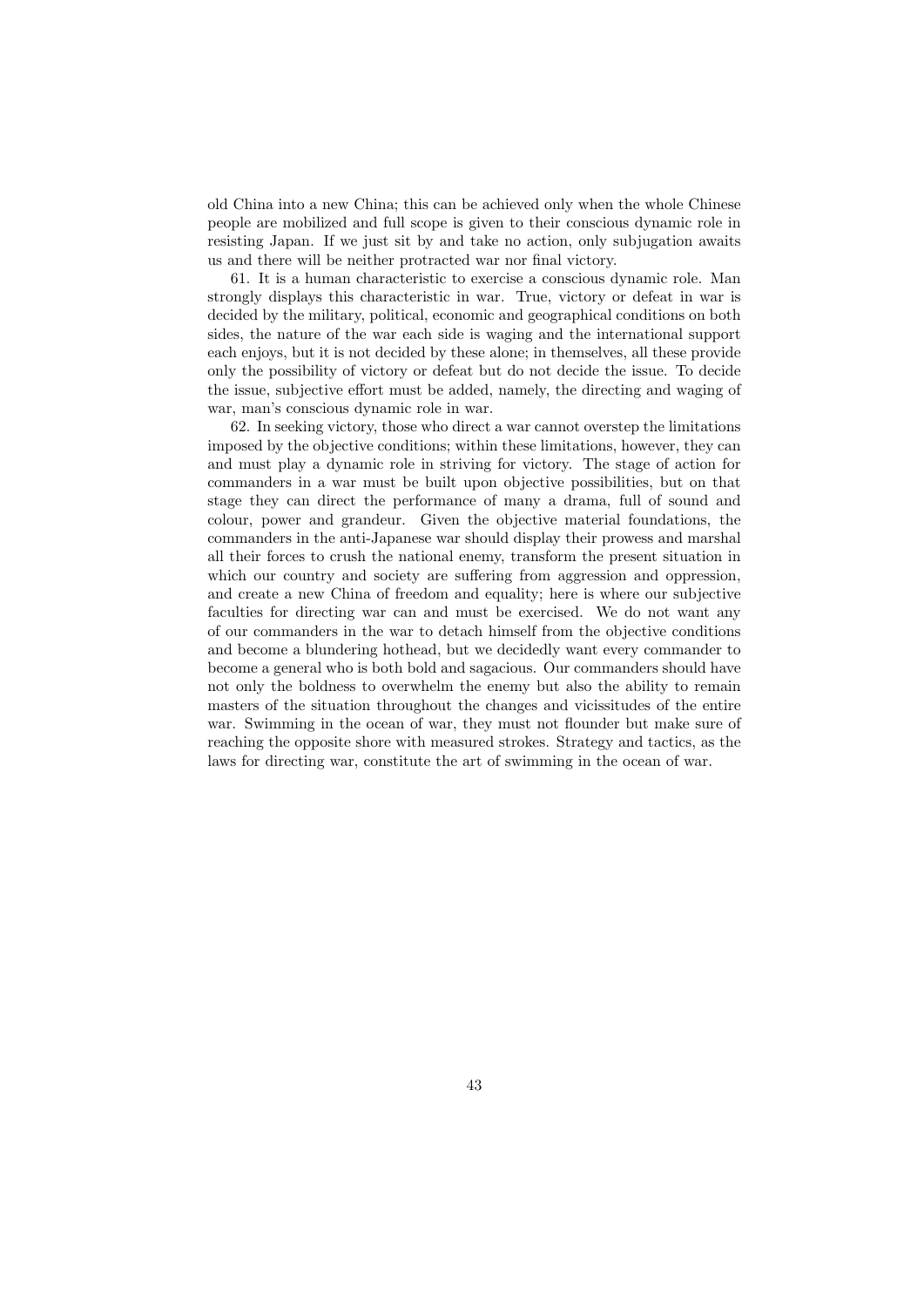old China into a new China; this can be achieved only when the whole Chinese people are mobilized and full scope is given to their conscious dynamic role in resisting Japan. If we just sit by and take no action, only subjugation awaits us and there will be neither protracted war nor final victory.

61. It is a human characteristic to exercise a conscious dynamic role. Man strongly displays this characteristic in war. True, victory or defeat in war is decided by the military, political, economic and geographical conditions on both sides, the nature of the war each side is waging and the international support each enjoys, but it is not decided by these alone; in themselves, all these provide only the possibility of victory or defeat but do not decide the issue. To decide the issue, subjective effort must be added, namely, the directing and waging of war, man's conscious dynamic role in war.

62. In seeking victory, those who direct a war cannot overstep the limitations imposed by the objective conditions; within these limitations, however, they can and must play a dynamic role in striving for victory. The stage of action for commanders in a war must be built upon objective possibilities, but on that stage they can direct the performance of many a drama, full of sound and colour, power and grandeur. Given the objective material foundations, the commanders in the anti-Japanese war should display their prowess and marshal all their forces to crush the national enemy, transform the present situation in which our country and society are suffering from aggression and oppression, and create a new China of freedom and equality; here is where our subjective faculties for directing war can and must be exercised. We do not want any of our commanders in the war to detach himself from the objective conditions and become a blundering hothead, but we decidedly want every commander to become a general who is both bold and sagacious. Our commanders should have not only the boldness to overwhelm the enemy but also the ability to remain masters of the situation throughout the changes and vicissitudes of the entire war. Swimming in the ocean of war, they must not flounder but make sure of reaching the opposite shore with measured strokes. Strategy and tactics, as the laws for directing war, constitute the art of swimming in the ocean of war.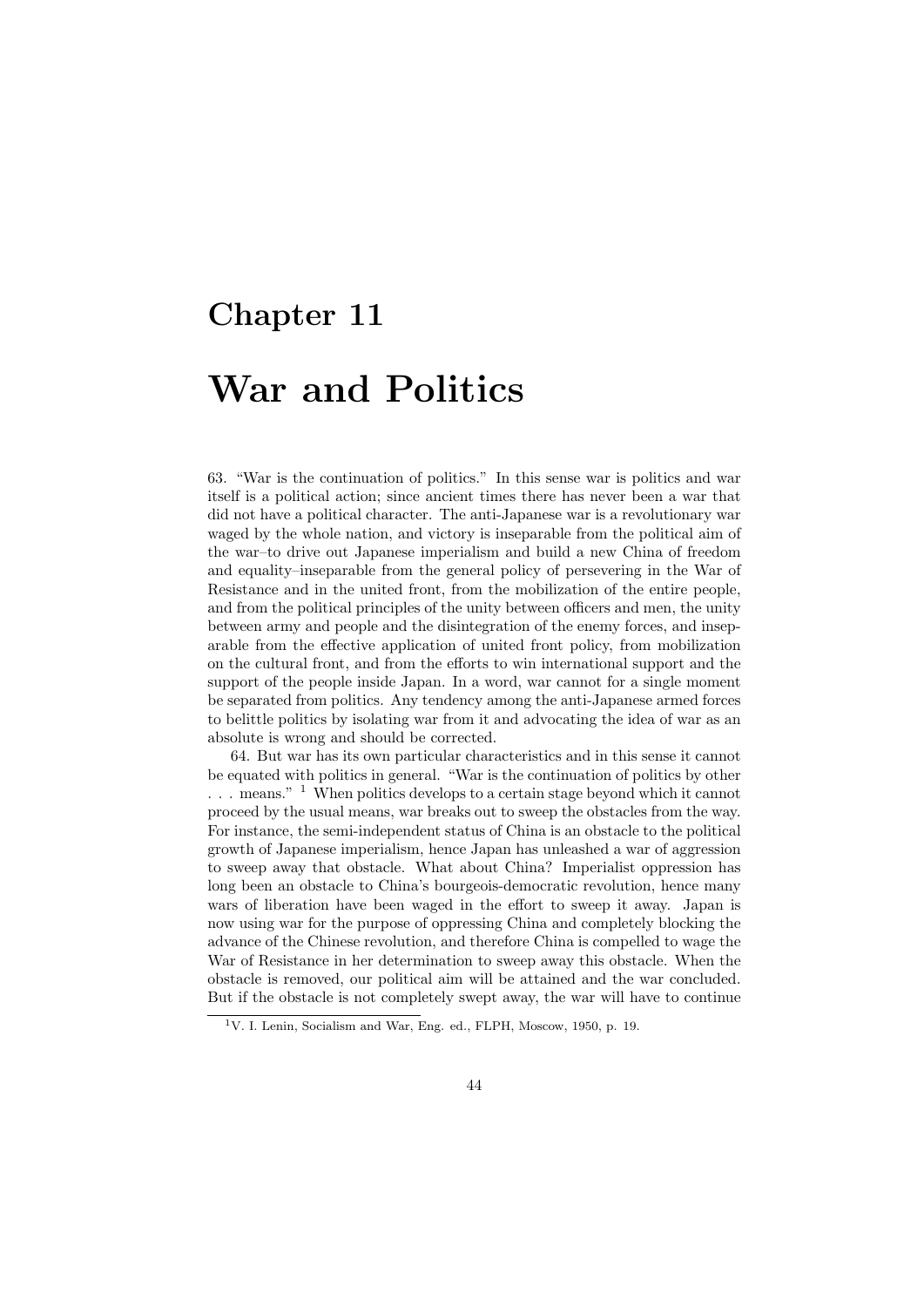# Chapter 11

# War and Politics

63. "War is the continuation of politics." In this sense war is politics and war itself is a political action; since ancient times there has never been a war that did not have a political character. The anti-Japanese war is a revolutionary war waged by the whole nation, and victory is inseparable from the political aim of the war–to drive out Japanese imperialism and build a new China of freedom and equality–inseparable from the general policy of persevering in the War of Resistance and in the united front, from the mobilization of the entire people, and from the political principles of the unity between officers and men, the unity between army and people and the disintegration of the enemy forces, and inseparable from the effective application of united front policy, from mobilization on the cultural front, and from the efforts to win international support and the support of the people inside Japan. In a word, war cannot for a single moment be separated from politics. Any tendency among the anti-Japanese armed forces to belittle politics by isolating war from it and advocating the idea of war as an absolute is wrong and should be corrected.

64. But war has its own particular characteristics and in this sense it cannot be equated with politics in general. "War is the continuation of politics by other . . . means." [1] When politics develops to a certain stage beyond which it cannot proceed by the usual means, war breaks out to sweep the obstacles from the way. For instance, the semi-independent status of China is an obstacle to the political growth of Japanese imperialism, hence Japan has unleashed a war of aggression to sweep away that obstacle. What about China? Imperialist oppression has long been an obstacle to China's bourgeois-democratic revolution, hence many wars of liberation have been waged in the effort to sweep it away. Japan is now using war for the purpose of oppressing China and completely blocking the advance of the Chinese revolution, and therefore China is compelled to wage the War of Resistance in her determination to sweep away this obstacle. When the obstacle is removed, our political aim will be attained and the war concluded. But if the obstacle is not completely swept away, the war will have to continue

[1] V. I. Lenin, Socialism and War, Eng. ed., FLPH, Moscow, 1950, p. 19.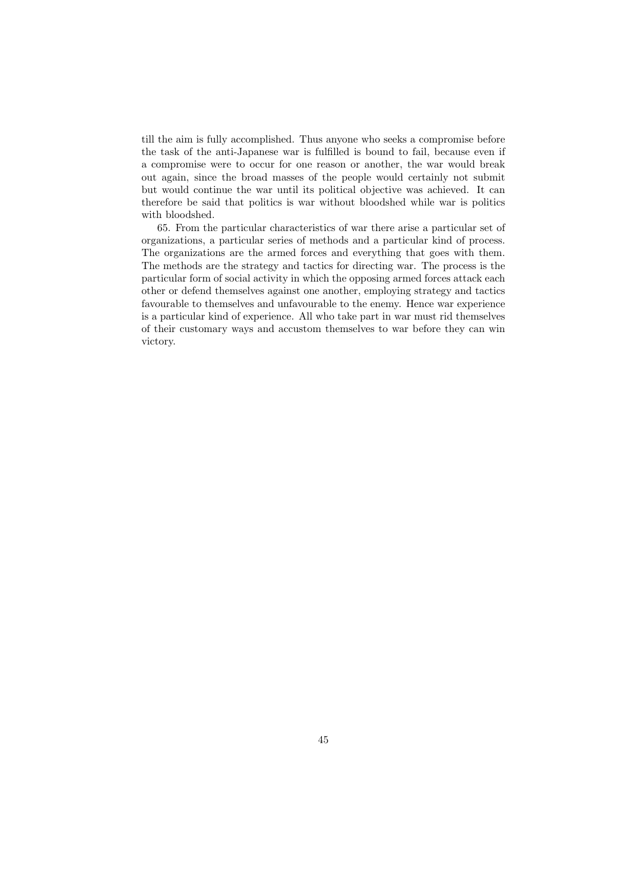till the aim is fully accomplished. Thus anyone who seeks a compromise before the task of the anti-Japanese war is fulfilled is bound to fail, because even if a compromise were to occur for one reason or another, the war would break out again, since the broad masses of the people would certainly not submit but would continue the war until its political objective was achieved. It can therefore be said that politics is war without bloodshed while war is politics with bloodshed.

65. From the particular characteristics of war there arise a particular set of organizations, a particular series of methods and a particular kind of process. The organizations are the armed forces and everything that goes with them. The methods are the strategy and tactics for directing war. The process is the particular form of social activity in which the opposing armed forces attack each other or defend themselves against one another, employing strategy and tactics favourable to themselves and unfavourable to the enemy. Hence war experience is a particular kind of experience. All who take part in war must rid themselves of their customary ways and accustom themselves to war before they can win victory.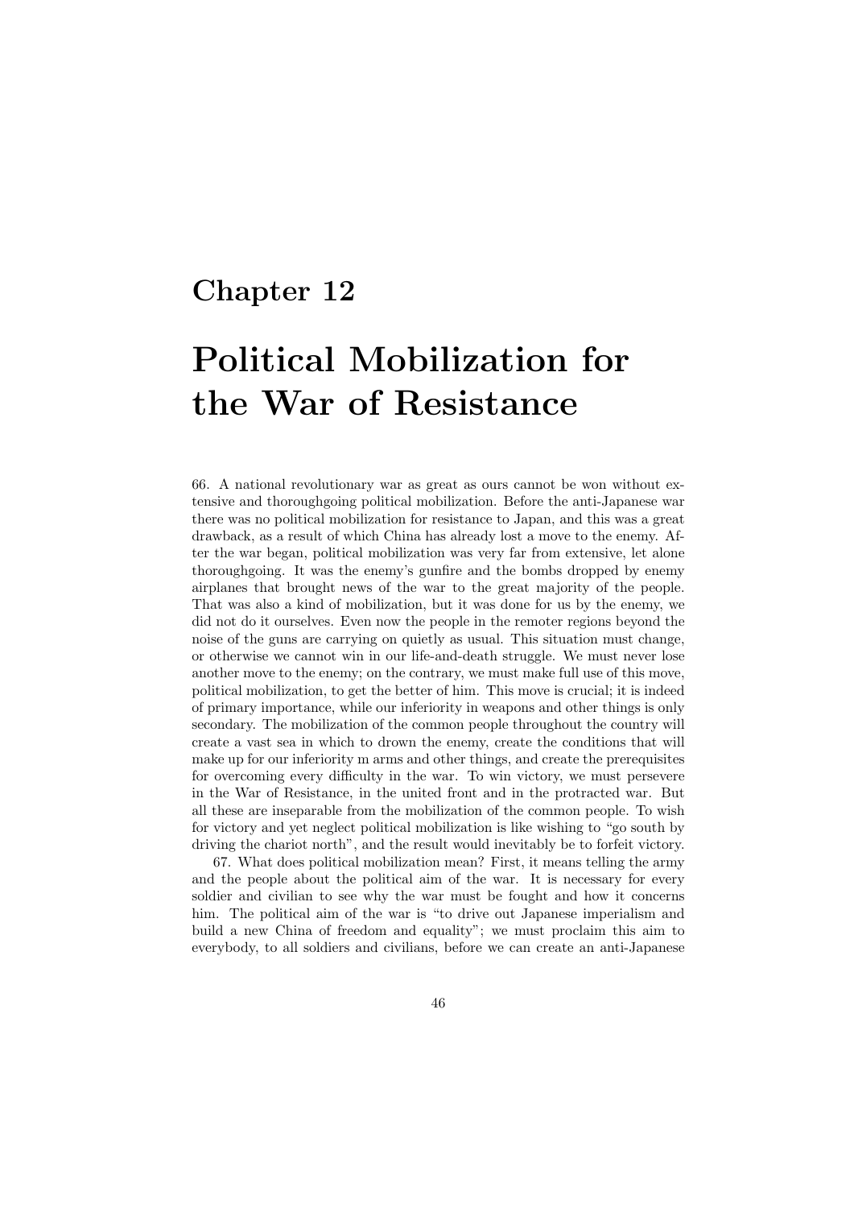# Chapter 12

# Political Mobilization for the War of Resistance

66. A national revolutionary war as great as ours cannot be won without extensive and thoroughgoing political mobilization. Before the anti-Japanese war there was no political mobilization for resistance to Japan, and this was a great drawback, as a result of which China has already lost a move to the enemy. After the war began, political mobilization was very far from extensive, let alone thoroughgoing. It was the enemy's gunfire and the bombs dropped by enemy airplanes that brought news of the war to the great majority of the people. That was also a kind of mobilization, but it was done for us by the enemy, we did not do it ourselves. Even now the people in the remoter regions beyond the noise of the guns are carrying on quietly as usual. This situation must change, or otherwise we cannot win in our life-and-death struggle. We must never lose another move to the enemy; on the contrary, we must make full use of this move, political mobilization, to get the better of him. This move is crucial; it is indeed of primary importance, while our inferiority in weapons and other things is only secondary. The mobilization of the common people throughout the country will create a vast sea in which to drown the enemy, create the conditions that will make up for our inferiority m arms and other things, and create the prerequisites for overcoming every difficulty in the war. To win victory, we must persevere in the War of Resistance, in the united front and in the protracted war. But all these are inseparable from the mobilization of the common people. To wish for victory and yet neglect political mobilization is like wishing to "go south by driving the chariot north", and the result would inevitably be to forfeit victory.

67. What does political mobilization mean? First, it means telling the army and the people about the political aim of the war. It is necessary for every soldier and civilian to see why the war must be fought and how it concerns him. The political aim of the war is "to drive out Japanese imperialism and build a new China of freedom and equality"; we must proclaim this aim to everybody, to all soldiers and civilians, before we can create an anti-Japanese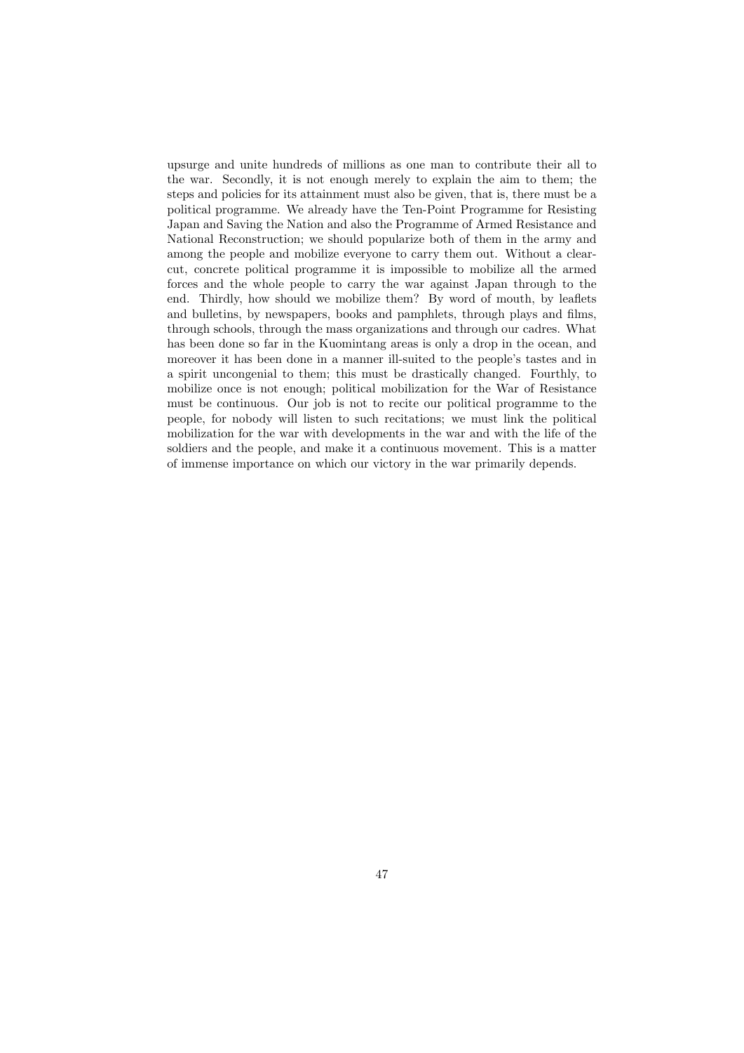upsurge and unite hundreds of millions as one man to contribute their all to the war. Secondly, it is not enough merely to explain the aim to them; the steps and policies for its attainment must also be given, that is, there must be a political programme. We already have the Ten-Point Programme for Resisting Japan and Saving the Nation and also the Programme of Armed Resistance and National Reconstruction; we should popularize both of them in the army and among the people and mobilize everyone to carry them out. Without a clear-cut, concrete political programme it is impossible to mobilize all the armed forces and the whole people to carry the war against Japan through to the end. Thirdly, how should we mobilize them? By word of mouth, by leaflets and bulletins, by newspapers, books and pamphlets, through plays and films, through schools, through the mass organizations and through our cadres. What has been done so far in the Kuomintang areas is only a drop in the ocean, and moreover it has been done in a manner ill-suited to the people's tastes and in a spirit uncongenial to them; this must be drastically changed. Fourthly, to mobilize once is not enough; political mobilization for the War of Resistance must be continuous. Our job is not to recite our political programme to the people, for nobody will listen to such recitations; we must link the political mobilization for the war with developments in the war and with the life of the soldiers and the people, and make it a continuous movement. This is a matter of immense importance on which our victory in the war primarily depends.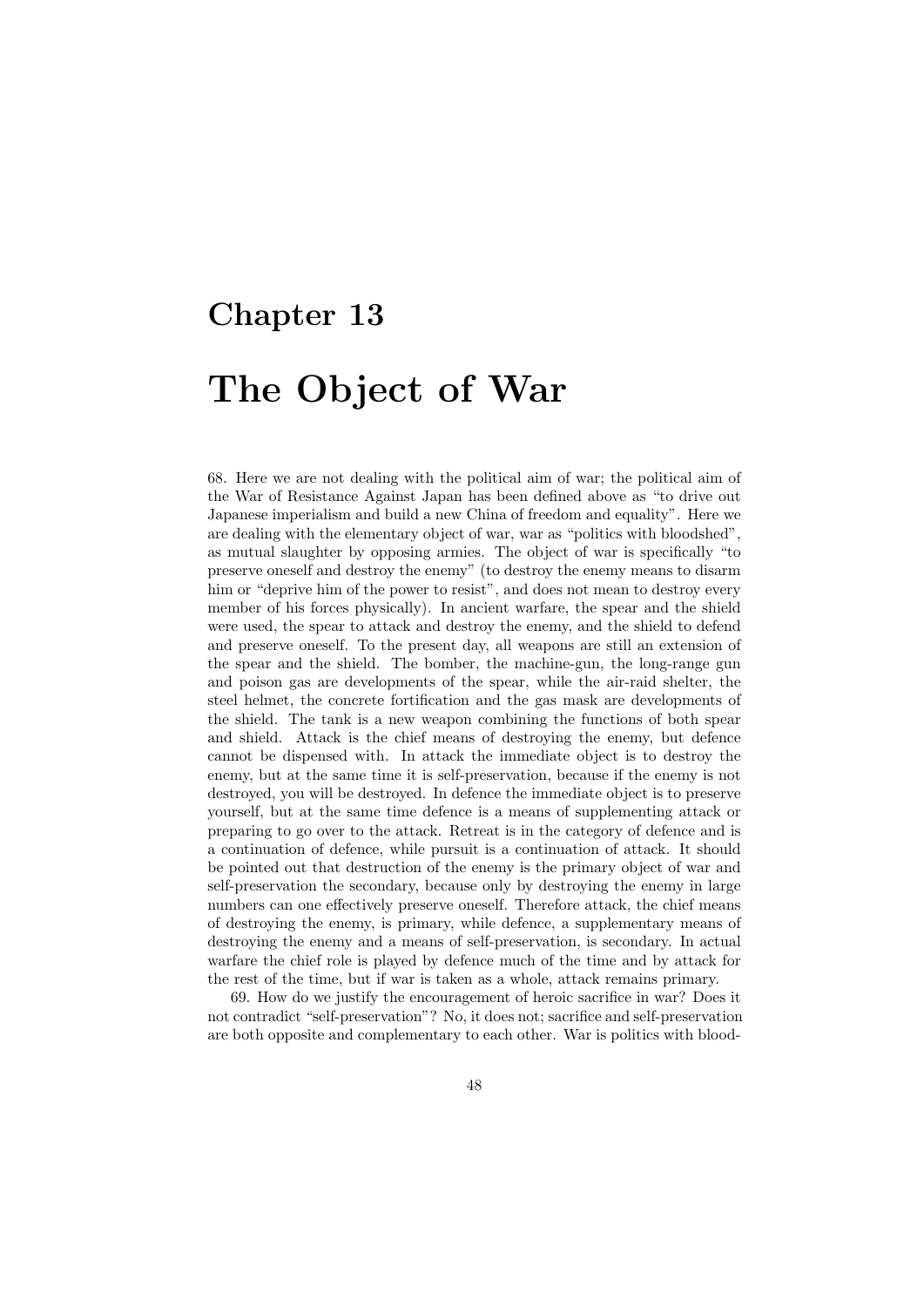# Chapter 13

# The Object of War

68. Here we are not dealing with the political aim of war; the political aim of the War of Resistance Against Japan has been defined above as "to drive out Japanese imperialism and build a new China of freedom and equality". Here we are dealing with the elementary object of war, war as "politics with bloodshed", as mutual slaughter by opposing armies. The object of war is specifically "to preserve oneself and destroy the enemy" (to destroy the enemy means to disarm him or "deprive him of the power to resist", and does not mean to destroy every member of his forces physically). In ancient warfare, the spear and the shield were used, the spear to attack and destroy the enemy, and the shield to defend and preserve oneself. To the present day, all weapons are still an extension of the spear and the shield. The bomber, the machine-gun, the long-range gun and poison gas are developments of the spear, while the air-raid shelter, the steel helmet, the concrete fortification and the gas mask are developments of the shield. The tank is a new weapon combining the functions of both spear and shield. Attack is the chief means of destroying the enemy, but defence cannot be dispensed with. In attack the immediate object is to destroy the enemy, but at the same time it is self-preservation, because if the enemy is not destroyed, you will be destroyed. In defence the immediate object is to preserve yourself, but at the same time defence is a means of supplementing attack or preparing to go over to the attack. Retreat is in the category of defence and is a continuation of defence, while pursuit is a continuation of attack. It should be pointed out that destruction of the enemy is the primary object of war and self-preservation the secondary, because only by destroying the enemy in large numbers can one effectively preserve oneself. Therefore attack, the chief means of destroying the enemy, is primary, while defence, a supplementary means of destroying the enemy and a means of self-preservation, is secondary. In actual warfare the chief role is played by defence much of the time and by attack for the rest of the time, but if war is taken as a whole, attack remains primary.

69. How do we justify the encouragement of heroic sacrifice in war? Does it not contradict "self-preservation"? No, it does not; sacrifice and self-preservation are both opposite and complementary to each other. War is politics with blood-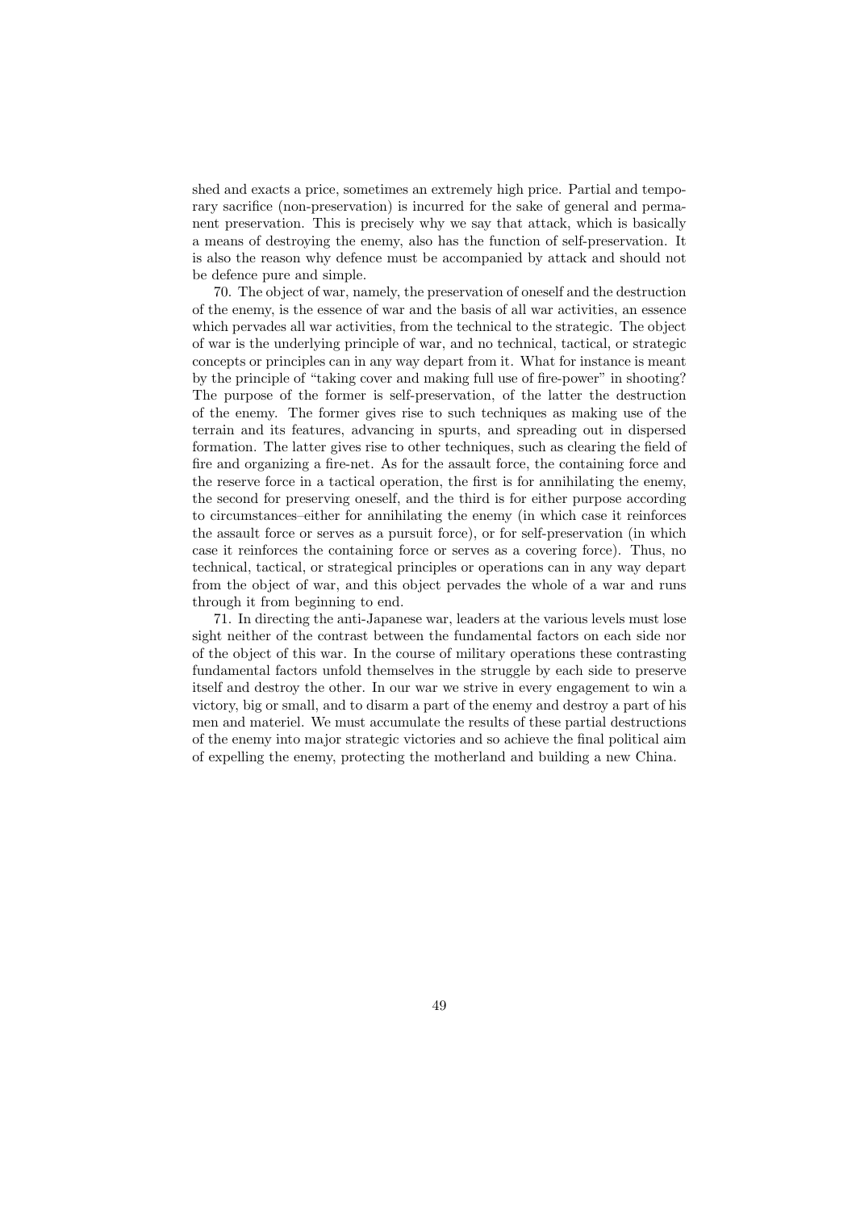shed and exacts a price, sometimes an extremely high price. Partial and temporary sacrifice (non-preservation) is incurred for the sake of general and permanent preservation. This is precisely why we say that attack, which is basically a means of destroying the enemy, also has the function of self-preservation. It is also the reason why defence must be accompanied by attack and should not be defence pure and simple.

70. The object of war, namely, the preservation of oneself and the destruction of the enemy, is the essence of war and the basis of all war activities, an essence which pervades all war activities, from the technical to the strategic. The object of war is the underlying principle of war, and no technical, tactical, or strategic concepts or principles can in any way depart from it. What for instance is meant by the principle of "taking cover and making full use of fire-power" in shooting? The purpose of the former is self-preservation, of the latter the destruction of the enemy. The former gives rise to such techniques as making use of the terrain and its features, advancing in spurts, and spreading out in dispersed formation. The latter gives rise to other techniques, such as clearing the field of fire and organizing a fire-net. As for the assault force, the containing force and the reserve force in a tactical operation, the first is for annihilating the enemy, the second for preserving oneself, and the third is for either purpose according to circumstances–either for annihilating the enemy (in which case it reinforces the assault force or serves as a pursuit force), or for self-preservation (in which case it reinforces the containing force or serves as a covering force). Thus, no technical, tactical, or strategical principles or operations can in any way depart from the object of war, and this object pervades the whole of a war and runs through it from beginning to end.

71. In directing the anti-Japanese war, leaders at the various levels must lose sight neither of the contrast between the fundamental factors on each side nor of the object of this war. In the course of military operations these contrasting fundamental factors unfold themselves in the struggle by each side to preserve itself and destroy the other. In our war we strive in every engagement to win a victory, big or small, and to disarm a part of the enemy and destroy a part of his men and materiel. We must accumulate the results of these partial destructions of the enemy into major strategic victories and so achieve the final political aim of expelling the enemy, protecting the motherland and building a new China.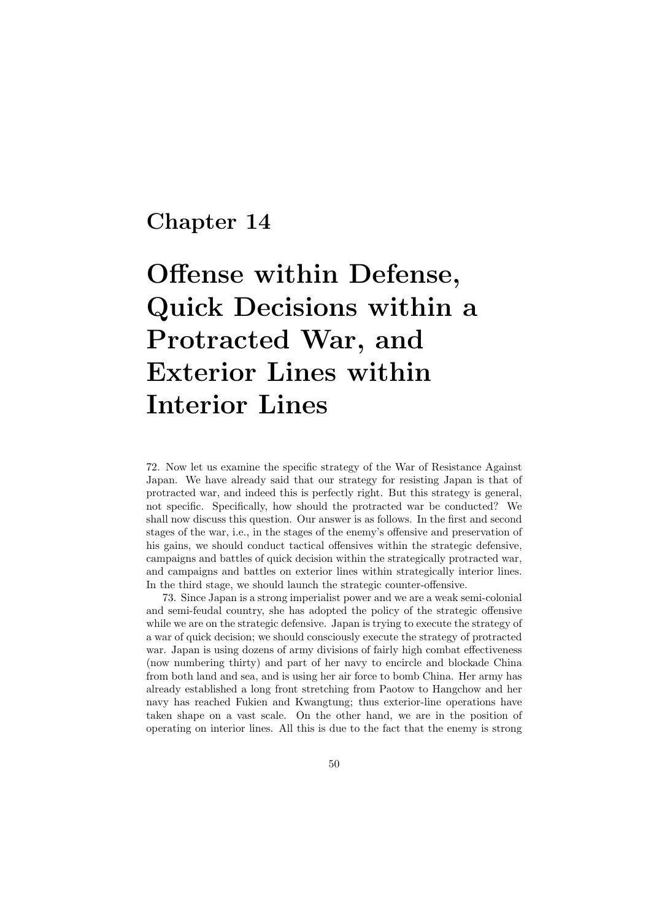# Chapter 14

# Offense within Defense, Quick Decisions within a Protracted War, and Exterior Lines within Interior Lines

72. Now let us examine the specific strategy of the War of Resistance Against Japan. We have already said that our strategy for resisting Japan is that of protracted war, and indeed this is perfectly right. But this strategy is general, not specific. Specifically, how should the protracted war be conducted? We shall now discuss this question. Our answer is as follows. In the first and second stages of the war, i.e., in the stages of the enemy's offensive and preservation of his gains, we should conduct tactical offensives within the strategic defensive, campaigns and battles of quick decision within the strategically protracted war, and campaigns and battles on exterior lines within strategically interior lines. In the third stage, we should launch the strategic counter-offensive.

73. Since Japan is a strong imperialist power and we are a weak semi-colonial and semi-feudal country, she has adopted the policy of the strategic offensive while we are on the strategic defensive. Japan is trying to execute the strategy of a war of quick decision; we should consciously execute the strategy of protracted war. Japan is using dozens of army divisions of fairly high combat effectiveness (now numbering thirty) and part of her navy to encircle and blockade China from both land and sea, and is using her air force to bomb China. Her army has already established a long front stretching from Paotow to Hangchow and her navy has reached Fukien and Kwangtung; thus exterior-line operations have taken shape on a vast scale. On the other hand, we are in the position of operating on interior lines. All this is due to the fact that the enemy is strong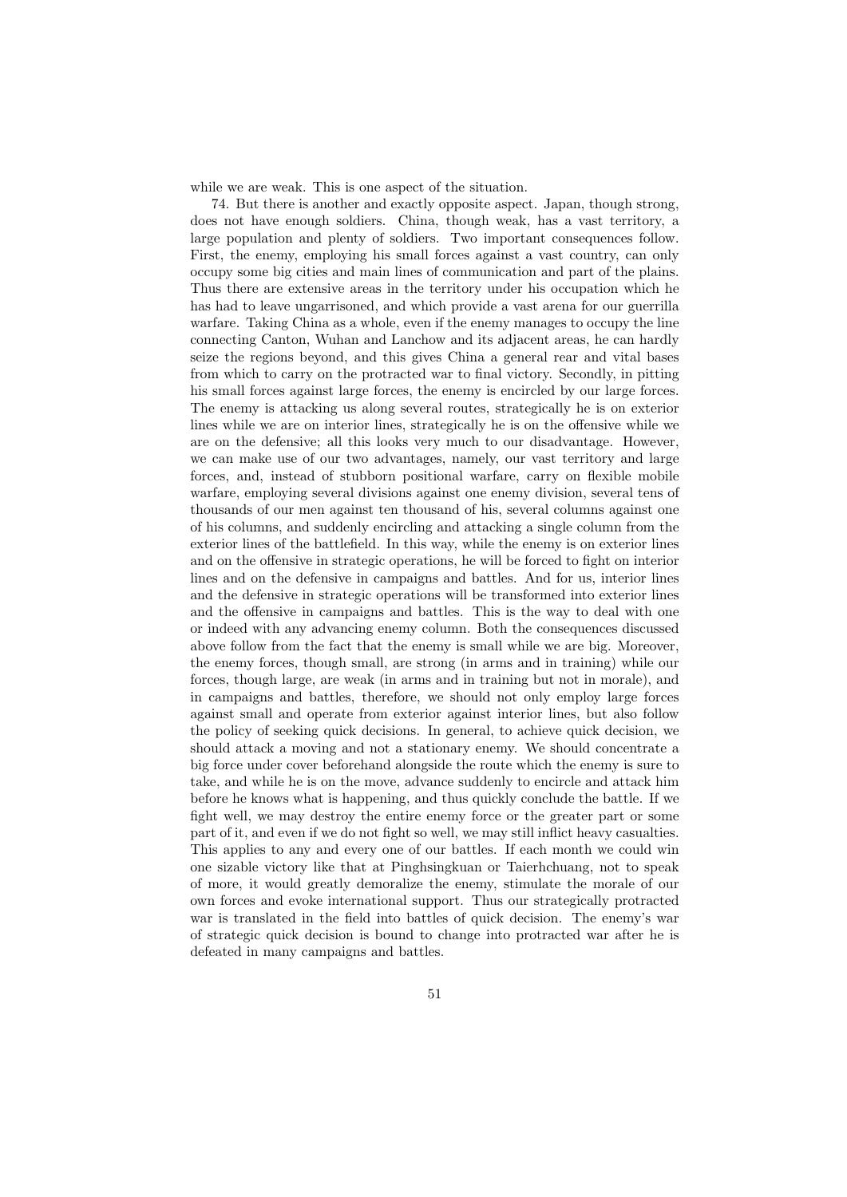while we are weak. This is one aspect of the situation.

74. But there is another and exactly opposite aspect. Japan, though strong, does not have enough soldiers. China, though weak, has a vast territory, a large population and plenty of soldiers. Two important consequences follow. First, the enemy, employing his small forces against a vast country, can only occupy some big cities and main lines of communication and part of the plains. Thus there are extensive areas in the territory under his occupation which he has had to leave ungarrisoned, and which provide a vast arena for our guerrilla warfare. Taking China as a whole, even if the enemy manages to occupy the line connecting Canton, Wuhan and Lanchow and its adjacent areas, he can hardly seize the regions beyond, and this gives China a general rear and vital bases from which to carry on the protracted war to final victory. Secondly, in pitting his small forces against large forces, the enemy is encircled by our large forces. The enemy is attacking us along several routes, strategically he is on exterior lines while we are on interior lines, strategically he is on the offensive while we are on the defensive; all this looks very much to our disadvantage. However, we can make use of our two advantages, namely, our vast territory and large forces, and, instead of stubborn positional warfare, carry on flexible mobile warfare, employing several divisions against one enemy division, several tens of thousands of our men against ten thousand of his, several columns against one of his columns, and suddenly encircling and attacking a single column from the exterior lines of the battlefield. In this way, while the enemy is on exterior lines and on the offensive in strategic operations, he will be forced to fight on interior lines and on the defensive in campaigns and battles. And for us, interior lines and the defensive in strategic operations will be transformed into exterior lines and the offensive in campaigns and battles. This is the way to deal with one or indeed with any advancing enemy column. Both the consequences discussed above follow from the fact that the enemy is small while we are big. Moreover, the enemy forces, though small, are strong (in arms and in training) while our forces, though large, are weak (in arms and in training but not in morale), and in campaigns and battles, therefore, we should not only employ large forces against small and operate from exterior against interior lines, but also follow the policy of seeking quick decisions. In general, to achieve quick decision, we should attack a moving and not a stationary enemy. We should concentrate a big force under cover beforehand alongside the route which the enemy is sure to take, and while he is on the move, advance suddenly to encircle and attack him before he knows what is happening, and thus quickly conclude the battle. If we fight well, we may destroy the entire enemy force or the greater part or some part of it, and even if we do not fight so well, we may still inflict heavy casualties. This applies to any and every one of our battles. If each month we could win one sizable victory like that at Pinghsingkuan or Taierhchuang, not to speak of more, it would greatly demoralize the enemy, stimulate the morale of our own forces and evoke international support. Thus our strategically protracted war is translated in the field into battles of quick decision. The enemy's war of strategic quick decision is bound to change into protracted war after he is defeated in many campaigns and battles.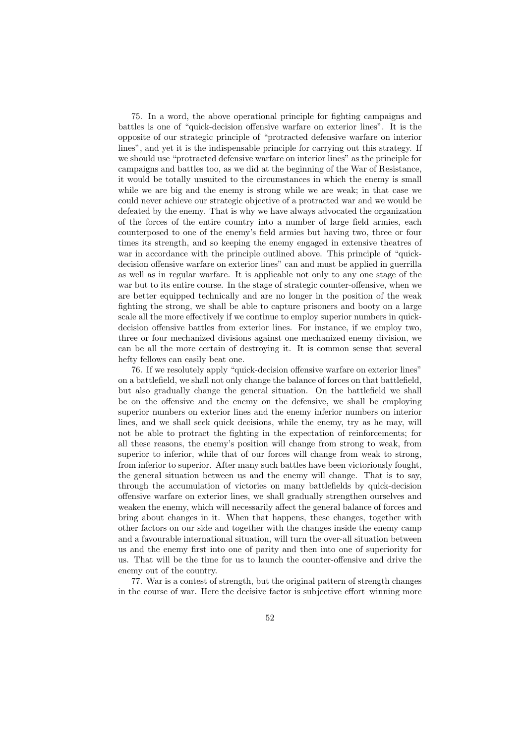75. In a word, the above operational principle for fighting campaigns and battles is one of "quick-decision offensive warfare on exterior lines". It is the opposite of our strategic principle of "protracted defensive warfare on interior lines", and yet it is the indispensable principle for carrying out this strategy. If we should use "protracted defensive warfare on interior lines" as the principle for campaigns and battles too, as we did at the beginning of the War of Resistance, it would be totally unsuited to the circumstances in which the enemy is small while we are big and the enemy is strong while we are weak; in that case we could never achieve our strategic objective of a protracted war and we would be defeated by the enemy. That is why we have always advocated the organization of the forces of the entire country into a number of large field armies, each counterposed to one of the enemy's field armies but having two, three or four times its strength, and so keeping the enemy engaged in extensive theatres of war in accordance with the principle outlined above. This principle of "quick-decision offensive warfare on exterior lines" can and must be applied in guerrilla as well as in regular warfare. It is applicable not only to any one stage of the war but to its entire course. In the stage of strategic counter-offensive, when we are better equipped technically and are no longer in the position of the weak fighting the strong, we shall be able to capture prisoners and booty on a large scale all the more effectively if we continue to employ superior numbers in quick-decision offensive battles from exterior lines. For instance, if we employ two, three or four mechanized divisions against one mechanized enemy division, we can be all the more certain of destroying it. It is common sense that several hefty fellows can easily beat one.

76. If we resolutely apply "quick-decision offensive warfare on exterior lines" on a battlefield, we shall not only change the balance of forces on that battlefield, but also gradually change the general situation. On the battlefield we shall be on the offensive and the enemy on the defensive, we shall be employing superior numbers on exterior lines and the enemy inferior numbers on interior lines, and we shall seek quick decisions, while the enemy, try as he may, will not be able to protract the fighting in the expectation of reinforcements; for all these reasons, the enemy's position will change from strong to weak, from superior to inferior, while that of our forces will change from weak to strong, from inferior to superior. After many such battles have been victoriously fought, the general situation between us and the enemy will change. That is to say, through the accumulation of victories on many battlefields by quick-decision offensive warfare on exterior lines, we shall gradually strengthen ourselves and weaken the enemy, which will necessarily affect the general balance of forces and bring about changes in it. When that happens, these changes, together with other factors on our side and together with the changes inside the enemy camp and a favourable international situation, will turn the over-all situation between us and the enemy first into one of parity and then into one of superiority for us. That will be the time for us to launch the counter-offensive and drive the enemy out of the country.

77. War is a contest of strength, but the original pattern of strength changes in the course of war. Here the decisive factor is subjective effort–winning more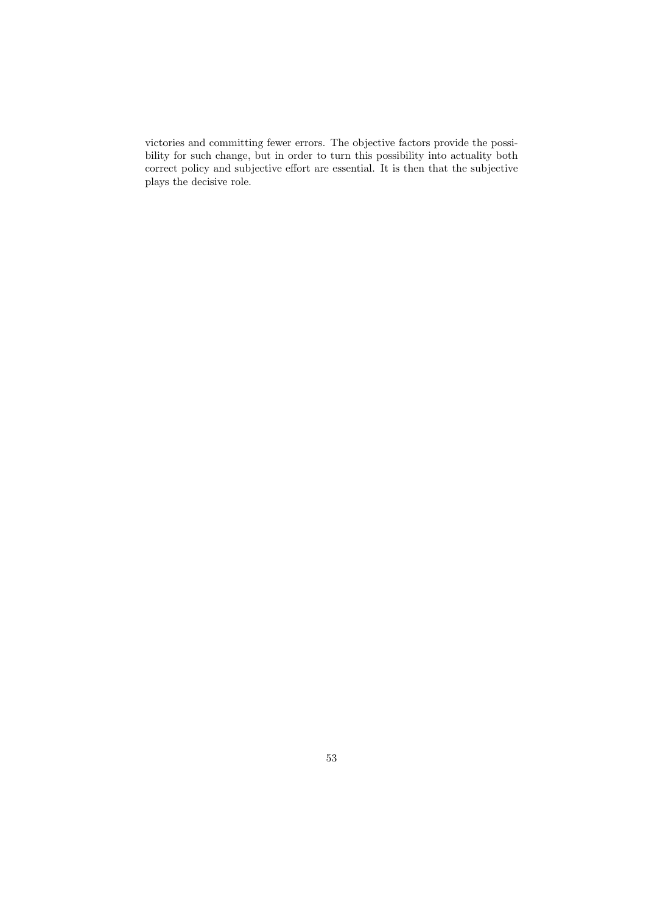victories and committing fewer errors. The objective factors provide the possibility for such change, but in order to turn this possibility into actuality both correct policy and subjective effort are essential. It is then that the subjective plays the decisive role.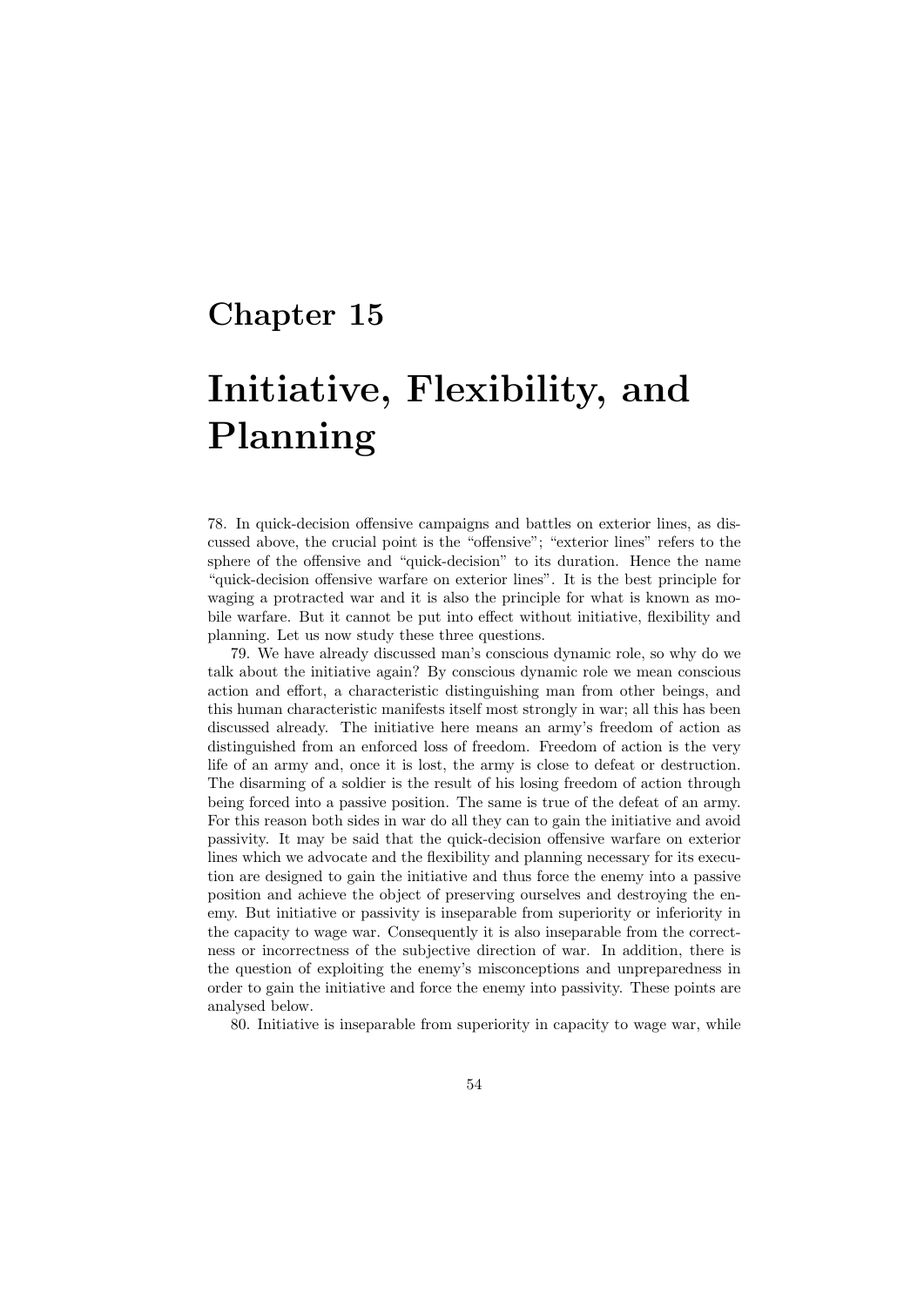# Chapter 15

# Initiative, Flexibility, and Planning

78. In quick-decision offensive campaigns and battles on exterior lines, as discussed above, the crucial point is the "offensive"; "exterior lines" refers to the sphere of the offensive and "quick-decision" to its duration. Hence the name "quick-decision offensive warfare on exterior lines". It is the best principle for waging a protracted war and it is also the principle for what is known as mobile warfare. But it cannot be put into effect without initiative, flexibility and planning. Let us now study these three questions.

79. We have already discussed man's conscious dynamic role, so why do we talk about the initiative again? By conscious dynamic role we mean conscious action and effort, a characteristic distinguishing man from other beings, and this human characteristic manifests itself most strongly in war; all this has been discussed already. The initiative here means an army's freedom of action as distinguished from an enforced loss of freedom. Freedom of action is the very life of an army and, once it is lost, the army is close to defeat or destruction. The disarming of a soldier is the result of his losing freedom of action through being forced into a passive position. The same is true of the defeat of an army. For this reason both sides in war do all they can to gain the initiative and avoid passivity. It may be said that the quick-decision offensive warfare on exterior lines which we advocate and the flexibility and planning necessary for its execution are designed to gain the initiative and thus force the enemy into a passive position and achieve the object of preserving ourselves and destroying the enemy. But initiative or passivity is inseparable from superiority or inferiority in the capacity to wage war. Consequently it is also inseparable from the correctness or incorrectness of the subjective direction of war. In addition, there is the question of exploiting the enemy's misconceptions and unpreparedness in order to gain the initiative and force the enemy into passivity. These points are analysed below.

80. Initiative is inseparable from superiority in capacity to wage war, while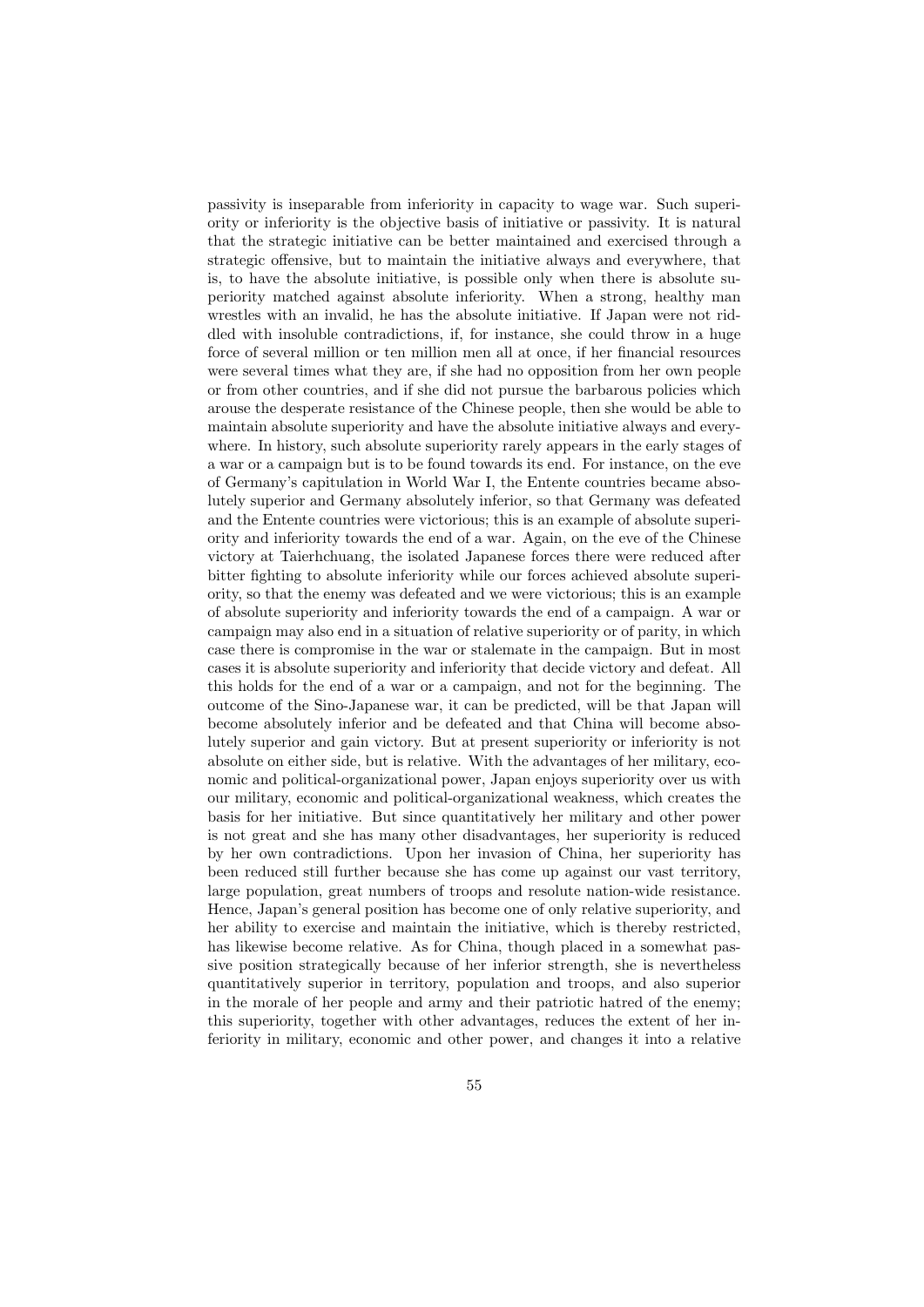passivity is inseparable from inferiority in capacity to wage war. Such superiority or inferiority is the objective basis of initiative or passivity. It is natural that the strategic initiative can be better maintained and exercised through a strategic offensive, but to maintain the initiative always and everywhere, that is, to have the absolute initiative, is possible only when there is absolute superiority matched against absolute inferiority. When a strong, healthy man wrestles with an invalid, he has the absolute initiative. If Japan were not riddled with insoluble contradictions, if, for instance, she could throw in a huge force of several million or ten million men all at once, if her financial resources were several times what they are, if she had no opposition from her own people or from other countries, and if she did not pursue the barbarous policies which arouse the desperate resistance of the Chinese people, then she would be able to maintain absolute superiority and have the absolute initiative always and everywhere. In history, such absolute superiority rarely appears in the early stages of a war or a campaign but is to be found towards its end. For instance, on the eve of Germany's capitulation in World War I, the Entente countries became absolutely superior and Germany absolutely inferior, so that Germany was defeated and the Entente countries were victorious; this is an example of absolute superiority and inferiority towards the end of a war. Again, on the eve of the Chinese victory at Taierhchuang, the isolated Japanese forces there were reduced after bitter fighting to absolute inferiority while our forces achieved absolute superiority, so that the enemy was defeated and we were victorious; this is an example of absolute superiority and inferiority towards the end of a campaign. A war or campaign may also end in a situation of relative superiority or of parity, in which case there is compromise in the war or stalemate in the campaign. But in most cases it is absolute superiority and inferiority that decide victory and defeat. All this holds for the end of a war or a campaign, and not for the beginning. The outcome of the Sino-Japanese war, it can be predicted, will be that Japan will become absolutely inferior and be defeated and that China will become absolutely superior and gain victory. But at present superiority or inferiority is not absolute on either side, but is relative. With the advantages of her military, economic and political-organizational power, Japan enjoys superiority over us with our military, economic and political-organizational weakness, which creates the basis for her initiative. But since quantitatively her military and other power is not great and she has many other disadvantages, her superiority is reduced by her own contradictions. Upon her invasion of China, her superiority has been reduced still further because she has come up against our vast territory, large population, great numbers of troops and resolute nation-wide resistance. Hence, Japan's general position has become one of only relative superiority, and her ability to exercise and maintain the initiative, which is thereby restricted, has likewise become relative. As for China, though placed in a somewhat passive position strategically because of her inferior strength, she is nevertheless quantitatively superior in territory, population and troops, and also superior in the morale of her people and army and their patriotic hatred of the enemy; this superiority, together with other advantages, reduces the extent of her inferiority in military, economic and other power, and changes it into a relative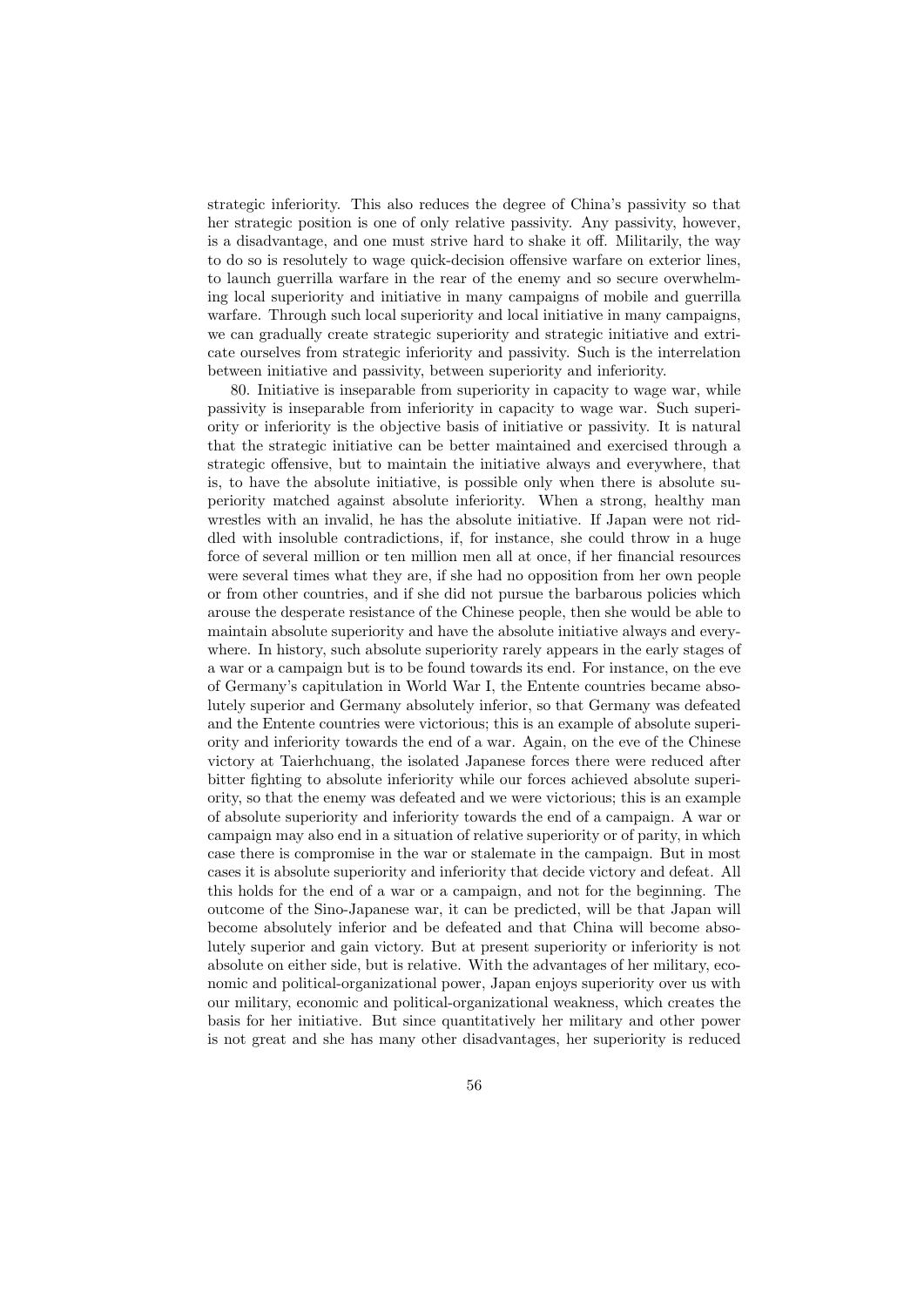strategic inferiority. This also reduces the degree of China's passivity so that her strategic position is one of only relative passivity. Any passivity, however, is a disadvantage, and one must strive hard to shake it off. Militarily, the way to do so is resolutely to wage quick-decision offensive warfare on exterior lines, to launch guerrilla warfare in the rear of the enemy and so secure overwhelming local superiority and initiative in many campaigns of mobile and guerrilla warfare. Through such local superiority and local initiative in many campaigns, we can gradually create strategic superiority and strategic initiative and extricate ourselves from strategic inferiority and passivity. Such is the interrelation between initiative and passivity, between superiority and inferiority.

80. Initiative is inseparable from superiority in capacity to wage war, while passivity is inseparable from inferiority in capacity to wage war. Such superiority or inferiority is the objective basis of initiative or passivity. It is natural that the strategic initiative can be better maintained and exercised through a strategic offensive, but to maintain the initiative always and everywhere, that is, to have the absolute initiative, is possible only when there is absolute superiority matched against absolute inferiority. When a strong, healthy man wrestles with an invalid, he has the absolute initiative. If Japan were not riddled with insoluble contradictions, if, for instance, she could throw in a huge force of several million or ten million men all at once, if her financial resources were several times what they are, if she had no opposition from her own people or from other countries, and if she did not pursue the barbarous policies which arouse the desperate resistance of the Chinese people, then she would be able to maintain absolute superiority and have the absolute initiative always and everywhere. In history, such absolute superiority rarely appears in the early stages of a war or a campaign but is to be found towards its end. For instance, on the eve of Germany's capitulation in World War I, the Entente countries became absolutely superior and Germany absolutely inferior, so that Germany was defeated and the Entente countries were victorious; this is an example of absolute superiority and inferiority towards the end of a war. Again, on the eve of the Chinese victory at Taierhchuang, the isolated Japanese forces there were reduced after bitter fighting to absolute inferiority while our forces achieved absolute superiority, so that the enemy was defeated and we were victorious; this is an example of absolute superiority and inferiority towards the end of a campaign. A war or campaign may also end in a situation of relative superiority or of parity, in which case there is compromise in the war or stalemate in the campaign. But in most cases it is absolute superiority and inferiority that decide victory and defeat. All this holds for the end of a war or a campaign, and not for the beginning. The outcome of the Sino-Japanese war, it can be predicted, will be that Japan will become absolutely inferior and be defeated and that China will become absolutely superior and gain victory. But at present superiority or inferiority is not absolute on either side, but is relative. With the advantages of her military, economic and political-organizational power, Japan enjoys superiority over us with our military, economic and political-organizational weakness, which creates the basis for her initiative. But since quantitatively her military and other power is not great and she has many other disadvantages, her superiority is reduced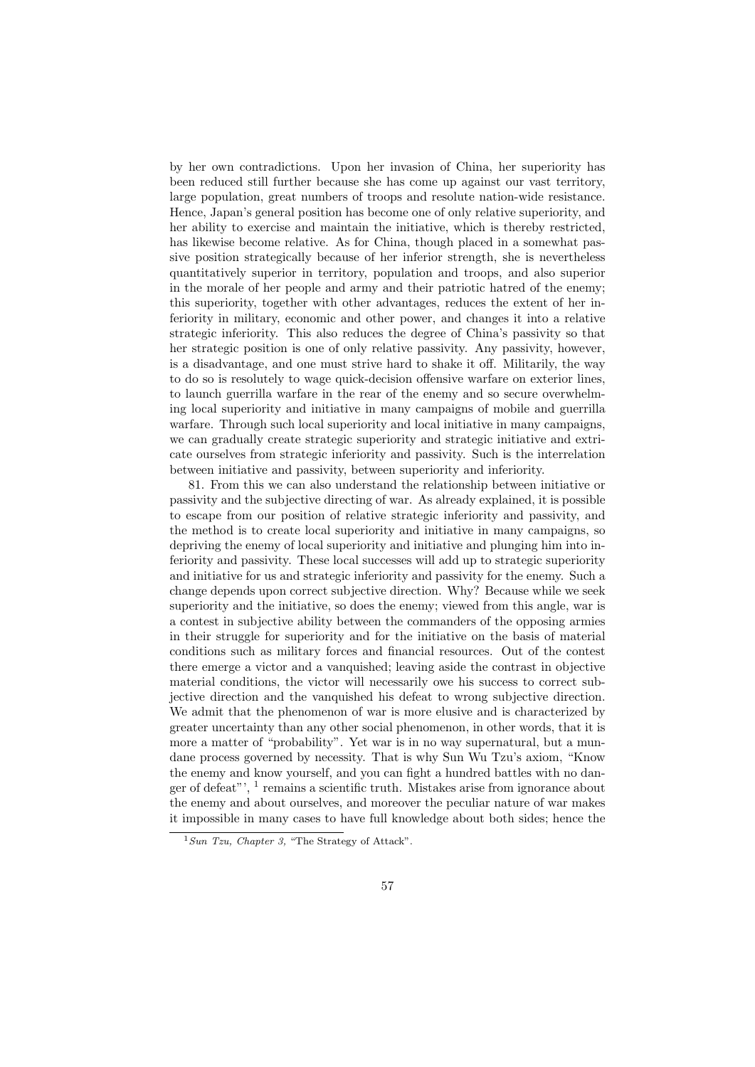by her own contradictions. Upon her invasion of China, her superiority has been reduced still further because she has come up against our vast territory, large population, great numbers of troops and resolute nation-wide resistance. Hence, Japan's general position has become one of only relative superiority, and her ability to exercise and maintain the initiative, which is thereby restricted, has likewise become relative. As for China, though placed in a somewhat passive position strategically because of her inferior strength, she is nevertheless quantitatively superior in territory, population and troops, and also superior in the morale of her people and army and their patriotic hatred of the enemy; this superiority, together with other advantages, reduces the extent of her inferiority in military, economic and other power, and changes it into a relative strategic inferiority. This also reduces the degree of China's passivity so that her strategic position is one of only relative passivity. Any passivity, however, is a disadvantage, and one must strive hard to shake it off. Militarily, the way to do so is resolutely to wage quick-decision offensive warfare on exterior lines, to launch guerrilla warfare in the rear of the enemy and so secure overwhelming local superiority and initiative in many campaigns of mobile and guerrilla warfare. Through such local superiority and local initiative in many campaigns, we can gradually create strategic superiority and strategic initiative and extricate ourselves from strategic inferiority and passivity. Such is the interrelation between initiative and passivity, between superiority and inferiority.

81. From this we can also understand the relationship between initiative or passivity and the subjective directing of war. As already explained, it is possible to escape from our position of relative strategic inferiority and passivity, and the method is to create local superiority and initiative in many campaigns, so depriving the enemy of local superiority and initiative and plunging him into inferiority and passivity. These local successes will add up to strategic superiority and initiative for us and strategic inferiority and passivity for the enemy. Such a change depends upon correct subjective direction. Why? Because while we seek superiority and the initiative, so does the enemy; viewed from this angle, war is a contest in subjective ability between the commanders of the opposing armies in their struggle for superiority and for the initiative on the basis of material conditions such as military forces and financial resources. Out of the contest there emerge a victor and a vanquished; leaving aside the contrast in objective material conditions, the victor will necessarily owe his success to correct subjective direction and the vanquished his defeat to wrong subjective direction. We admit that the phenomenon of war is more elusive and is characterized by greater uncertainty than any other social phenomenon, in other words, that it is more a matter of "probability". Yet war is in no way supernatural, but a mundane process governed by necessity. That is why Sun Wu Tzu's axiom, "Know the enemy and know yourself, and you can fight a hundred battles with no danger of defeat"',[1] remains a scientific truth. Mistakes arise from ignorance about the enemy and about ourselves, and moreover the peculiar nature of war makes it impossible in many cases to have full knowledge about both sides; hence the

[1] *Sun Tzu, Chapter 3,* "The Strategy of Attack".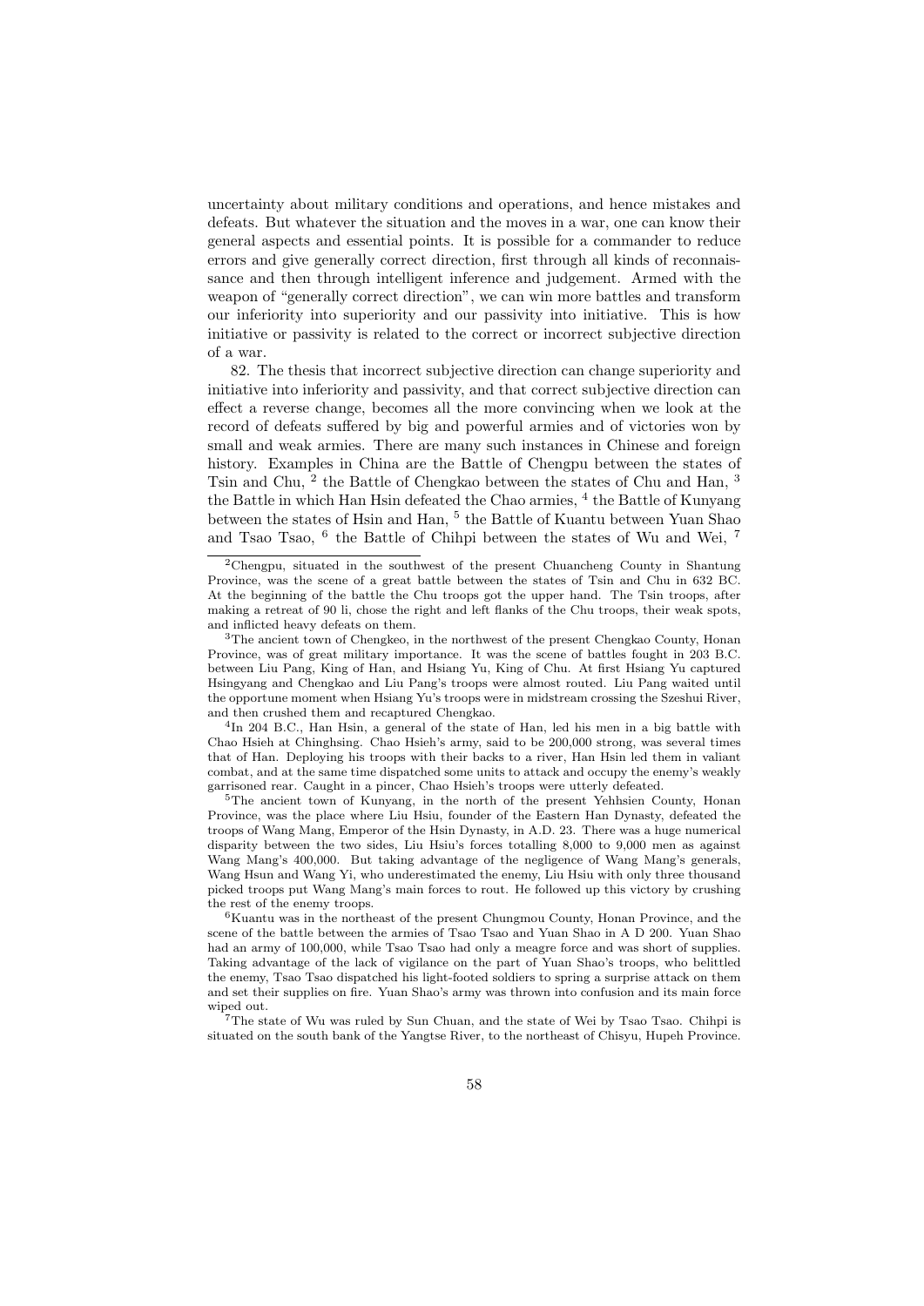uncertainty about military conditions and operations, and hence mistakes and defeats. But whatever the situation and the moves in a war, one can know their general aspects and essential points. It is possible for a commander to reduce errors and give generally correct direction, first through all kinds of reconnaissance and then through intelligent inference and judgement. Armed with the weapon of "generally correct direction", we can win more battles and transform our inferiority into superiority and our passivity into initiative. This is how initiative or passivity is related to the correct or incorrect subjective direction of a war.

82. The thesis that incorrect subjective direction can change superiority and initiative into inferiority and passivity, and that correct subjective direction can effect a reverse change, becomes all the more convincing when we look at the record of defeats suffered by big and powerful armies and of victories won by small and weak armies. There are many such instances in Chinese and foreign history. Examples in China are the Battle of Chengpu between the states of Tsin and Chu, [2] the Battle of Chengkao between the states of Chu and Han, [3] the Battle in which Han Hsin defeated the Chao armies, [4] the Battle of Kunyang between the states of Hsin and Han, [5] the Battle of Kuantu between Yuan Shao and Tsao Tsao, [6] the Battle of Chihpi between the states of Wu and Wei, [7]

---

[2] Chengpu, situated in the southwest of the present Chuancheng County in Shantung Province, was the scene of a great battle between the states of Tsin and Chu in 632 BC. At the beginning of the battle the Chu troops got the upper hand. The Tsin troops, after making a retreat of 90 li, chose the right and left flanks of the Chu troops, their weak spots, and inflicted heavy defeats on them.

[3] The ancient town of Chengkeo, in the northwest of the present Chengkao County, Honan Province, was of great military importance. It was the scene of battles fought in 203 B.C. between Liu Pang, King of Han, and Hsiang Yu, King of Chu. At first Hsiang Yu captured Hsingyang and Chengkao and Liu Pang's troops were almost routed. Liu Pang waited until the opportune moment when Hsiang Yu's troops were in midstream crossing the Szeshui River, and then crushed them and recaptured Chengkao.

[4] In 204 B.C., Han Hsin, a general of the state of Han, led his men in a big battle with Chao Hsieh at Chinghsing. Chao Hsieh's army, said to be 200,000 strong, was several times that of Han. Deploying his troops with their backs to a river, Han Hsin led them in valiant combat, and at the same time dispatched some units to attack and occupy the enemy's weakly garrisoned rear. Caught in a pincer, Chao Hsieh's troops were utterly defeated.

[5] The ancient town of Kunyang, in the north of the present Yehhsien County, Honan Province, was the place where Liu Hsiu, founder of the Eastern Han Dynasty, defeated the troops of Wang Mang, Emperor of the Hsin Dynasty, in A.D. 23. There was a huge numerical disparity between the two sides, Liu Hsiu's forces totalling 8,000 to 9,000 men as against Wang Mang's 400,000. But taking advantage of the negligence of Wang Mang's generals, Wang Hsun and Wang Yi, who underestimated the enemy, Liu Hsiu with only three thousand picked troops put Wang Mang's main forces to rout. He followed up this victory by crushing the rest of the enemy troops.

[6] Kuantu was in the northeast of the present Chungmou County, Honan Province, and the scene of the battle between the armies of Tsao Tsao and Yuan Shao in A D 200. Yuan Shao had an army of 100,000, while Tsao Tsao had only a meagre force and was short of supplies. Taking advantage of the lack of vigilance on the part of Yuan Shao's troops, who belittled the enemy, Tsao Tsao dispatched his light-footed soldiers to spring a surprise attack on them and set their supplies on fire. Yuan Shao's army was thrown into confusion and its main force wiped out.

[7] The state of Wu was ruled by Sun Chuan, and the state of Wei by Tsao Tsao. Chihpi is situated on the south bank of the Yangtse River, to the northeast of Chisyu, Hupeh Province.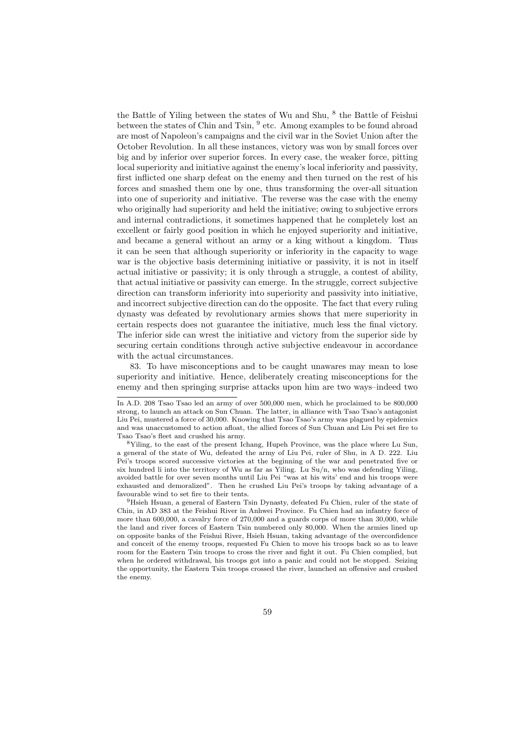the Battle of Yiling between the states of Wu and Shu, [8] the Battle of Feishui between the states of Chin and Tsin, [9] etc. Among examples to be found abroad are most of Napoleon's campaigns and the civil war in the Soviet Union after the October Revolution. In all these instances, victory was won by small forces over big and by inferior over superior forces. In every case, the weaker force, pitting local superiority and initiative against the enemy's local inferiority and passivity, first inflicted one sharp defeat on the enemy and then turned on the rest of his forces and smashed them one by one, thus transforming the over-all situation into one of superiority and initiative. The reverse was the case with the enemy who originally had superiority and held the initiative; owing to subjective errors and internal contradictions, it sometimes happened that he completely lost an excellent or fairly good position in which he enjoyed superiority and initiative, and became a general without an army or a king without a kingdom. Thus it can be seen that although superiority or inferiority in the capacity to wage war is the objective basis determining initiative or passivity, it is not in itself actual initiative or passivity; it is only through a struggle, a contest of ability, that actual initiative or passivity can emerge. In the struggle, correct subjective direction can transform inferiority into superiority and passivity into initiative, and incorrect subjective direction can do the opposite. The fact that every ruling dynasty was defeated by revolutionary armies shows that mere superiority in certain respects does not guarantee the initiative, much less the final victory. The inferior side can wrest the initiative and victory from the superior side by securing certain conditions through active subjective endeavour in accordance with the actual circumstances.

83. To have misconceptions and to be caught unawares may mean to lose superiority and initiative. Hence, deliberately creating misconceptions for the enemy and then springing surprise attacks upon him are two ways–indeed two

---

In A.D. 208 Tsao Tsao led an army of over 500,000 men, which he proclaimed to be 800,000 strong, to launch an attack on Sun Chuan. The latter, in alliance with Tsao Tsao's antagonist Liu Pei, mustered a force of 30,000. Knowing that Tsao Tsao's army was plagued by epidemics and was unaccustomed to action afloat, the allied forces of Sun Chuan and Liu Pei set fire to Tsao Tsao's fleet and crushed his army.

[8] Yiling, to the east of the present Ichang, Hupeh Province, was the place where Lu Sun, a general of the state of Wu, defeated the army of Liu Pei, ruler of Shu, in A D. 222. Liu Pei's troops scored successive victories at the beginning of the war and penetrated five or six hundred li into the territory of Wu as far as Yiling. Lu Su/n, who was defending Yiling, avoided battle for over seven months until Liu Pei "was at his wits' end and his troops were exhausted and demoralized". Then he crushed Liu Pei's troops by taking advantage of a favourable wind to set fire to their tents.

[9] Hsieh Hsuan, a general of Eastern Tsin Dynasty, defeated Fu Chien, ruler of the state of Chin, in AD 383 at the Feishui River in Anhwei Province. Fu Chien had an infantry force of more than 600,000, a cavalry force of 270,000 and a guards corps of more than 30,000, while the land and river forces of Eastern Tsin numbered only 80,000. When the armies lined up on opposite banks of the Feishui River, Hsieh Hsuan, taking advantage of the overconfidence and conceit of the enemy troops, requested Fu Chien to move his troops back so as to leave room for the Eastern Tsin troops to cross the river and fight it out. Fu Chien complied, but when he ordered withdrawal, his troops got into a panic and could not be stopped. Seizing the opportunity, the Eastern Tsin troops crossed the river, launched an offensive and crushed the enemy.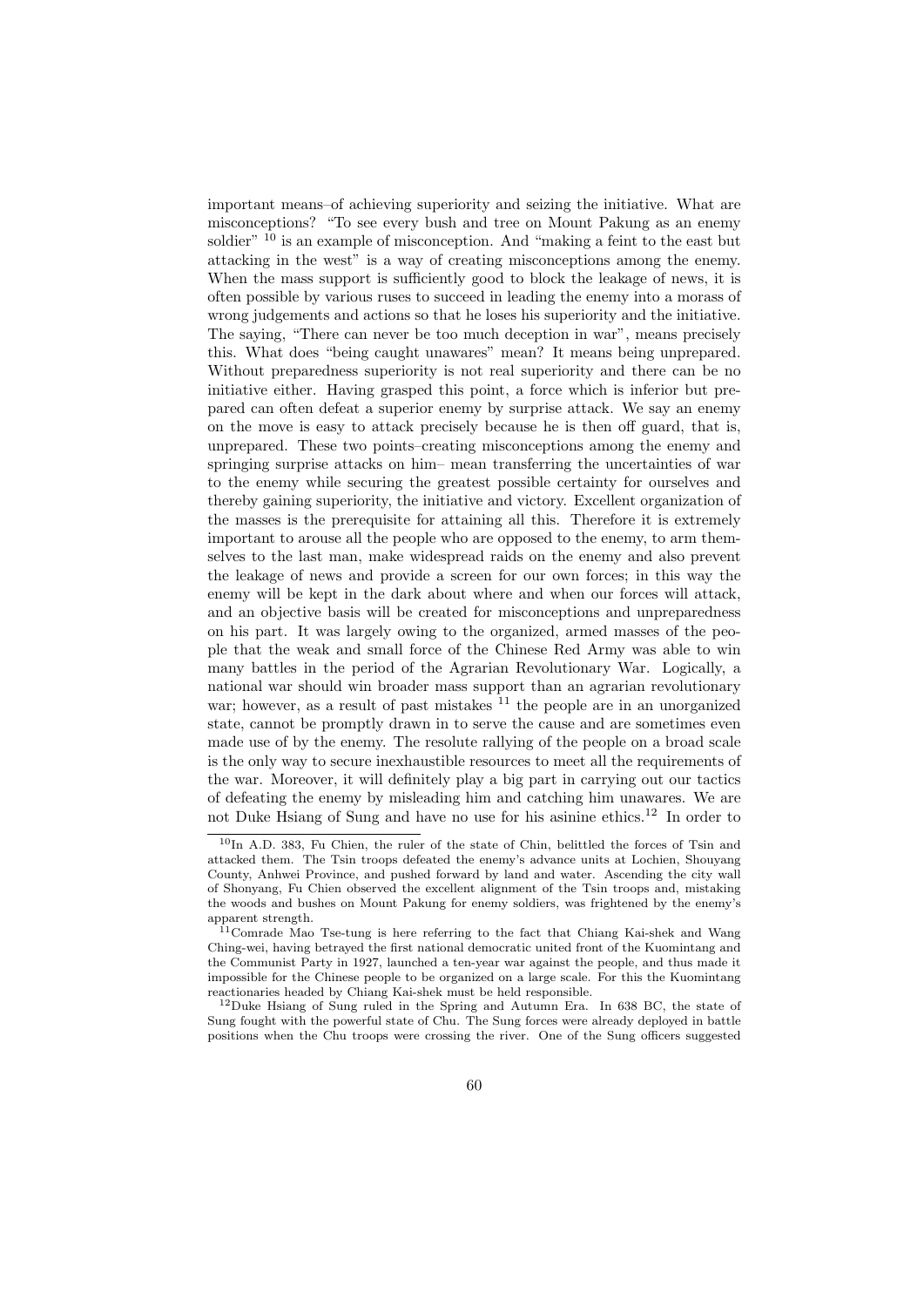important means–of achieving superiority and seizing the initiative. What are misconceptions? "To see every bush and tree on Mount Pakung as an enemy soldier" [10] is an example of misconception. And "making a feint to the east but attacking in the west" is a way of creating misconceptions among the enemy. When the mass support is sufficiently good to block the leakage of news, it is often possible by various ruses to succeed in leading the enemy into a morass of wrong judgements and actions so that he loses his superiority and the initiative. The saying, "There can never be too much deception in war", means precisely this. What does "being caught unawares" mean? It means being unprepared. Without preparedness superiority is not real superiority and there can be no initiative either. Having grasped this point, a force which is inferior but prepared can often defeat a superior enemy by surprise attack. We say an enemy on the move is easy to attack precisely because he is then off guard, that is, unprepared. These two points–creating misconceptions among the enemy and springing surprise attacks on him– mean transferring the uncertainties of war to the enemy while securing the greatest possible certainty for ourselves and thereby gaining superiority, the initiative and victory. Excellent organization of the masses is the prerequisite for attaining all this. Therefore it is extremely important to arouse all the people who are opposed to the enemy, to arm themselves to the last man, make widespread raids on the enemy and also prevent the leakage of news and provide a screen for our own forces; in this way the enemy will be kept in the dark about where and when our forces will attack, and an objective basis will be created for misconceptions and unpreparedness on his part. It was largely owing to the organized, armed masses of the people that the weak and small force of the Chinese Red Army was able to win many battles in the period of the Agrarian Revolutionary War. Logically, a national war should win broader mass support than an agrarian revolutionary war; however, as a result of past mistakes [11] the people are in an unorganized state, cannot be promptly drawn in to serve the cause and are sometimes even made use of by the enemy. The resolute rallying of the people on a broad scale is the only way to secure inexhaustible resources to meet all the requirements of the war. Moreover, it will definitely play a big part in carrying out our tactics of defeating the enemy by misleading him and catching him unawares. We are not Duke Hsiang of Sung and have no use for his asinine ethics.[12] In order to

[10] In A.D. 383, Fu Chien, the ruler of the state of Chin, belittled the forces of Tsin and attacked them. The Tsin troops defeated the enemy's advance units at Lochien, Shouyang County, Anhwei Province, and pushed forward by land and water. Ascending the city wall of Shonyang, Fu Chien observed the excellent alignment of the Tsin troops and, mistaking the woods and bushes on Mount Pakung for enemy soldiers, was frightened by the enemy's apparent strength.

[11] Comrade Mao Tse-tung is here referring to the fact that Chiang Kai-shek and Wang Ching-wei, having betrayed the first national democratic united front of the Kuomintang and the Communist Party in 1927, launched a ten-year war against the people, and thus made it impossible for the Chinese people to be organized on a large scale. For this the Kuomintang reactionaries headed by Chiang Kai-shek must be held responsible.

[12] Duke Hsiang of Sung ruled in the Spring and Autumn Era. In 638 BC, the state of Sung fought with the powerful state of Chu. The Sung forces were already deployed in battle positions when the Chu troops were crossing the river. One of the Sung officers suggested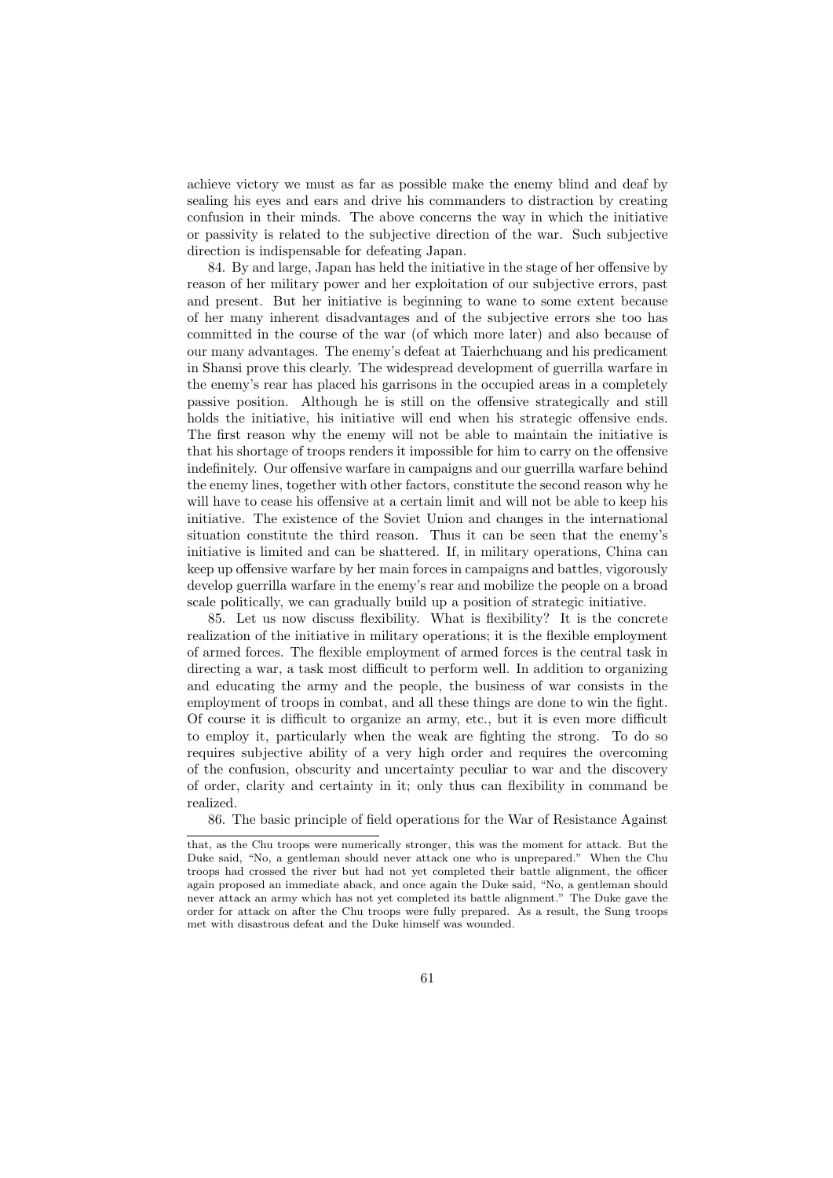achieve victory we must as far as possible make the enemy blind and deaf by sealing his eyes and ears and drive his commanders to distraction by creating confusion in their minds. The above concerns the way in which the initiative or passivity is related to the subjective direction of the war. Such subjective direction is indispensable for defeating Japan.

84. By and large, Japan has held the initiative in the stage of her offensive by reason of her military power and her exploitation of our subjective errors, past and present. But her initiative is beginning to wane to some extent because of her many inherent disadvantages and of the subjective errors she too has committed in the course of the war (of which more later) and also because of our many advantages. The enemy's defeat at Taierhchuang and his predicament in Shansi prove this clearly. The widespread development of guerrilla warfare in the enemy's rear has placed his garrisons in the occupied areas in a completely passive position. Although he is still on the offensive strategically and still holds the initiative, his initiative will end when his strategic offensive ends. The first reason why the enemy will not be able to maintain the initiative is that his shortage of troops renders it impossible for him to carry on the offensive indefinitely. Our offensive warfare in campaigns and our guerrilla warfare behind the enemy lines, together with other factors, constitute the second reason why he will have to cease his offensive at a certain limit and will not be able to keep his initiative. The existence of the Soviet Union and changes in the international situation constitute the third reason. Thus it can be seen that the enemy's initiative is limited and can be shattered. If, in military operations, China can keep up offensive warfare by her main forces in campaigns and battles, vigorously develop guerrilla warfare in the enemy's rear and mobilize the people on a broad scale politically, we can gradually build up a position of strategic initiative.

85. Let us now discuss flexibility. What is flexibility? It is the concrete realization of the initiative in military operations; it is the flexible employment of armed forces. The flexible employment of armed forces is the central task in directing a war, a task most difficult to perform well. In addition to organizing and educating the army and the people, the business of war consists in the employment of troops in combat, and all these things are done to win the fight. Of course it is difficult to organize an army, etc., but it is even more difficult to employ it, particularly when the weak are fighting the strong. To do so requires subjective ability of a very high order and requires the overcoming of the confusion, obscurity and uncertainty peculiar to war and the discovery of order, clarity and certainty in it; only thus can flexibility in command be realized.

86. The basic principle of field operations for the War of Resistance Against

---

that, as the Chu troops were numerically stronger, this was the moment for attack. But the Duke said, "No, a gentleman should never attack one who is unprepared." When the Chu troops had crossed the river but had not yet completed their battle alignment, the officer again proposed an immediate aback, and once again the Duke said, "No, a gentleman should never attack an army which has not yet completed its battle alignment." The Duke gave the order for attack on after the Chu troops were fully prepared. As a result, the Sung troops met with disastrous defeat and the Duke himself was wounded.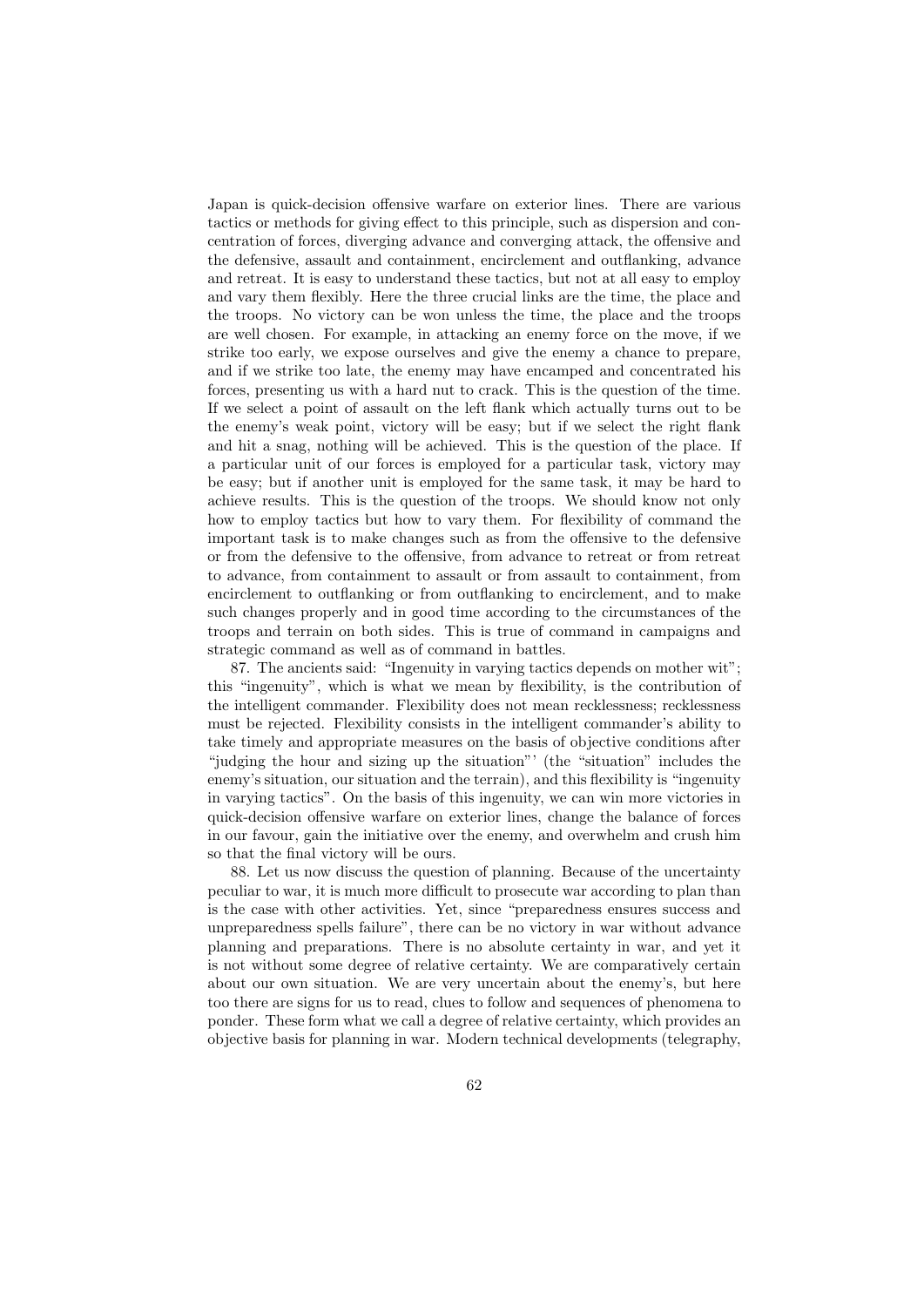Japan is quick-decision offensive warfare on exterior lines. There are various tactics or methods for giving effect to this principle, such as dispersion and concentration of forces, diverging advance and converging attack, the offensive and the defensive, assault and containment, encirclement and outflanking, advance and retreat. It is easy to understand these tactics, but not at all easy to employ and vary them flexibly. Here the three crucial links are the time, the place and the troops. No victory can be won unless the time, the place and the troops are well chosen. For example, in attacking an enemy force on the move, if we strike too early, we expose ourselves and give the enemy a chance to prepare, and if we strike too late, the enemy may have encamped and concentrated his forces, presenting us with a hard nut to crack. This is the question of the time. If we select a point of assault on the left flank which actually turns out to be the enemy's weak point, victory will be easy; but if we select the right flank and hit a snag, nothing will be achieved. This is the question of the place. If a particular unit of our forces is employed for a particular task, victory may be easy; but if another unit is employed for the same task, it may be hard to achieve results. This is the question of the troops. We should know not only how to employ tactics but how to vary them. For flexibility of command the important task is to make changes such as from the offensive to the defensive or from the defensive to the offensive, from advance to retreat or from retreat to advance, from containment to assault or from assault to containment, from encirclement to outflanking or from outflanking to encirclement, and to make such changes properly and in good time according to the circumstances of the troops and terrain on both sides. This is true of command in campaigns and strategic command as well as of command in battles.

87. The ancients said: "Ingenuity in varying tactics depends on mother wit"; this "ingenuity", which is what we mean by flexibility, is the contribution of the intelligent commander. Flexibility does not mean recklessness; recklessness must be rejected. Flexibility consists in the intelligent commander's ability to take timely and appropriate measures on the basis of objective conditions after "judging the hour and sizing up the situation"' (the "situation" includes the enemy's situation, our situation and the terrain), and this flexibility is "ingenuity in varying tactics". On the basis of this ingenuity, we can win more victories in quick-decision offensive warfare on exterior lines, change the balance of forces in our favour, gain the initiative over the enemy, and overwhelm and crush him so that the final victory will be ours.

88. Let us now discuss the question of planning. Because of the uncertainty peculiar to war, it is much more difficult to prosecute war according to plan than is the case with other activities. Yet, since "preparedness ensures success and unpreparedness spells failure", there can be no victory in war without advance planning and preparations. There is no absolute certainty in war, and yet it is not without some degree of relative certainty. We are comparatively certain about our own situation. We are very uncertain about the enemy's, but here too there are signs for us to read, clues to follow and sequences of phenomena to ponder. These form what we call a degree of relative certainty, which provides an objective basis for planning in war. Modern technical developments (telegraphy,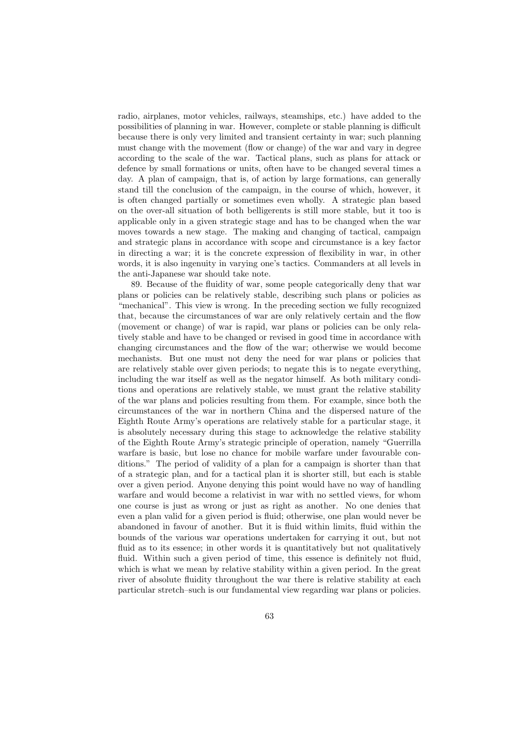radio, airplanes, motor vehicles, railways, steamships, etc.) have added to the possibilities of planning in war. However, complete or stable planning is difficult because there is only very limited and transient certainty in war; such planning must change with the movement (flow or change) of the war and vary in degree according to the scale of the war. Tactical plans, such as plans for attack or defence by small formations or units, often have to be changed several times a day. A plan of campaign, that is, of action by large formations, can generally stand till the conclusion of the campaign, in the course of which, however, it is often changed partially or sometimes even wholly. A strategic plan based on the over-all situation of both belligerents is still more stable, but it too is applicable only in a given strategic stage and has to be changed when the war moves towards a new stage. The making and changing of tactical, campaign and strategic plans in accordance with scope and circumstance is a key factor in directing a war; it is the concrete expression of flexibility in war, in other words, it is also ingenuity in varying one's tactics. Commanders at all levels in the anti-Japanese war should take note.

89. Because of the fluidity of war, some people categorically deny that war plans or policies can be relatively stable, describing such plans or policies as "mechanical". This view is wrong. In the preceding section we fully recognized that, because the circumstances of war are only relatively certain and the flow (movement or change) of war is rapid, war plans or policies can be only relatively stable and have to be changed or revised in good time in accordance with changing circumstances and the flow of the war; otherwise we would become mechanists. But one must not deny the need for war plans or policies that are relatively stable over given periods; to negate this is to negate everything, including the war itself as well as the negator himself. As both military conditions and operations are relatively stable, we must grant the relative stability of the war plans and policies resulting from them. For example, since both the circumstances of the war in northern China and the dispersed nature of the Eighth Route Army's operations are relatively stable for a particular stage, it is absolutely necessary during this stage to acknowledge the relative stability of the Eighth Route Army's strategic principle of operation, namely "Guerrilla warfare is basic, but lose no chance for mobile warfare under favourable conditions." The period of validity of a plan for a campaign is shorter than that of a strategic plan, and for a tactical plan it is shorter still, but each is stable over a given period. Anyone denying this point would have no way of handling warfare and would become a relativist in war with no settled views, for whom one course is just as wrong or just as right as another. No one denies that even a plan valid for a given period is fluid; otherwise, one plan would never be abandoned in favour of another. But it is fluid within limits, fluid within the bounds of the various war operations undertaken for carrying it out, but not fluid as to its essence; in other words it is quantitatively but not qualitatively fluid. Within such a given period of time, this essence is definitely not fluid, which is what we mean by relative stability within a given period. In the great river of absolute fluidity throughout the war there is relative stability at each particular stretch–such is our fundamental view regarding war plans or policies.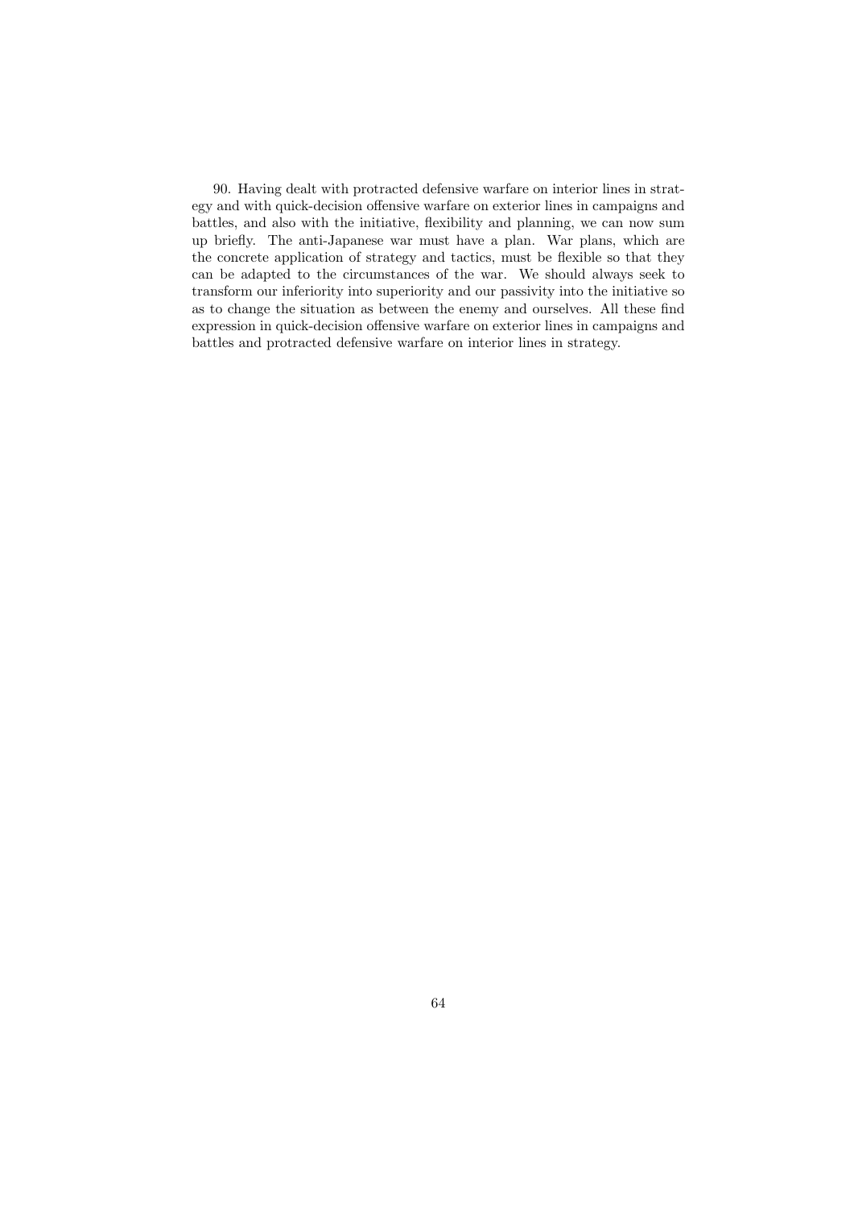90. Having dealt with protracted defensive warfare on interior lines in strategy and with quick-decision offensive warfare on exterior lines in campaigns and battles, and also with the initiative, flexibility and planning, we can now sum up briefly. The anti-Japanese war must have a plan. War plans, which are the concrete application of strategy and tactics, must be flexible so that they can be adapted to the circumstances of the war. We should always seek to transform our inferiority into superiority and our passivity into the initiative so as to change the situation as between the enemy and ourselves. All these find expression in quick-decision offensive warfare on exterior lines in campaigns and battles and protracted defensive warfare on interior lines in strategy.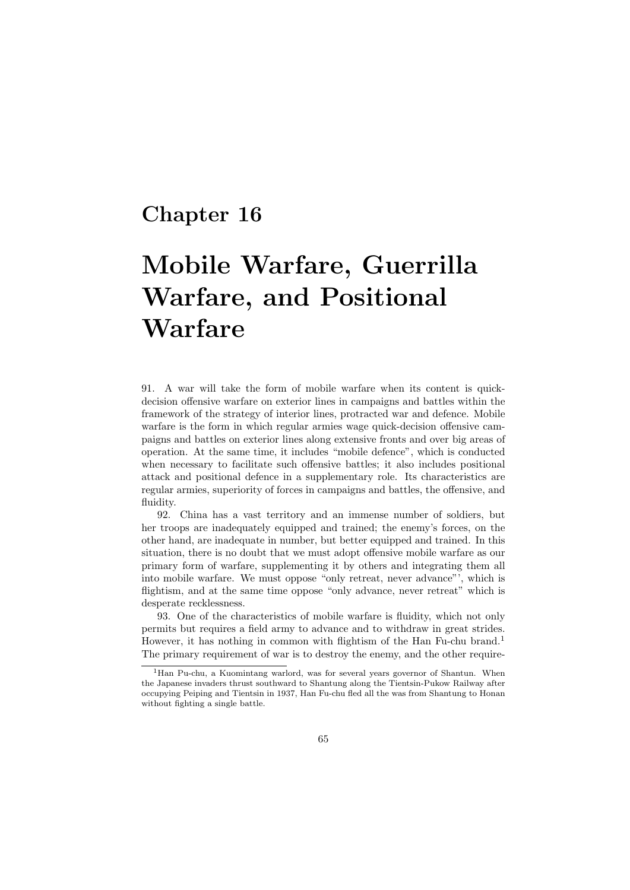# Chapter 16

# Mobile Warfare, Guerrilla Warfare, and Positional Warfare

91. A war will take the form of mobile warfare when its content is quick-decision offensive warfare on exterior lines in campaigns and battles within the framework of the strategy of interior lines, protracted war and defence. Mobile warfare is the form in which regular armies wage quick-decision offensive campaigns and battles on exterior lines along extensive fronts and over big areas of operation. At the same time, it includes "mobile defence", which is conducted when necessary to facilitate such offensive battles; it also includes positional attack and positional defence in a supplementary role. Its characteristics are regular armies, superiority of forces in campaigns and battles, the offensive, and fluidity.

92. China has a vast territory and an immense number of soldiers, but her troops are inadequately equipped and trained; the enemy's forces, on the other hand, are inadequate in number, but better equipped and trained. In this situation, there is no doubt that we must adopt offensive mobile warfare as our primary form of warfare, supplementing it by others and integrating them all into mobile warfare. We must oppose "only retreat, never advance"', which is flightism, and at the same time oppose "only advance, never retreat" which is desperate recklessness.

93. One of the characteristics of mobile warfare is fluidity, which not only permits but requires a field army to advance and to withdraw in great strides. However, it has nothing in common with flightism of the Han Fu-chu brand.[1] The primary requirement of war is to destroy the enemy, and the other require-

[1] Han Pu-chu, a Kuomintang warlord, was for several years governor of Shantun. When the Japanese invaders thrust southward to Shantung along the Tientsin-Pukow Railway after occupying Peiping and Tientsin in 1937, Han Fu-chu fled all the was from Shantung to Honan without fighting a single battle.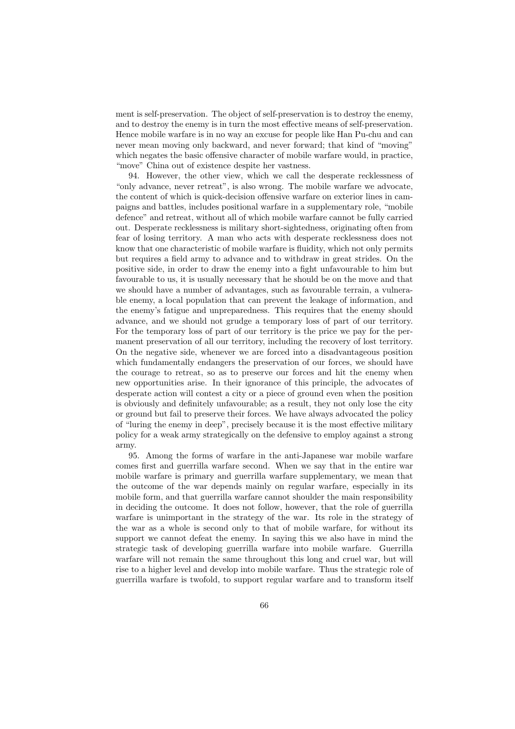ment is self-preservation. The object of self-preservation is to destroy the enemy, and to destroy the enemy is in turn the most effective means of self-preservation. Hence mobile warfare is in no way an excuse for people like Han Pu-chu and can never mean moving only backward, and never forward; that kind of "moving" which negates the basic offensive character of mobile warfare would, in practice, "move" China out of existence despite her vastness.

94. However, the other view, which we call the desperate recklessness of "only advance, never retreat", is also wrong. The mobile warfare we advocate, the content of which is quick-decision offensive warfare on exterior lines in campaigns and battles, includes positional warfare in a supplementary role, "mobile defence" and retreat, without all of which mobile warfare cannot be fully carried out. Desperate recklessness is military short-sightedness, originating often from fear of losing territory. A man who acts with desperate recklessness does not know that one characteristic of mobile warfare is fluidity, which not only permits but requires a field army to advance and to withdraw in great strides. On the positive side, in order to draw the enemy into a fight unfavourable to him but favourable to us, it is usually necessary that he should be on the move and that we should have a number of advantages, such as favourable terrain, a vulnerable enemy, a local population that can prevent the leakage of information, and the enemy's fatigue and unpreparedness. This requires that the enemy should advance, and we should not grudge a temporary loss of part of our territory. For the temporary loss of part of our territory is the price we pay for the permanent preservation of all our territory, including the recovery of lost territory. On the negative side, whenever we are forced into a disadvantageous position which fundamentally endangers the preservation of our forces, we should have the courage to retreat, so as to preserve our forces and hit the enemy when new opportunities arise. In their ignorance of this principle, the advocates of desperate action will contest a city or a piece of ground even when the position is obviously and definitely unfavourable; as a result, they not only lose the city or ground but fail to preserve their forces. We have always advocated the policy of "luring the enemy in deep", precisely because it is the most effective military policy for a weak army strategically on the defensive to employ against a strong army.

95. Among the forms of warfare in the anti-Japanese war mobile warfare comes first and guerrilla warfare second. When we say that in the entire war mobile warfare is primary and guerrilla warfare supplementary, we mean that the outcome of the war depends mainly on regular warfare, especially in its mobile form, and that guerrilla warfare cannot shoulder the main responsibility in deciding the outcome. It does not follow, however, that the role of guerrilla warfare is unimportant in the strategy of the war. Its role in the strategy of the war as a whole is second only to that of mobile warfare, for without its support we cannot defeat the enemy. In saying this we also have in mind the strategic task of developing guerrilla warfare into mobile warfare. Guerrilla warfare will not remain the same throughout this long and cruel war, but will rise to a higher level and develop into mobile warfare. Thus the strategic role of guerrilla warfare is twofold, to support regular warfare and to transform itself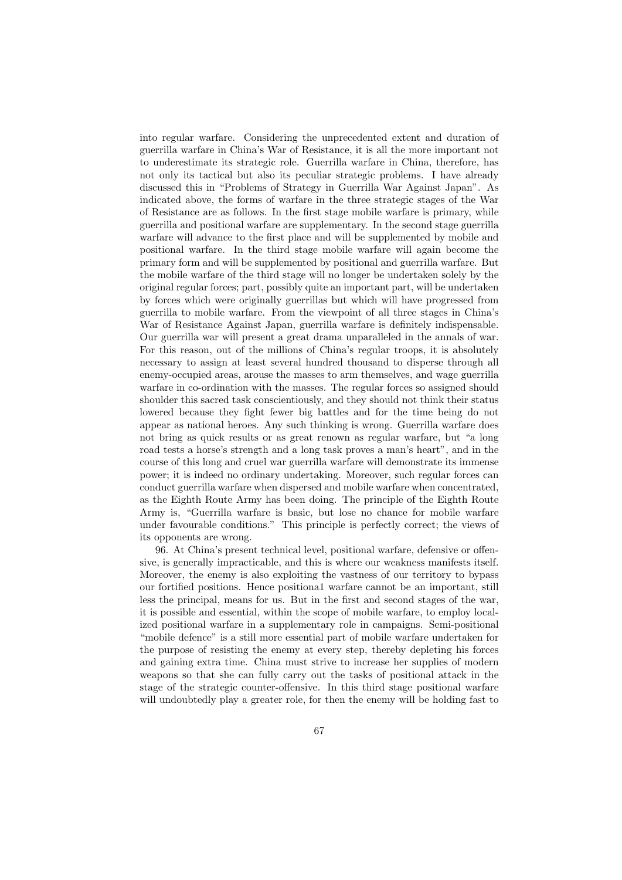into regular warfare. Considering the unprecedented extent and duration of guerrilla warfare in China's War of Resistance, it is all the more important not to underestimate its strategic role. Guerrilla warfare in China, therefore, has not only its tactical but also its peculiar strategic problems. I have already discussed this in "Problems of Strategy in Guerrilla War Against Japan". As indicated above, the forms of warfare in the three strategic stages of the War of Resistance are as follows. In the first stage mobile warfare is primary, while guerrilla and positional warfare are supplementary. In the second stage guerrilla warfare will advance to the first place and will be supplemented by mobile and positional warfare. In the third stage mobile warfare will again become the primary form and will be supplemented by positional and guerrilla warfare. But the mobile warfare of the third stage will no longer be undertaken solely by the original regular forces; part, possibly quite an important part, will be undertaken by forces which were originally guerrillas but which will have progressed from guerrilla to mobile warfare. From the viewpoint of all three stages in China's War of Resistance Against Japan, guerrilla warfare is definitely indispensable. Our guerrilla war will present a great drama unparalleled in the annals of war. For this reason, out of the millions of China's regular troops, it is absolutely necessary to assign at least several hundred thousand to disperse through all enemy-occupied areas, arouse the masses to arm themselves, and wage guerrilla warfare in co-ordination with the masses. The regular forces so assigned should shoulder this sacred task conscientiously, and they should not think their status lowered because they fight fewer big battles and for the time being do not appear as national heroes. Any such thinking is wrong. Guerrilla warfare does not bring as quick results or as great renown as regular warfare, but "a long road tests a horse's strength and a long task proves a man's heart", and in the course of this long and cruel war guerrilla warfare will demonstrate its immense power; it is indeed no ordinary undertaking. Moreover, such regular forces can conduct guerrilla warfare when dispersed and mobile warfare when concentrated, as the Eighth Route Army has been doing. The principle of the Eighth Route Army is, "Guerrilla warfare is basic, but lose no chance for mobile warfare under favourable conditions." This principle is perfectly correct; the views of its opponents are wrong.

96. At China's present technical level, positional warfare, defensive or offensive, is generally impracticable, and this is where our weakness manifests itself. Moreover, the enemy is also exploiting the vastness of our territory to bypass our fortified positions. Hence positiona1 warfare cannot be an important, still less the principal, means for us. But in the first and second stages of the war, it is possible and essential, within the scope of mobile warfare, to employ localized positional warfare in a supplementary role in campaigns. Semi-positional "mobile defence" is a still more essential part of mobile warfare undertaken for the purpose of resisting the enemy at every step, thereby depleting his forces and gaining extra time. China must strive to increase her supplies of modern weapons so that she can fully carry out the tasks of positional attack in the stage of the strategic counter-offensive. In this third stage positional warfare will undoubtedly play a greater role, for then the enemy will be holding fast to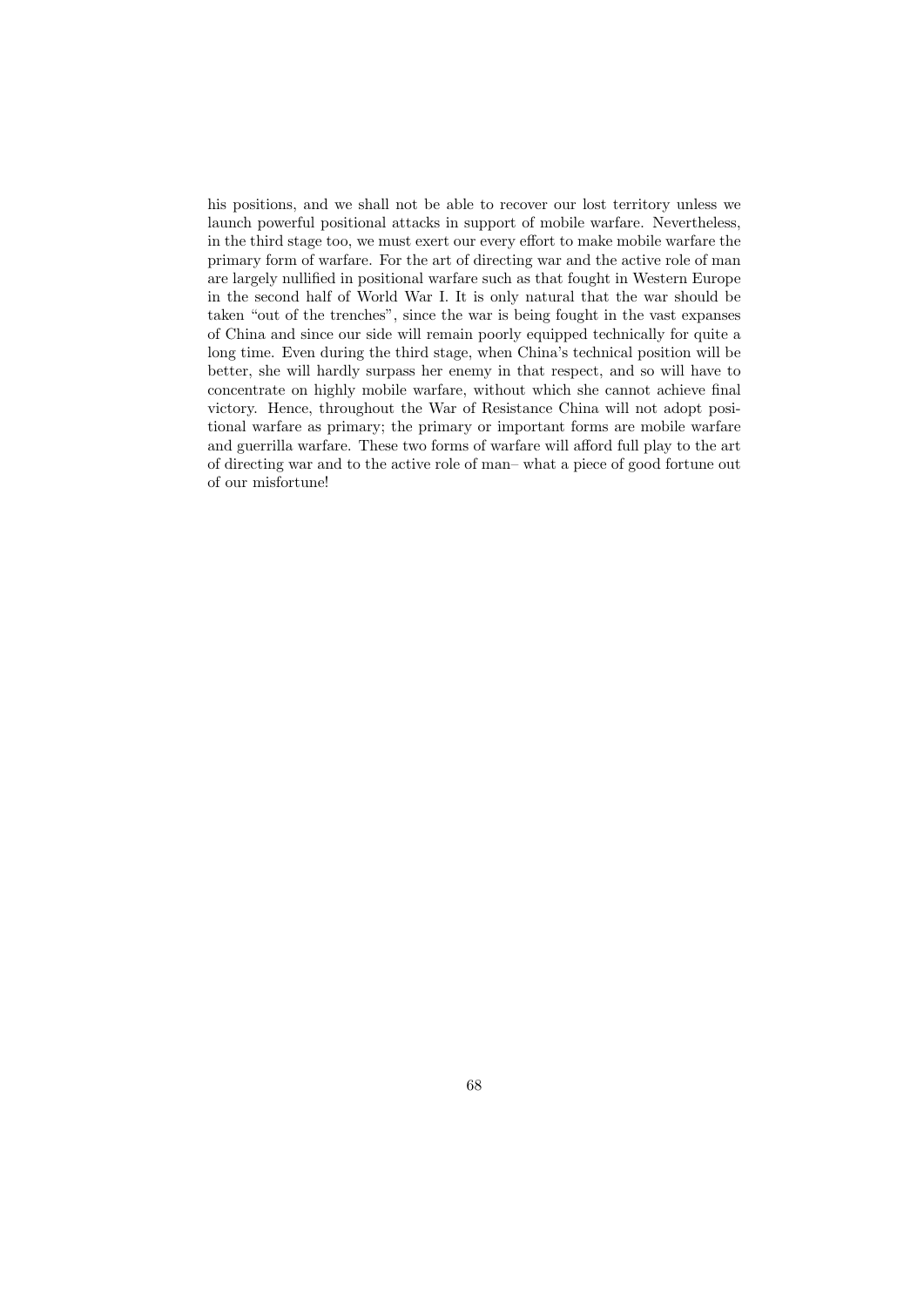his positions, and we shall not be able to recover our lost territory unless we launch powerful positional attacks in support of mobile warfare. Nevertheless, in the third stage too, we must exert our every effort to make mobile warfare the primary form of warfare. For the art of directing war and the active role of man are largely nullified in positional warfare such as that fought in Western Europe in the second half of World War I. It is only natural that the war should be taken "out of the trenches", since the war is being fought in the vast expanses of China and since our side will remain poorly equipped technically for quite a long time. Even during the third stage, when China's technical position will be better, she will hardly surpass her enemy in that respect, and so will have to concentrate on highly mobile warfare, without which she cannot achieve final victory. Hence, throughout the War of Resistance China will not adopt positional warfare as primary; the primary or important forms are mobile warfare and guerrilla warfare. These two forms of warfare will afford full play to the art of directing war and to the active role of man– what a piece of good fortune out of our misfortune!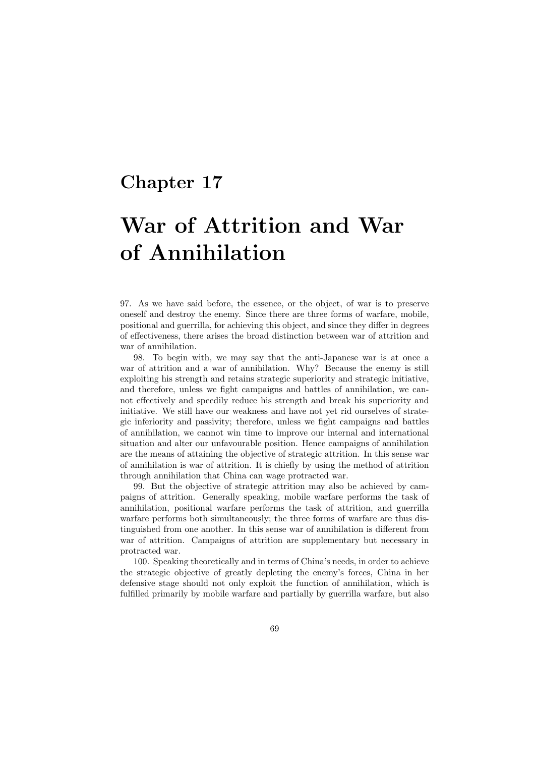# Chapter 17

# War of Attrition and War of Annihilation

97. As we have said before, the essence, or the object, of war is to preserve oneself and destroy the enemy. Since there are three forms of warfare, mobile, positional and guerrilla, for achieving this object, and since they differ in degrees of effectiveness, there arises the broad distinction between war of attrition and war of annihilation.

98. To begin with, we may say that the anti-Japanese war is at once a war of attrition and a war of annihilation. Why? Because the enemy is still exploiting his strength and retains strategic superiority and strategic initiative, and therefore, unless we fight campaigns and battles of annihilation, we cannot effectively and speedily reduce his strength and break his superiority and initiative. We still have our weakness and have not yet rid ourselves of strategic inferiority and passivity; therefore, unless we fight campaigns and battles of annihilation, we cannot win time to improve our internal and international situation and alter our unfavourable position. Hence campaigns of annihilation are the means of attaining the objective of strategic attrition. In this sense war of annihilation is war of attrition. It is chiefly by using the method of attrition through annihilation that China can wage protracted war.

99. But the objective of strategic attrition may also be achieved by campaigns of attrition. Generally speaking, mobile warfare performs the task of annihilation, positional warfare performs the task of attrition, and guerrilla warfare performs both simultaneously; the three forms of warfare are thus distinguished from one another. In this sense war of annihilation is different from war of attrition. Campaigns of attrition are supplementary but necessary in protracted war.

100. Speaking theoretically and in terms of China's needs, in order to achieve the strategic objective of greatly depleting the enemy's forces, China in her defensive stage should not only exploit the function of annihilation, which is fulfilled primarily by mobile warfare and partially by guerrilla warfare, but also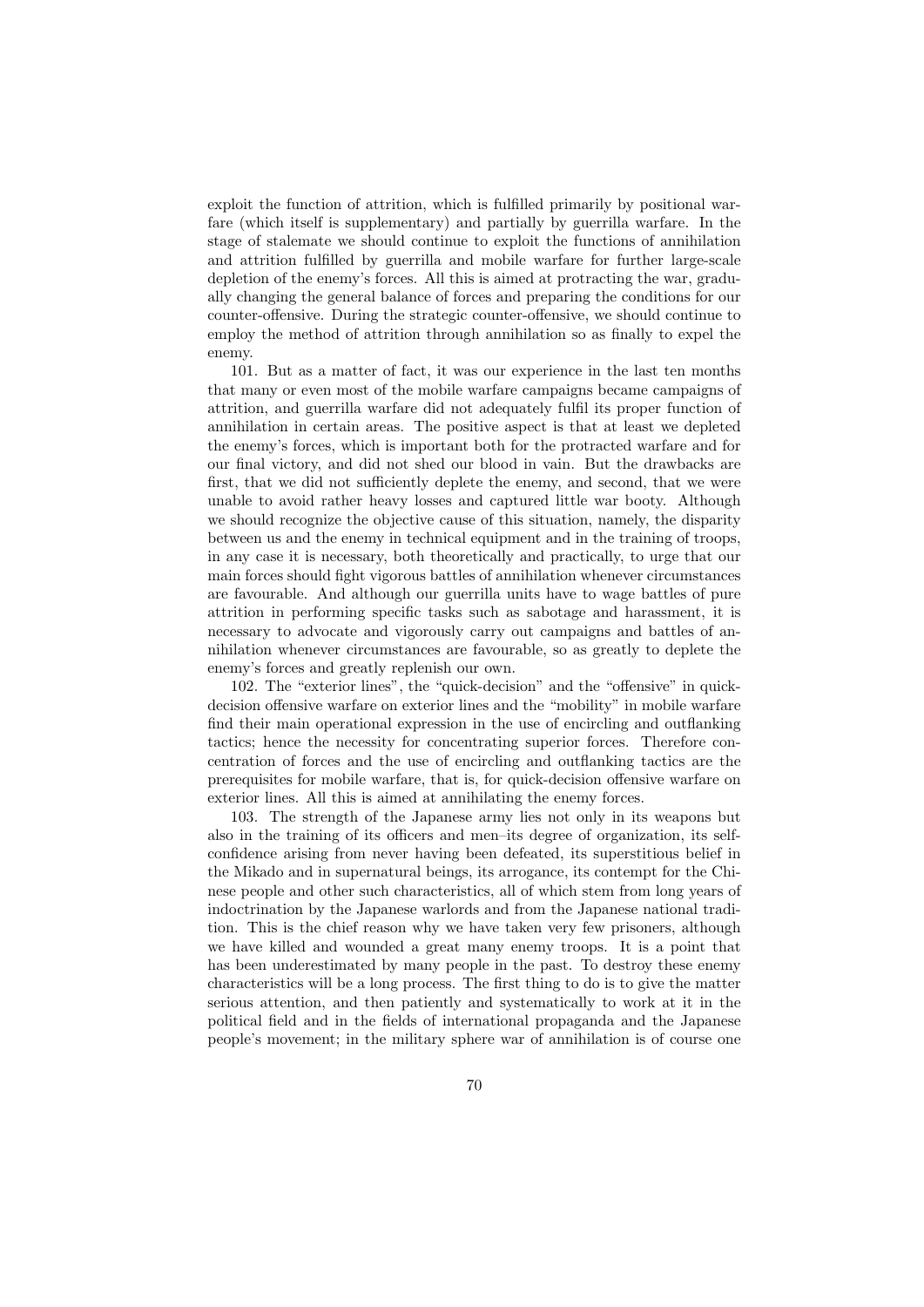exploit the function of attrition, which is fulfilled primarily by positional warfare (which itself is supplementary) and partially by guerrilla warfare. In the stage of stalemate we should continue to exploit the functions of annihilation and attrition fulfilled by guerrilla and mobile warfare for further large-scale depletion of the enemy's forces. All this is aimed at protracting the war, gradually changing the general balance of forces and preparing the conditions for our counter-offensive. During the strategic counter-offensive, we should continue to employ the method of attrition through annihilation so as finally to expel the enemy.

101. But as a matter of fact, it was our experience in the last ten months that many or even most of the mobile warfare campaigns became campaigns of attrition, and guerrilla warfare did not adequately fulfil its proper function of annihilation in certain areas. The positive aspect is that at least we depleted the enemy's forces, which is important both for the protracted warfare and for our final victory, and did not shed our blood in vain. But the drawbacks are first, that we did not sufficiently deplete the enemy, and second, that we were unable to avoid rather heavy losses and captured little war booty. Although we should recognize the objective cause of this situation, namely, the disparity between us and the enemy in technical equipment and in the training of troops, in any case it is necessary, both theoretically and practically, to urge that our main forces should fight vigorous battles of annihilation whenever circumstances are favourable. And although our guerrilla units have to wage battles of pure attrition in performing specific tasks such as sabotage and harassment, it is necessary to advocate and vigorously carry out campaigns and battles of annihilation whenever circumstances are favourable, so as greatly to deplete the enemy's forces and greatly replenish our own.

102. The "exterior lines", the "quick-decision" and the "offensive" in quick-decision offensive warfare on exterior lines and the "mobility" in mobile warfare find their main operational expression in the use of encircling and outflanking tactics; hence the necessity for concentrating superior forces. Therefore concentration of forces and the use of encircling and outflanking tactics are the prerequisites for mobile warfare, that is, for quick-decision offensive warfare on exterior lines. All this is aimed at annihilating the enemy forces.

103. The strength of the Japanese army lies not only in its weapons but also in the training of its officers and men–its degree of organization, its self-confidence arising from never having been defeated, its superstitious belief in the Mikado and in supernatural beings, its arrogance, its contempt for the Chinese people and other such characteristics, all of which stem from long years of indoctrination by the Japanese warlords and from the Japanese national tradition. This is the chief reason why we have taken very few prisoners, although we have killed and wounded a great many enemy troops. It is a point that has been underestimated by many people in the past. To destroy these enemy characteristics will be a long process. The first thing to do is to give the matter serious attention, and then patiently and systematically to work at it in the political field and in the fields of international propaganda and the Japanese people's movement; in the military sphere war of annihilation is of course one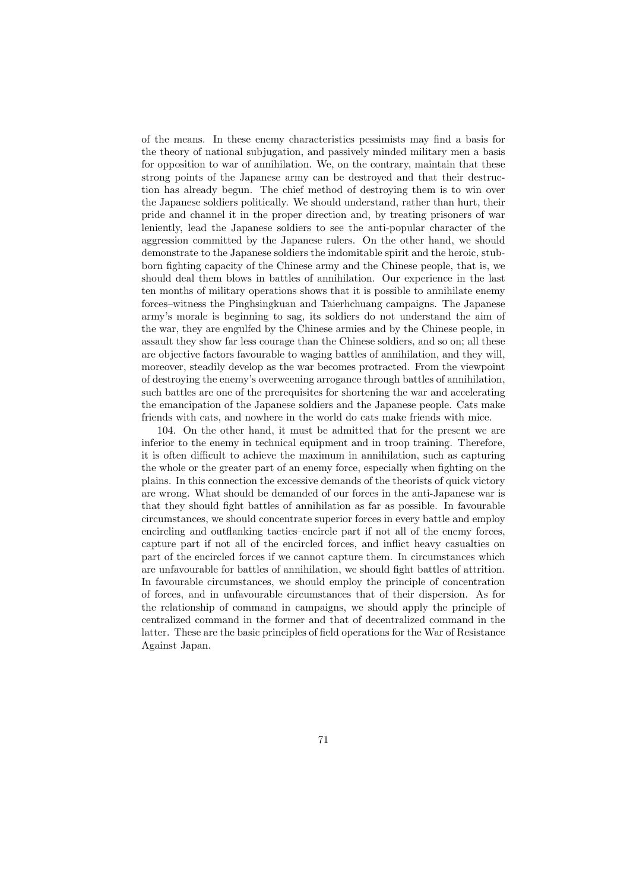of the means. In these enemy characteristics pessimists may find a basis for the theory of national subjugation, and passively minded military men a basis for opposition to war of annihilation. We, on the contrary, maintain that these strong points of the Japanese army can be destroyed and that their destruction has already begun. The chief method of destroying them is to win over the Japanese soldiers politically. We should understand, rather than hurt, their pride and channel it in the proper direction and, by treating prisoners of war leniently, lead the Japanese soldiers to see the anti-popular character of the aggression committed by the Japanese rulers. On the other hand, we should demonstrate to the Japanese soldiers the indomitable spirit and the heroic, stubborn fighting capacity of the Chinese army and the Chinese people, that is, we should deal them blows in battles of annihilation. Our experience in the last ten months of military operations shows that it is possible to annihilate enemy forces–witness the Pinghsingkuan and Taierhchuang campaigns. The Japanese army's morale is beginning to sag, its soldiers do not understand the aim of the war, they are engulfed by the Chinese armies and by the Chinese people, in assault they show far less courage than the Chinese soldiers, and so on; all these are objective factors favourable to waging battles of annihilation, and they will, moreover, steadily develop as the war becomes protracted. From the viewpoint of destroying the enemy's overweening arrogance through battles of annihilation, such battles are one of the prerequisites for shortening the war and accelerating the emancipation of the Japanese soldiers and the Japanese people. Cats make friends with cats, and nowhere in the world do cats make friends with mice.

104. On the other hand, it must be admitted that for the present we are inferior to the enemy in technical equipment and in troop training. Therefore, it is often difficult to achieve the maximum in annihilation, such as capturing the whole or the greater part of an enemy force, especially when fighting on the plains. In this connection the excessive demands of the theorists of quick victory are wrong. What should be demanded of our forces in the anti-Japanese war is that they should fight battles of annihilation as far as possible. In favourable circumstances, we should concentrate superior forces in every battle and employ encircling and outflanking tactics–encircle part if not all of the enemy forces, capture part if not all of the encircled forces, and inflict heavy casualties on part of the encircled forces if we cannot capture them. In circumstances which are unfavourable for battles of annihilation, we should fight battles of attrition. In favourable circumstances, we should employ the principle of concentration of forces, and in unfavourable circumstances that of their dispersion. As for the relationship of command in campaigns, we should apply the principle of centralized command in the former and that of decentralized command in the latter. These are the basic principles of field operations for the War of Resistance Against Japan.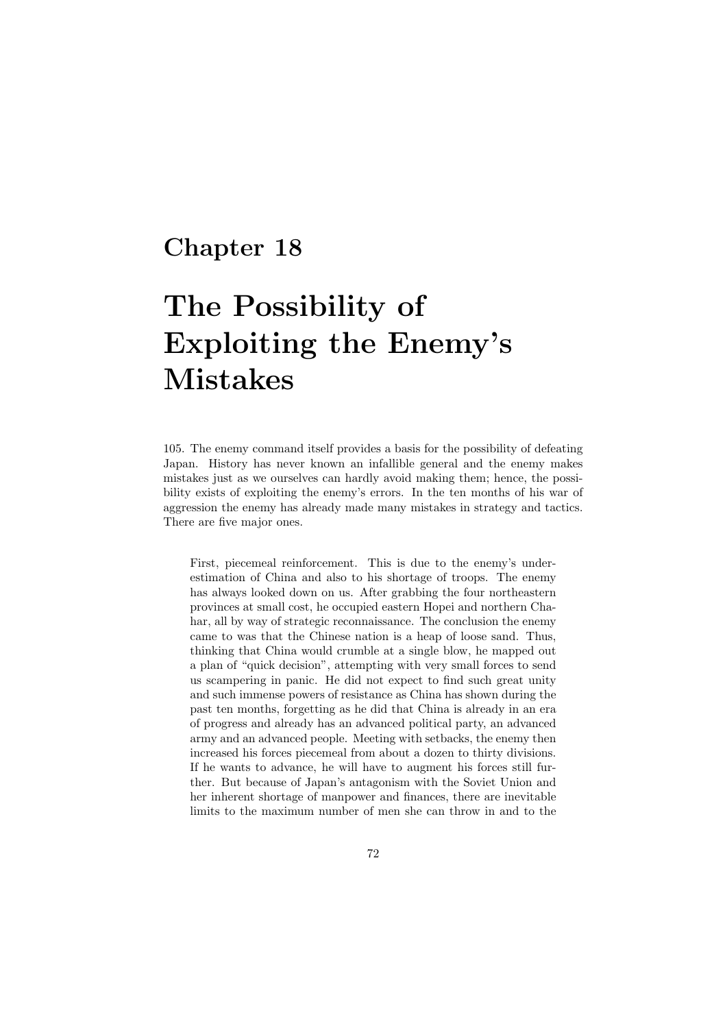# Chapter 18

# The Possibility of Exploiting the Enemy's Mistakes

105. The enemy command itself provides a basis for the possibility of defeating Japan. History has never known an infallible general and the enemy makes mistakes just as we ourselves can hardly avoid making them; hence, the possibility exists of exploiting the enemy's errors. In the ten months of his war of aggression the enemy has already made many mistakes in strategy and tactics. There are five major ones.

> First, piecemeal reinforcement. This is due to the enemy's underestimation of China and also to his shortage of troops. The enemy has always looked down on us. After grabbing the four northeastern provinces at small cost, he occupied eastern Hopei and northern Chahar, all by way of strategic reconnaissance. The conclusion the enemy came to was that the Chinese nation is a heap of loose sand. Thus, thinking that China would crumble at a single blow, he mapped out a plan of "quick decision", attempting with very small forces to send us scampering in panic. He did not expect to find such great unity and such immense powers of resistance as China has shown during the past ten months, forgetting as he did that China is already in an era of progress and already has an advanced political party, an advanced army and an advanced people. Meeting with setbacks, the enemy then increased his forces piecemeal from about a dozen to thirty divisions. If he wants to advance, he will have to augment his forces still further. But because of Japan's antagonism with the Soviet Union and her inherent shortage of manpower and finances, there are inevitable limits to the maximum number of men she can throw in and to the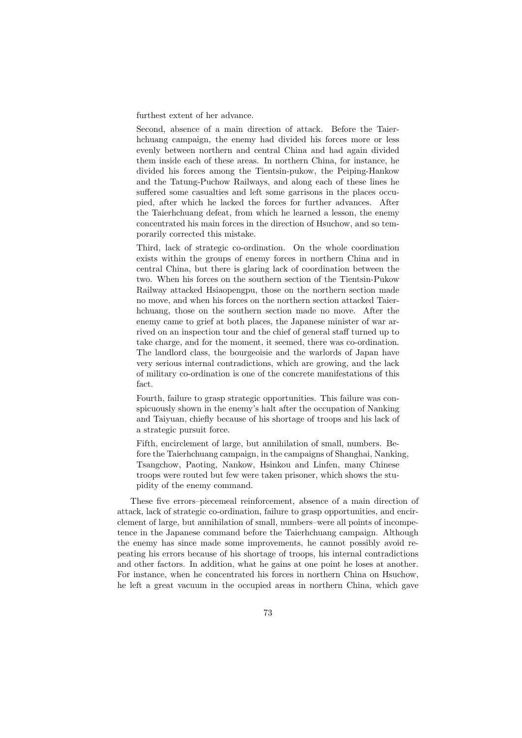furthest extent of her advance.

Second, absence of a main direction of attack. Before the Taierhchuang campaign, the enemy had divided his forces more or less evenly between northern and central China and had again divided them inside each of these areas. In northern China, for instance, he divided his forces among the Tientsin-pukow, the Peiping-Hankow and the Tatung-Puchow Railways, and along each of these lines he suffered some casualties and left some garrisons in the places occupied, after which he lacked the forces for further advances. After the Taierhchuang defeat, from which he learned a lesson, the enemy concentrated his main forces in the direction of Hsuchow, and so temporarily corrected this mistake.

Third, lack of strategic co-ordination. On the whole coordination exists within the groups of enemy forces in northern China and in central China, but there is glaring lack of coordination between the two. When his forces on the southern section of the Tientsin-Pukow Railway attacked Hsiaopengpu, those on the northern section made no move, and when his forces on the northern section attacked Taierhchuang, those on the southern section made no move. After the enemy came to grief at both places, the Japanese minister of war arrived on an inspection tour and the chief of general staff turned up to take charge, and for the moment, it seemed, there was co-ordination. The landlord class, the bourgeoisie and the warlords of Japan have very serious internal contradictions, which are growing, and the lack of military co-ordination is one of the concrete manifestations of this fact.

Fourth, failure to grasp strategic opportunities. This failure was conspicuously shown in the enemy's halt after the occupation of Nanking and Taiyuan, chiefly because of his shortage of troops and his lack of a strategic pursuit force.

Fifth, encirclement of large, but annihilation of small, numbers. Before the Taierhchuang campaign, in the campaigns of Shanghai, Nanking, Tsangchow, Paoting, Nankow, Hsinkou and Linfen, many Chinese troops were routed but few were taken prisoner, which shows the stupidity of the enemy command.

These five errors–piecemeal reinforcement, absence of a main direction of attack, lack of strategic co-ordination, failure to grasp opportunities, and encirclement of large, but annihilation of small, numbers–were all points of incompetence in the Japanese command before the Taierhchuang campaign. Although the enemy has since made some improvements, he cannot possibly avoid repeating his errors because of his shortage of troops, his internal contradictions and other factors. In addition, what he gains at one point he loses at another. For instance, when he concentrated his forces in northern China on Hsuchow, he left a great vacuum in the occupied areas in northern China, which gave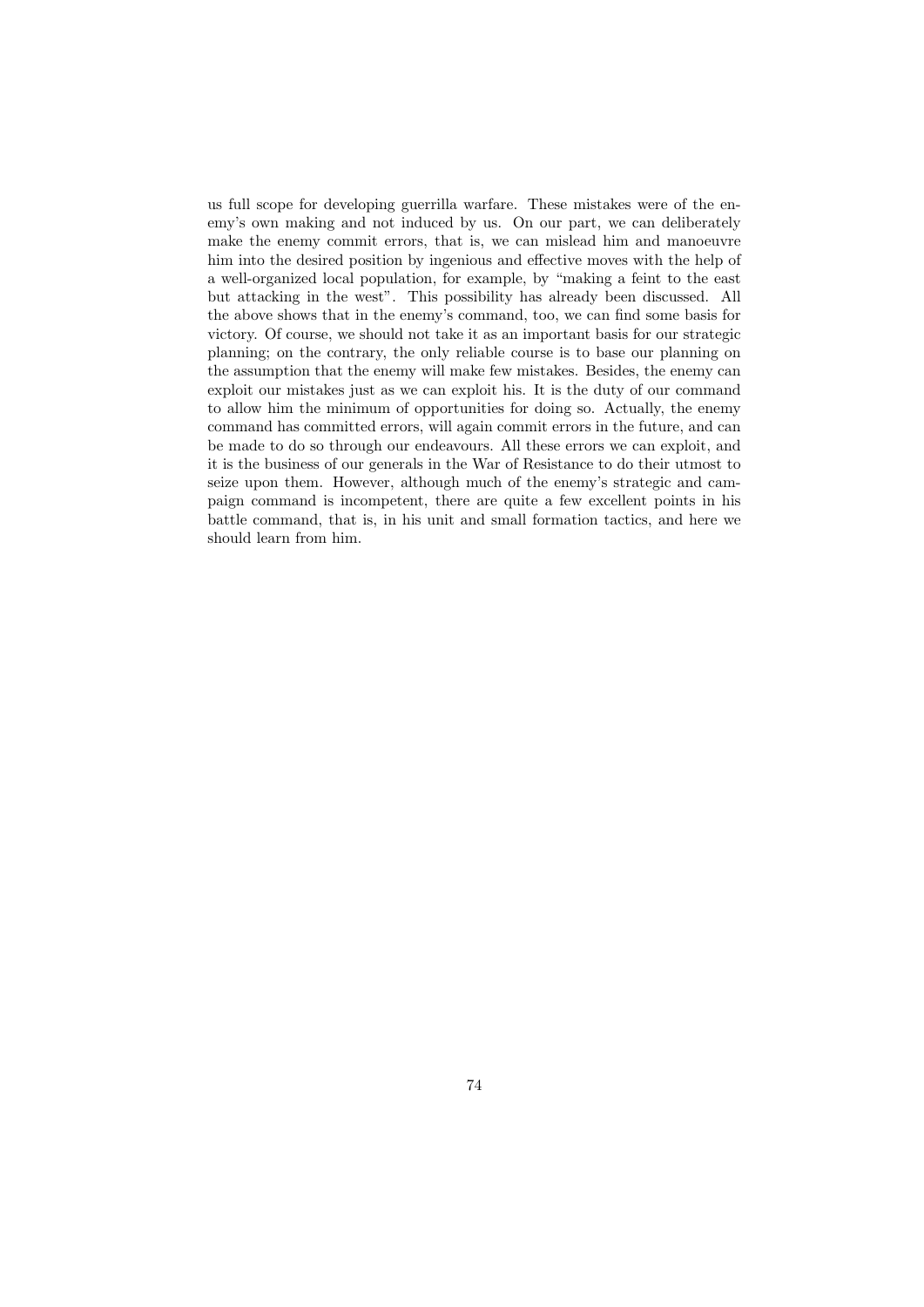us full scope for developing guerrilla warfare. These mistakes were of the enemy's own making and not induced by us. On our part, we can deliberately make the enemy commit errors, that is, we can mislead him and manoeuvre him into the desired position by ingenious and effective moves with the help of a well-organized local population, for example, by "making a feint to the east but attacking in the west". This possibility has already been discussed. All the above shows that in the enemy's command, too, we can find some basis for victory. Of course, we should not take it as an important basis for our strategic planning; on the contrary, the only reliable course is to base our planning on the assumption that the enemy will make few mistakes. Besides, the enemy can exploit our mistakes just as we can exploit his. It is the duty of our command to allow him the minimum of opportunities for doing so. Actually, the enemy command has committed errors, will again commit errors in the future, and can be made to do so through our endeavours. All these errors we can exploit, and it is the business of our generals in the War of Resistance to do their utmost to seize upon them. However, although much of the enemy's strategic and campaign command is incompetent, there are quite a few excellent points in his battle command, that is, in his unit and small formation tactics, and here we should learn from him.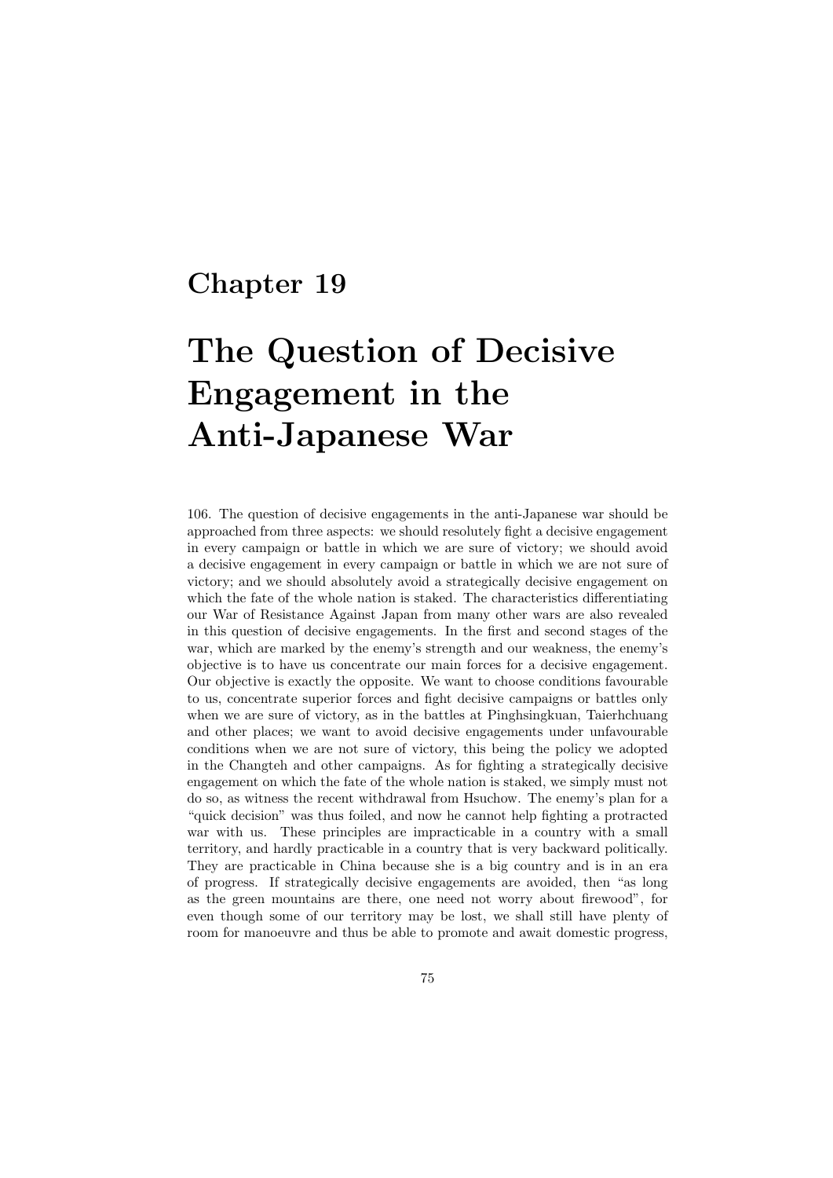# Chapter 19

# The Question of Decisive Engagement in the Anti-Japanese War

106. The question of decisive engagements in the anti-Japanese war should be approached from three aspects: we should resolutely fight a decisive engagement in every campaign or battle in which we are sure of victory; we should avoid a decisive engagement in every campaign or battle in which we are not sure of victory; and we should absolutely avoid a strategically decisive engagement on which the fate of the whole nation is staked. The characteristics differentiating our War of Resistance Against Japan from many other wars are also revealed in this question of decisive engagements. In the first and second stages of the war, which are marked by the enemy's strength and our weakness, the enemy's objective is to have us concentrate our main forces for a decisive engagement. Our objective is exactly the opposite. We want to choose conditions favourable to us, concentrate superior forces and fight decisive campaigns or battles only when we are sure of victory, as in the battles at Pinghsingkuan, Taierhchuang and other places; we want to avoid decisive engagements under unfavourable conditions when we are not sure of victory, this being the policy we adopted in the Changteh and other campaigns. As for fighting a strategically decisive engagement on which the fate of the whole nation is staked, we simply must not do so, as witness the recent withdrawal from Hsuchow. The enemy's plan for a "quick decision" was thus foiled, and now he cannot help fighting a protracted war with us. These principles are impracticable in a country with a small territory, and hardly practicable in a country that is very backward politically. They are practicable in China because she is a big country and is in an era of progress. If strategically decisive engagements are avoided, then "as long as the green mountains are there, one need not worry about firewood", for even though some of our territory may be lost, we shall still have plenty of room for manoeuvre and thus be able to promote and await domestic progress,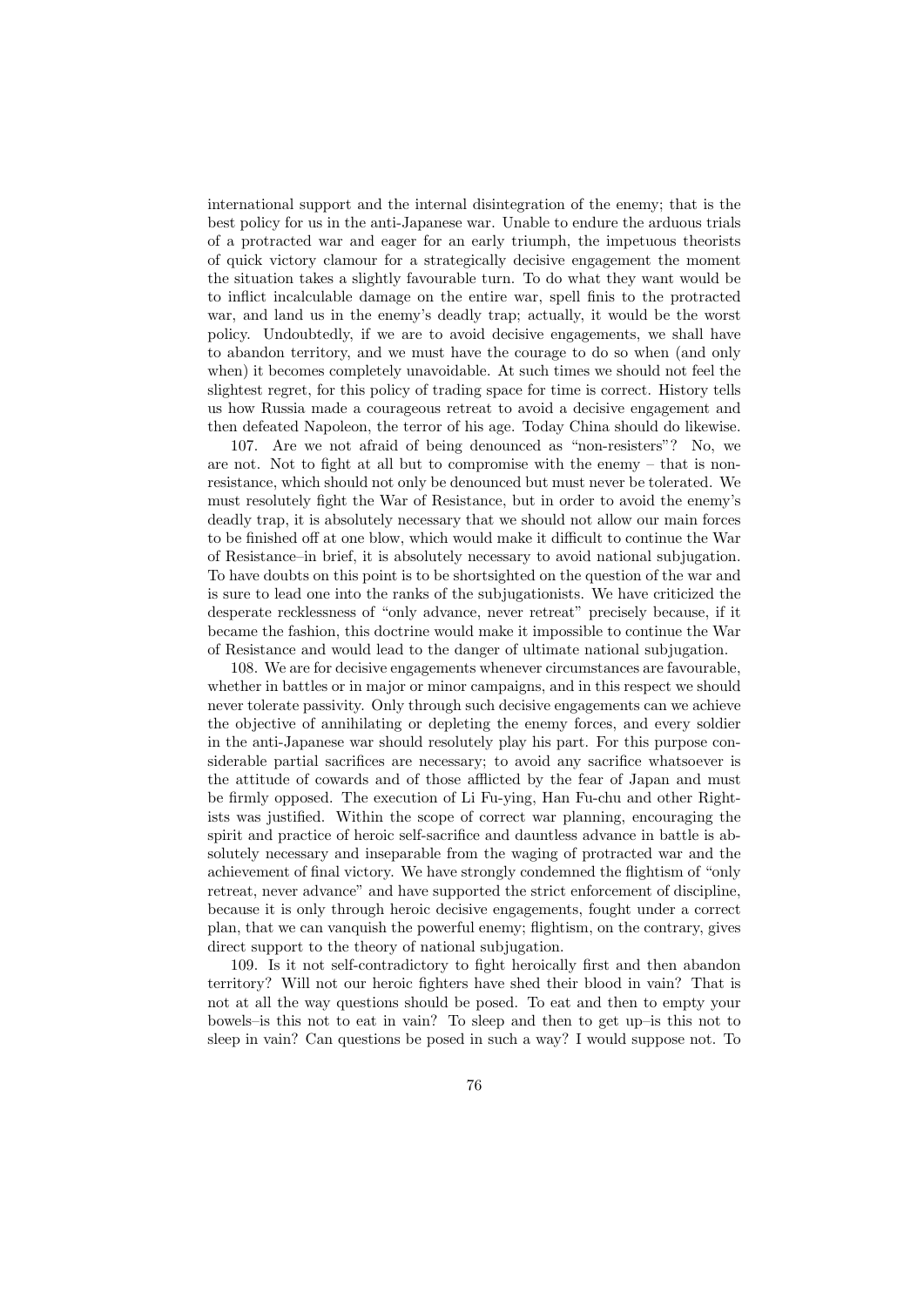international support and the internal disintegration of the enemy; that is the best policy for us in the anti-Japanese war. Unable to endure the arduous trials of a protracted war and eager for an early triumph, the impetuous theorists of quick victory clamour for a strategically decisive engagement the moment the situation takes a slightly favourable turn. To do what they want would be to inflict incalculable damage on the entire war, spell finis to the protracted war, and land us in the enemy's deadly trap; actually, it would be the worst policy. Undoubtedly, if we are to avoid decisive engagements, we shall have to abandon territory, and we must have the courage to do so when (and only when) it becomes completely unavoidable. At such times we should not feel the slightest regret, for this policy of trading space for time is correct. History tells us how Russia made a courageous retreat to avoid a decisive engagement and then defeated Napoleon, the terror of his age. Today China should do likewise.

107. Are we not afraid of being denounced as "non-resisters"? No, we are not. Not to fight at all but to compromise with the enemy – that is non-resistance, which should not only be denounced but must never be tolerated. We must resolutely fight the War of Resistance, but in order to avoid the enemy's deadly trap, it is absolutely necessary that we should not allow our main forces to be finished off at one blow, which would make it difficult to continue the War of Resistance–in brief, it is absolutely necessary to avoid national subjugation. To have doubts on this point is to be shortsighted on the question of the war and is sure to lead one into the ranks of the subjugationists. We have criticized the desperate recklessness of "only advance, never retreat" precisely because, if it became the fashion, this doctrine would make it impossible to continue the War of Resistance and would lead to the danger of ultimate national subjugation.

108. We are for decisive engagements whenever circumstances are favourable, whether in battles or in major or minor campaigns, and in this respect we should never tolerate passivity. Only through such decisive engagements can we achieve the objective of annihilating or depleting the enemy forces, and every soldier in the anti-Japanese war should resolutely play his part. For this purpose considerable partial sacrifices are necessary; to avoid any sacrifice whatsoever is the attitude of cowards and of those afflicted by the fear of Japan and must be firmly opposed. The execution of Li Fu-ying, Han Fu-chu and other Rightists was justified. Within the scope of correct war planning, encouraging the spirit and practice of heroic self-sacrifice and dauntless advance in battle is absolutely necessary and inseparable from the waging of protracted war and the achievement of final victory. We have strongly condemned the flightism of "only retreat, never advance" and have supported the strict enforcement of discipline, because it is only through heroic decisive engagements, fought under a correct plan, that we can vanquish the powerful enemy; flightism, on the contrary, gives direct support to the theory of national subjugation.

109. Is it not self-contradictory to fight heroically first and then abandon territory? Will not our heroic fighters have shed their blood in vain? That is not at all the way questions should be posed. To eat and then to empty your bowels–is this not to eat in vain? To sleep and then to get up–is this not to sleep in vain? Can questions be posed in such a way? I would suppose not. To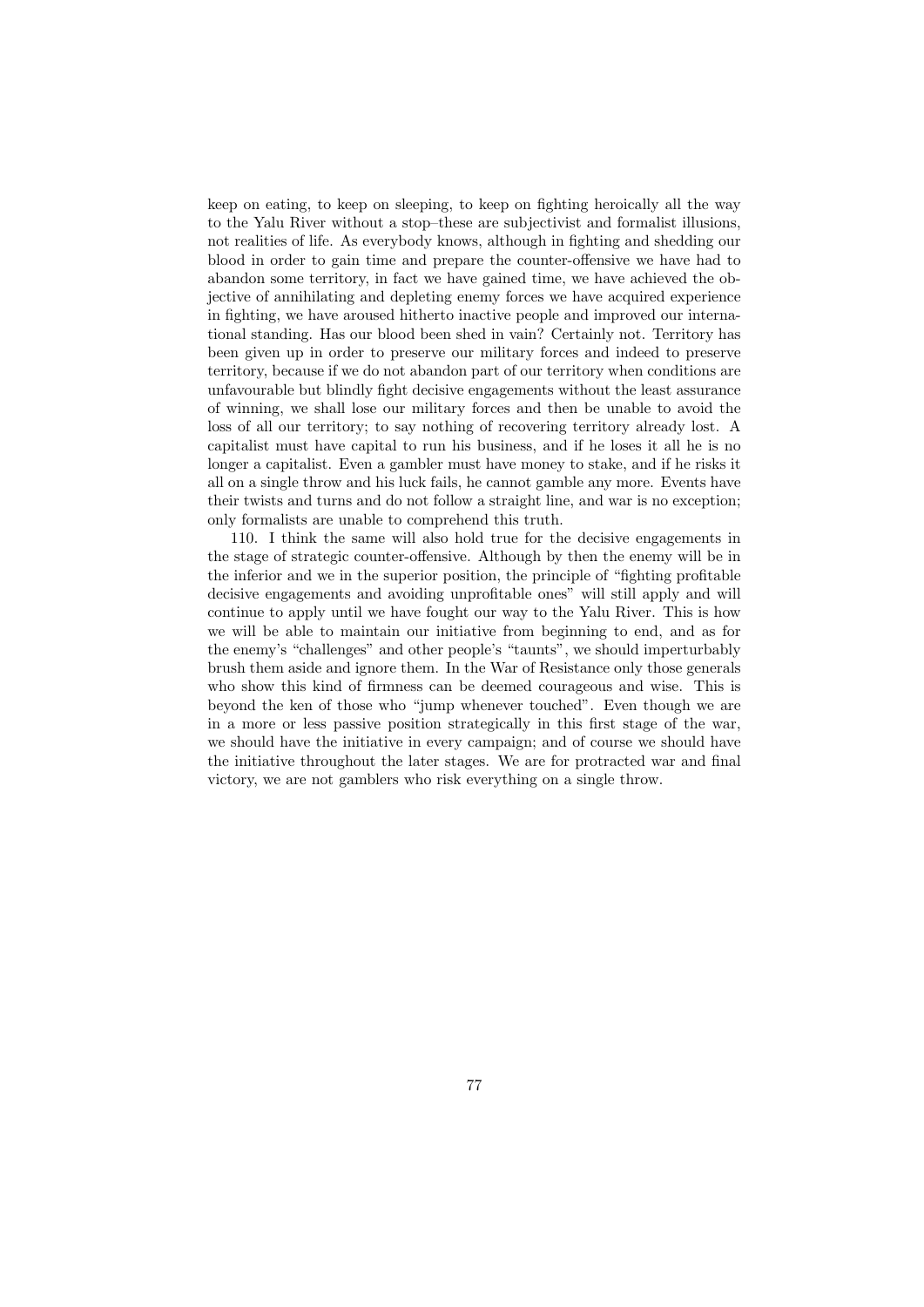keep on eating, to keep on sleeping, to keep on fighting heroically all the way to the Yalu River without a stop–these are subjectivist and formalist illusions, not realities of life. As everybody knows, although in fighting and shedding our blood in order to gain time and prepare the counter-offensive we have had to abandon some territory, in fact we have gained time, we have achieved the objective of annihilating and depleting enemy forces we have acquired experience in fighting, we have aroused hitherto inactive people and improved our international standing. Has our blood been shed in vain? Certainly not. Territory has been given up in order to preserve our military forces and indeed to preserve territory, because if we do not abandon part of our territory when conditions are unfavourable but blindly fight decisive engagements without the least assurance of winning, we shall lose our military forces and then be unable to avoid the loss of all our territory; to say nothing of recovering territory already lost. A capitalist must have capital to run his business, and if he loses it all he is no longer a capitalist. Even a gambler must have money to stake, and if he risks it all on a single throw and his luck fails, he cannot gamble any more. Events have their twists and turns and do not follow a straight line, and war is no exception; only formalists are unable to comprehend this truth.

110. I think the same will also hold true for the decisive engagements in the stage of strategic counter-offensive. Although by then the enemy will be in the inferior and we in the superior position, the principle of "fighting profitable decisive engagements and avoiding unprofitable ones" will still apply and will continue to apply until we have fought our way to the Yalu River. This is how we will be able to maintain our initiative from beginning to end, and as for the enemy's "challenges" and other people's "taunts", we should imperturbably brush them aside and ignore them. In the War of Resistance only those generals who show this kind of firmness can be deemed courageous and wise. This is beyond the ken of those who "jump whenever touched". Even though we are in a more or less passive position strategically in this first stage of the war, we should have the initiative in every campaign; and of course we should have the initiative throughout the later stages. We are for protracted war and final victory, we are not gamblers who risk everything on a single throw.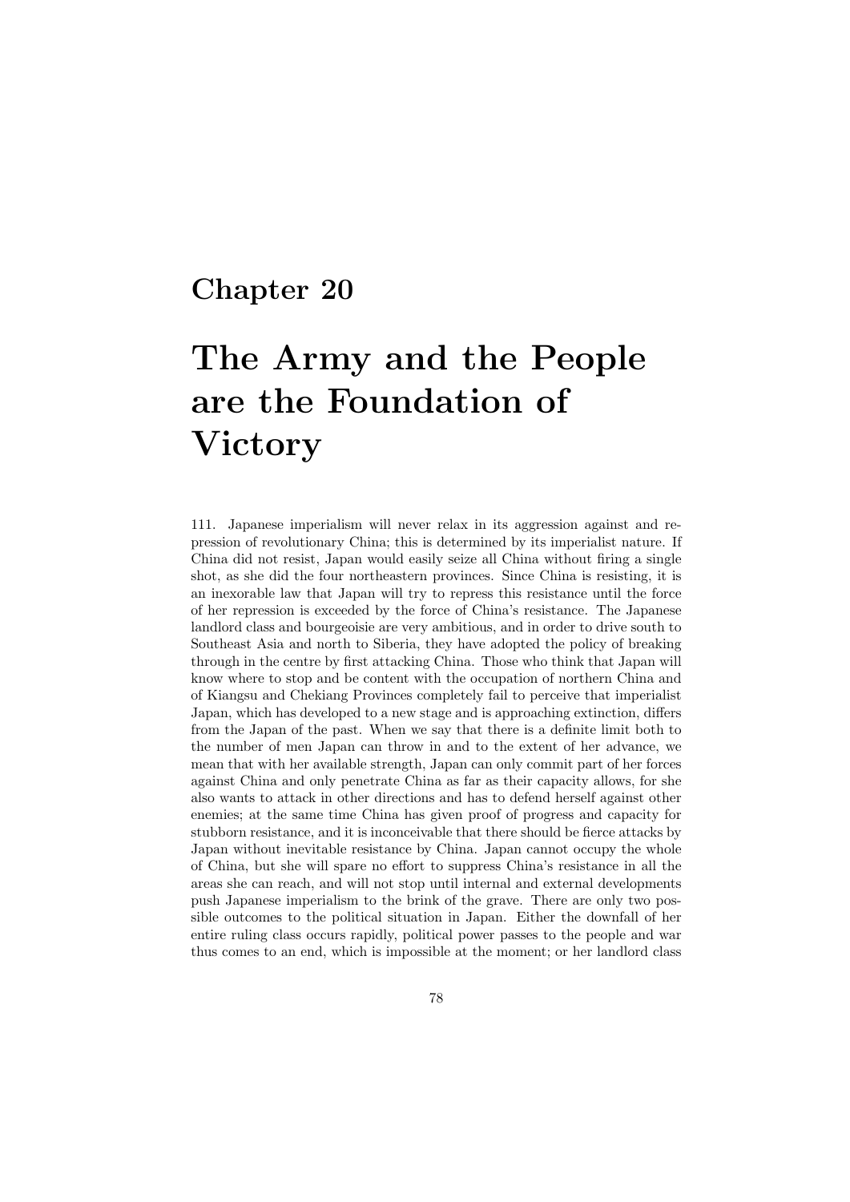# Chapter 20

# The Army and the People are the Foundation of Victory

111. Japanese imperialism will never relax in its aggression against and repression of revolutionary China; this is determined by its imperialist nature. If China did not resist, Japan would easily seize all China without firing a single shot, as she did the four northeastern provinces. Since China is resisting, it is an inexorable law that Japan will try to repress this resistance until the force of her repression is exceeded by the force of China's resistance. The Japanese landlord class and bourgeoisie are very ambitious, and in order to drive south to Southeast Asia and north to Siberia, they have adopted the policy of breaking through in the centre by first attacking China. Those who think that Japan will know where to stop and be content with the occupation of northern China and of Kiangsu and Chekiang Provinces completely fail to perceive that imperialist Japan, which has developed to a new stage and is approaching extinction, differs from the Japan of the past. When we say that there is a definite limit both to the number of men Japan can throw in and to the extent of her advance, we mean that with her available strength, Japan can only commit part of her forces against China and only penetrate China as far as their capacity allows, for she also wants to attack in other directions and has to defend herself against other enemies; at the same time China has given proof of progress and capacity for stubborn resistance, and it is inconceivable that there should be fierce attacks by Japan without inevitable resistance by China. Japan cannot occupy the whole of China, but she will spare no effort to suppress China's resistance in all the areas she can reach, and will not stop until internal and external developments push Japanese imperialism to the brink of the grave. There are only two possible outcomes to the political situation in Japan. Either the downfall of her entire ruling class occurs rapidly, political power passes to the people and war thus comes to an end, which is impossible at the moment; or her landlord class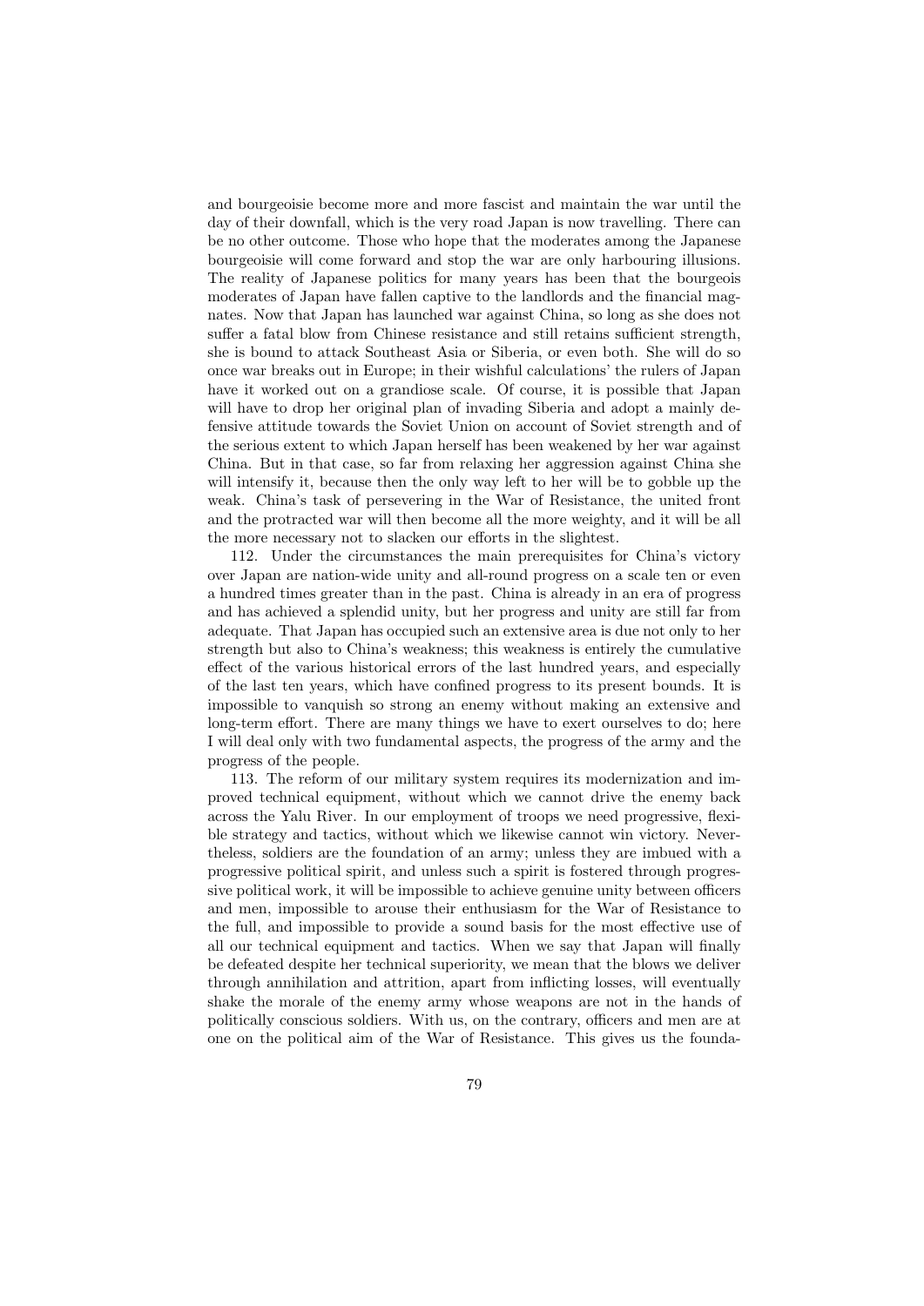and bourgeoisie become more and more fascist and maintain the war until the day of their downfall, which is the very road Japan is now travelling. There can be no other outcome. Those who hope that the moderates among the Japanese bourgeoisie will come forward and stop the war are only harbouring illusions. The reality of Japanese politics for many years has been that the bourgeois moderates of Japan have fallen captive to the landlords and the financial magnates. Now that Japan has launched war against China, so long as she does not suffer a fatal blow from Chinese resistance and still retains sufficient strength, she is bound to attack Southeast Asia or Siberia, or even both. She will do so once war breaks out in Europe; in their wishful calculations' the rulers of Japan have it worked out on a grandiose scale. Of course, it is possible that Japan will have to drop her original plan of invading Siberia and adopt a mainly defensive attitude towards the Soviet Union on account of Soviet strength and of the serious extent to which Japan herself has been weakened by her war against China. But in that case, so far from relaxing her aggression against China she will intensify it, because then the only way left to her will be to gobble up the weak. China's task of persevering in the War of Resistance, the united front and the protracted war will then become all the more weighty, and it will be all the more necessary not to slacken our efforts in the slightest.

112. Under the circumstances the main prerequisites for China's victory over Japan are nation-wide unity and all-round progress on a scale ten or even a hundred times greater than in the past. China is already in an era of progress and has achieved a splendid unity, but her progress and unity are still far from adequate. That Japan has occupied such an extensive area is due not only to her strength but also to China's weakness; this weakness is entirely the cumulative effect of the various historical errors of the last hundred years, and especially of the last ten years, which have confined progress to its present bounds. It is impossible to vanquish so strong an enemy without making an extensive and long-term effort. There are many things we have to exert ourselves to do; here I will deal only with two fundamental aspects, the progress of the army and the progress of the people.

113. The reform of our military system requires its modernization and improved technical equipment, without which we cannot drive the enemy back across the Yalu River. In our employment of troops we need progressive, flexible strategy and tactics, without which we likewise cannot win victory. Nevertheless, soldiers are the foundation of an army; unless they are imbued with a progressive political spirit, and unless such a spirit is fostered through progressive political work, it will be impossible to achieve genuine unity between officers and men, impossible to arouse their enthusiasm for the War of Resistance to the full, and impossible to provide a sound basis for the most effective use of all our technical equipment and tactics. When we say that Japan will finally be defeated despite her technical superiority, we mean that the blows we deliver through annihilation and attrition, apart from inflicting losses, will eventually shake the morale of the enemy army whose weapons are not in the hands of politically conscious soldiers. With us, on the contrary, officers and men are at one on the political aim of the War of Resistance. This gives us the founda-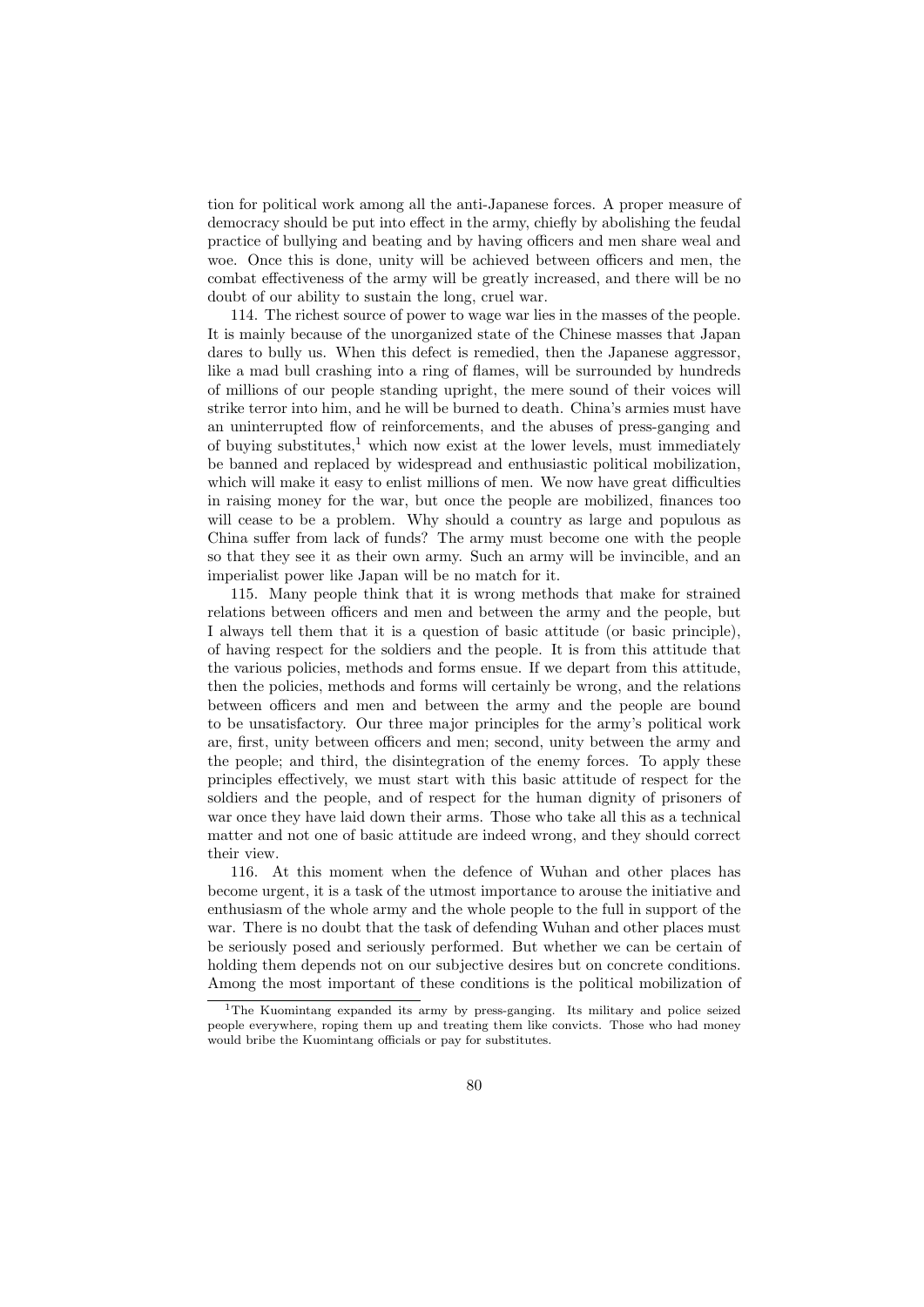tion for political work among all the anti-Japanese forces. A proper measure of democracy should be put into effect in the army, chiefly by abolishing the feudal practice of bullying and beating and by having officers and men share weal and woe. Once this is done, unity will be achieved between officers and men, the combat effectiveness of the army will be greatly increased, and there will be no doubt of our ability to sustain the long, cruel war.

114. The richest source of power to wage war lies in the masses of the people. It is mainly because of the unorganized state of the Chinese masses that Japan dares to bully us. When this defect is remedied, then the Japanese aggressor, like a mad bull crashing into a ring of flames, will be surrounded by hundreds of millions of our people standing upright, the mere sound of their voices will strike terror into him, and he will be burned to death. China's armies must have an uninterrupted flow of reinforcements, and the abuses of press-ganging and of buying substitutes,[1] which now exist at the lower levels, must immediately be banned and replaced by widespread and enthusiastic political mobilization, which will make it easy to enlist millions of men. We now have great difficulties in raising money for the war, but once the people are mobilized, finances too will cease to be a problem. Why should a country as large and populous as China suffer from lack of funds? The army must become one with the people so that they see it as their own army. Such an army will be invincible, and an imperialist power like Japan will be no match for it.

115. Many people think that it is wrong methods that make for strained relations between officers and men and between the army and the people, but I always tell them that it is a question of basic attitude (or basic principle), of having respect for the soldiers and the people. It is from this attitude that the various policies, methods and forms ensue. If we depart from this attitude, then the policies, methods and forms will certainly be wrong, and the relations between officers and men and between the army and the people are bound to be unsatisfactory. Our three major principles for the army's political work are, first, unity between officers and men; second, unity between the army and the people; and third, the disintegration of the enemy forces. To apply these principles effectively, we must start with this basic attitude of respect for the soldiers and the people, and of respect for the human dignity of prisoners of war once they have laid down their arms. Those who take all this as a technical matter and not one of basic attitude are indeed wrong, and they should correct their view.

116. At this moment when the defence of Wuhan and other places has become urgent, it is a task of the utmost importance to arouse the initiative and enthusiasm of the whole army and the whole people to the full in support of the war. There is no doubt that the task of defending Wuhan and other places must be seriously posed and seriously performed. But whether we can be certain of holding them depends not on our subjective desires but on concrete conditions. Among the most important of these conditions is the political mobilization of

[1] The Kuomintang expanded its army by press-ganging. Its military and police seized people everywhere, roping them up and treating them like convicts. Those who had money would bribe the Kuomintang officials or pay for substitutes.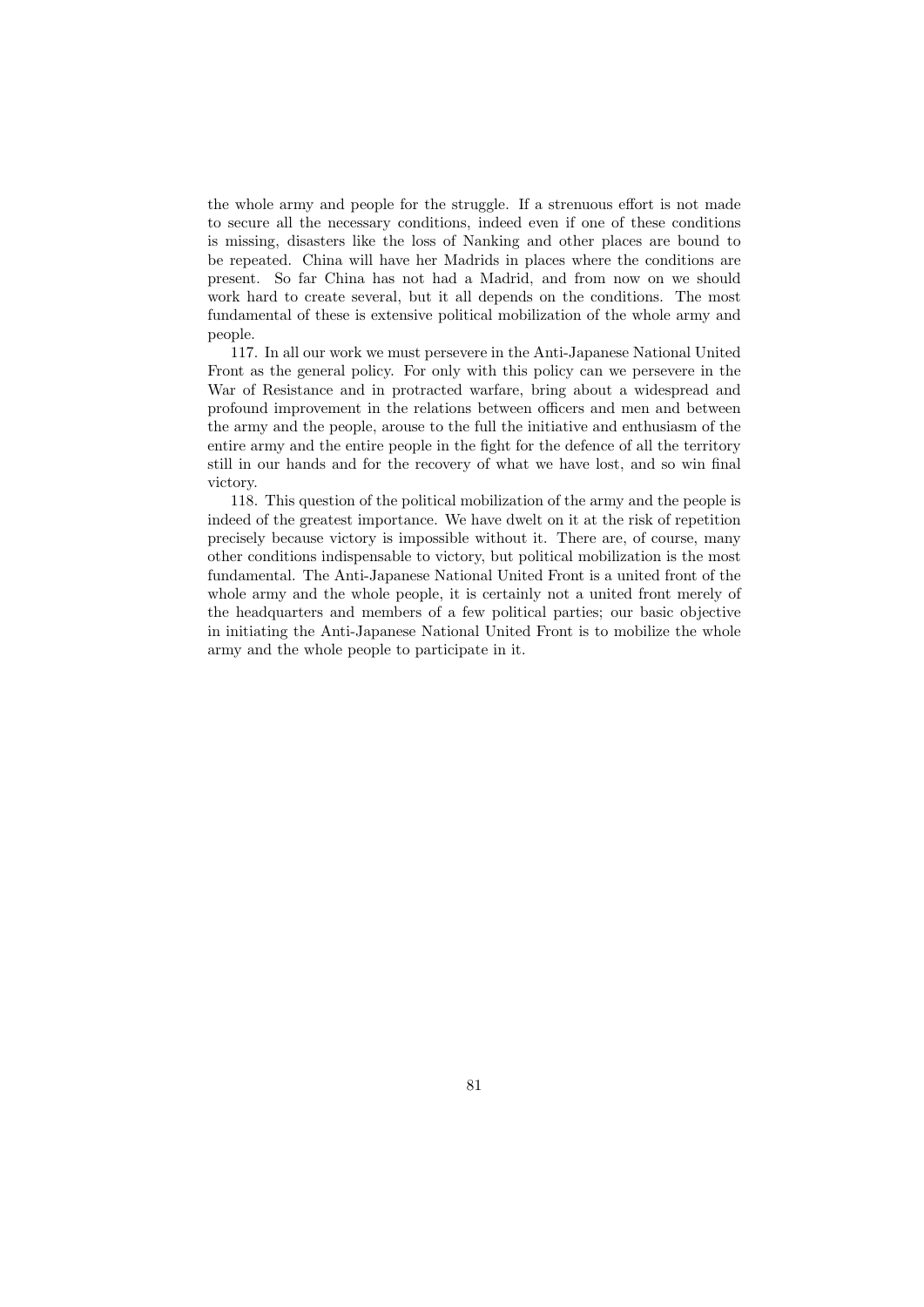the whole army and people for the struggle. If a strenuous effort is not made to secure all the necessary conditions, indeed even if one of these conditions is missing, disasters like the loss of Nanking and other places are bound to be repeated. China will have her Madrids in places where the conditions are present. So far China has not had a Madrid, and from now on we should work hard to create several, but it all depends on the conditions. The most fundamental of these is extensive political mobilization of the whole army and people.

117. In all our work we must persevere in the Anti-Japanese National United Front as the general policy. For only with this policy can we persevere in the War of Resistance and in protracted warfare, bring about a widespread and profound improvement in the relations between officers and men and between the army and the people, arouse to the full the initiative and enthusiasm of the entire army and the entire people in the fight for the defence of all the territory still in our hands and for the recovery of what we have lost, and so win final victory.

118. This question of the political mobilization of the army and the people is indeed of the greatest importance. We have dwelt on it at the risk of repetition precisely because victory is impossible without it. There are, of course, many other conditions indispensable to victory, but political mobilization is the most fundamental. The Anti-Japanese National United Front is a united front of the whole army and the whole people, it is certainly not a united front merely of the headquarters and members of a few political parties; our basic objective in initiating the Anti-Japanese National United Front is to mobilize the whole army and the whole people to participate in it.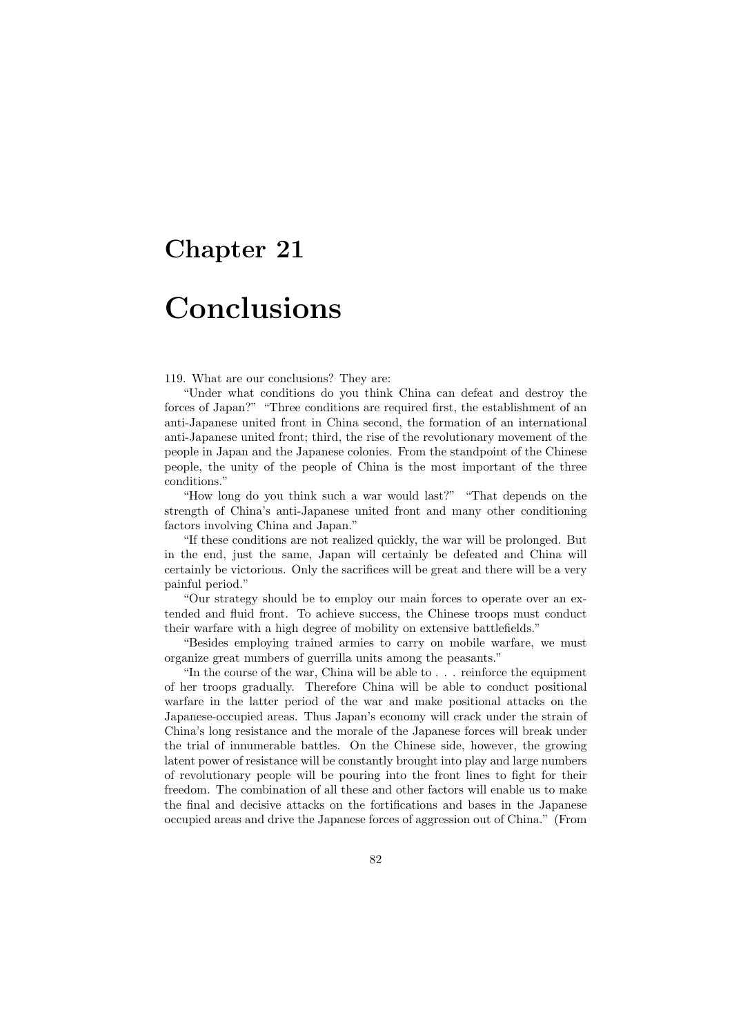# Chapter 21

# Conclusions

119. What are our conclusions? They are:

"Under what conditions do you think China can defeat and destroy the forces of Japan?" "Three conditions are required first, the establishment of an anti-Japanese united front in China second, the formation of an international anti-Japanese united front; third, the rise of the revolutionary movement of the people in Japan and the Japanese colonies. From the standpoint of the Chinese people, the unity of the people of China is the most important of the three conditions."

"How long do you think such a war would last?" "That depends on the strength of China's anti-Japanese united front and many other conditioning factors involving China and Japan."

"If these conditions are not realized quickly, the war will be prolonged. But in the end, just the same, Japan will certainly be defeated and China will certainly be victorious. Only the sacrifices will be great and there will be a very painful period."

"Our strategy should be to employ our main forces to operate over an extended and fluid front. To achieve success, the Chinese troops must conduct their warfare with a high degree of mobility on extensive battlefields."

"Besides employing trained armies to carry on mobile warfare, we must organize great numbers of guerrilla units among the peasants."

"In the course of the war, China will be able to . . . reinforce the equipment of her troops gradually. Therefore China will be able to conduct positional warfare in the latter period of the war and make positional attacks on the Japanese-occupied areas. Thus Japan's economy will crack under the strain of China's long resistance and the morale of the Japanese forces will break under the trial of innumerable battles. On the Chinese side, however, the growing latent power of resistance will be constantly brought into play and large numbers of revolutionary people will be pouring into the front lines to fight for their freedom. The combination of all these and other factors will enable us to make the final and decisive attacks on the fortifications and bases in the Japanese occupied areas and drive the Japanese forces of aggression out of China." (From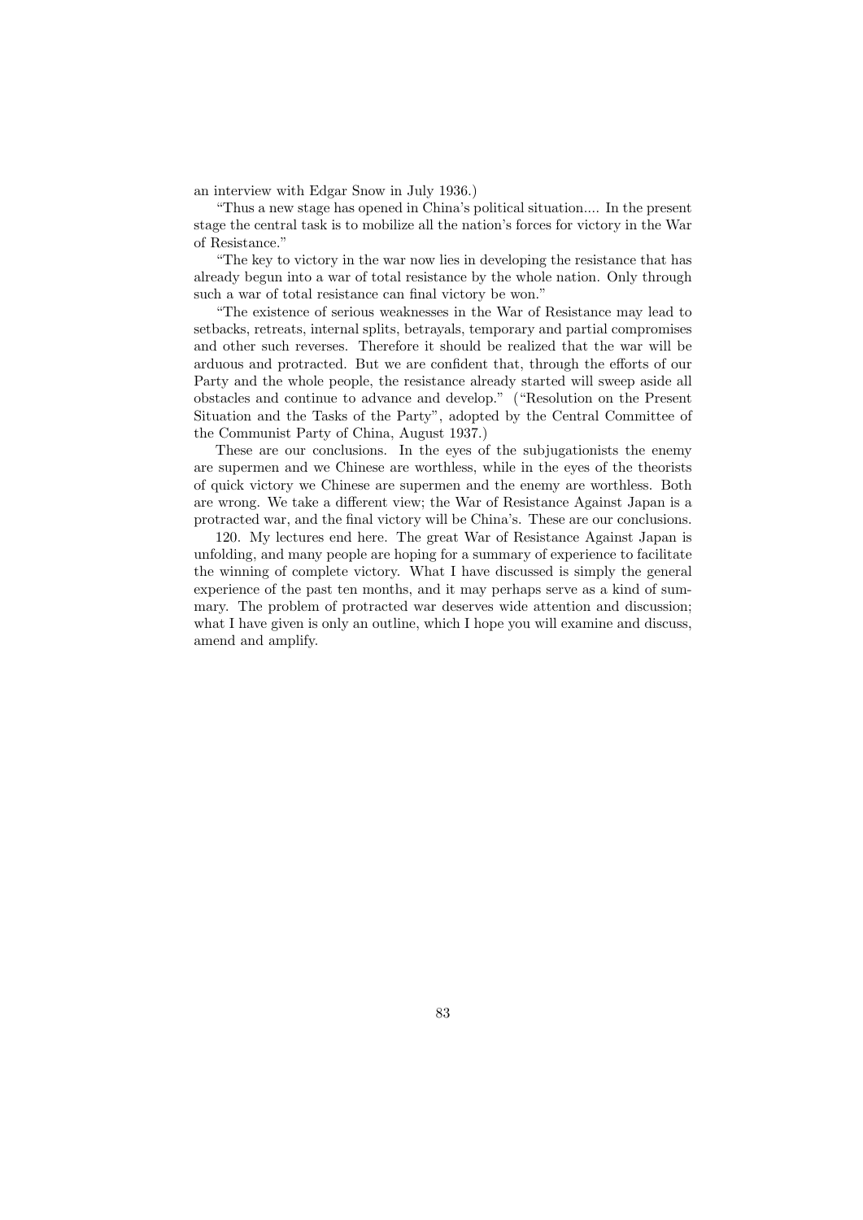an interview with Edgar Snow in July 1936.)

"Thus a new stage has opened in China's political situation.... In the present stage the central task is to mobilize all the nation's forces for victory in the War of Resistance."

"The key to victory in the war now lies in developing the resistance that has already begun into a war of total resistance by the whole nation. Only through such a war of total resistance can final victory be won."

"The existence of serious weaknesses in the War of Resistance may lead to setbacks, retreats, internal splits, betrayals, temporary and partial compromises and other such reverses. Therefore it should be realized that the war will be arduous and protracted. But we are confident that, through the efforts of our Party and the whole people, the resistance already started will sweep aside all obstacles and continue to advance and develop." ("Resolution on the Present Situation and the Tasks of the Party", adopted by the Central Committee of the Communist Party of China, August 1937.)

These are our conclusions. In the eyes of the subjugationists the enemy are supermen and we Chinese are worthless, while in the eyes of the theorists of quick victory we Chinese are supermen and the enemy are worthless. Both are wrong. We take a different view; the War of Resistance Against Japan is a protracted war, and the final victory will be China's. These are our conclusions.

120. My lectures end here. The great War of Resistance Against Japan is unfolding, and many people are hoping for a summary of experience to facilitate the winning of complete victory. What I have discussed is simply the general experience of the past ten months, and it may perhaps serve as a kind of summary. The problem of protracted war deserves wide attention and discussion; what I have given is only an outline, which I hope you will examine and discuss, amend and amplify.